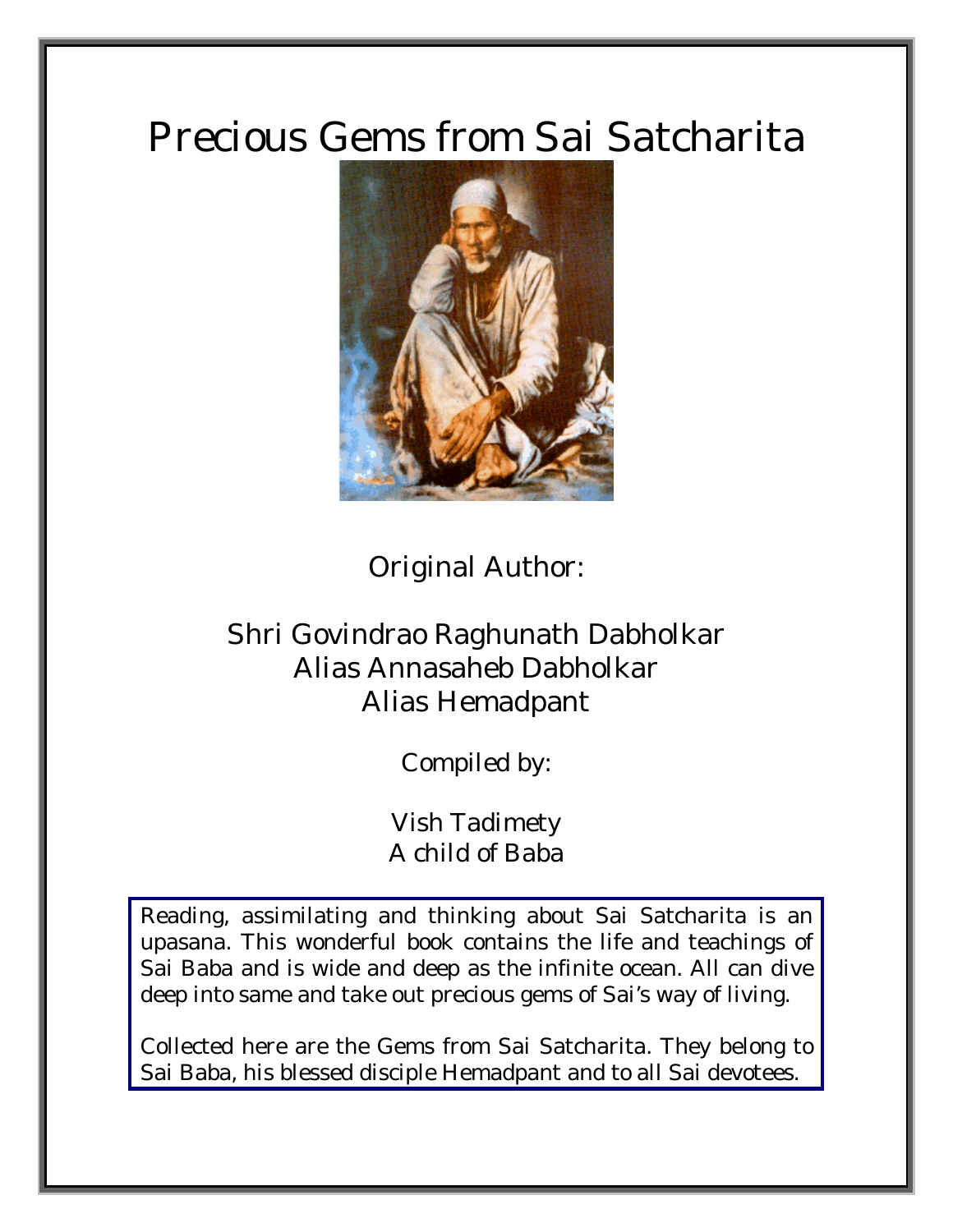# Precious Gems from Sai Satcharita

Original Author:

Shri Govindrao Raghunath Dabholkar
Alias Annasaheb Dabholkar
Alias Hemadpant

Compiled by:

Vish Tadimety
A child of Baba

Reading, assimilating and thinking about Sai Satcharita is an upasana. This wonderful book contains the life and teachings of Sai Baba and is wide and deep as the infinite ocean. All can dive deep into same and take out precious gems of Sai's way of living.

Collected here are the Gems from Sai Satcharita. They belong to Sai Baba, his blessed disciple Hemadpant and to all Sai devotees.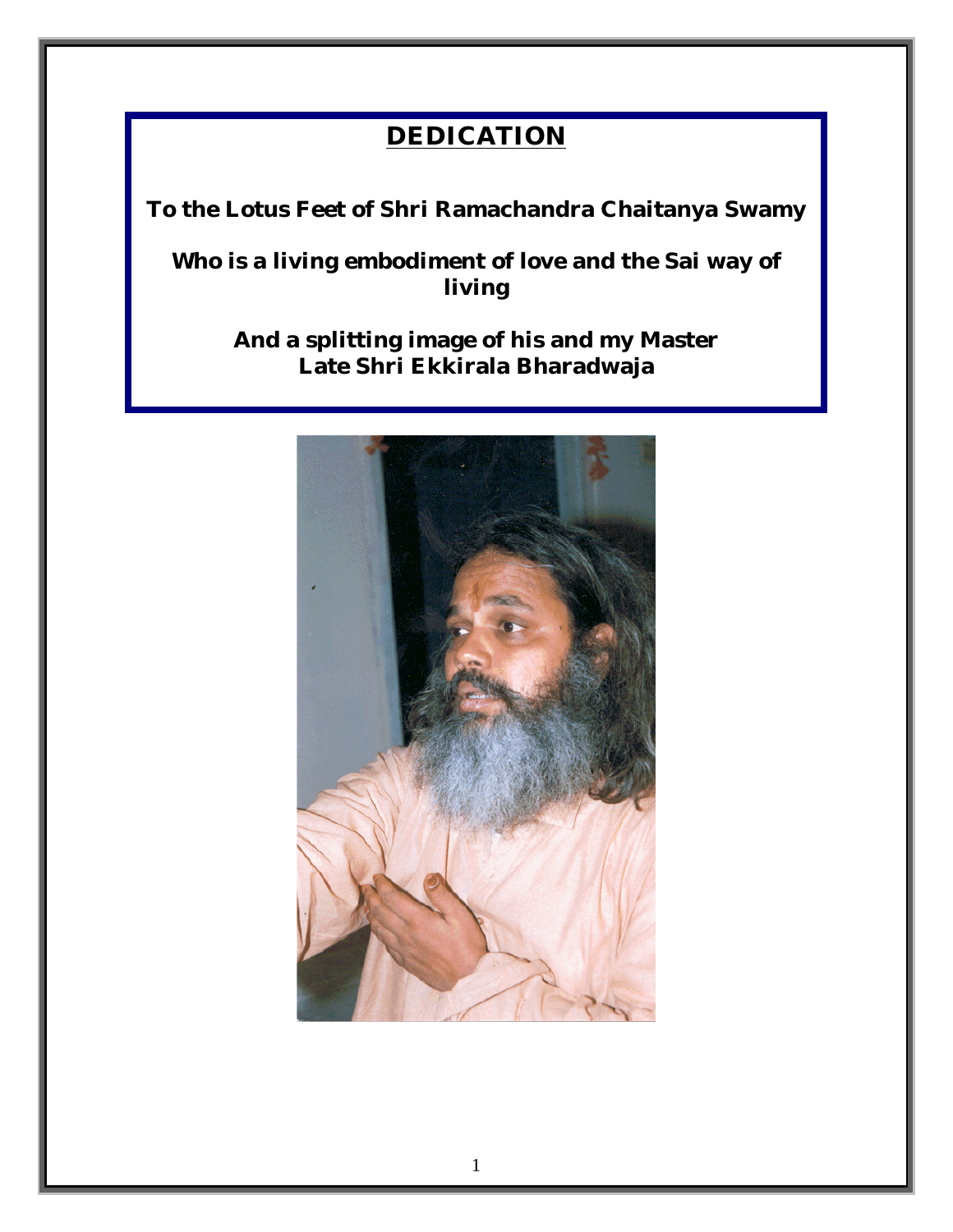# DEDICATION

**To the Lotus Feet of Shri Ramachandra Chaitanya Swamy**

**Who is a living embodiment of love and the Sai way of living**

**And a splitting image of his and my Master**
**Late Shri Ekkirala Bharadwaja**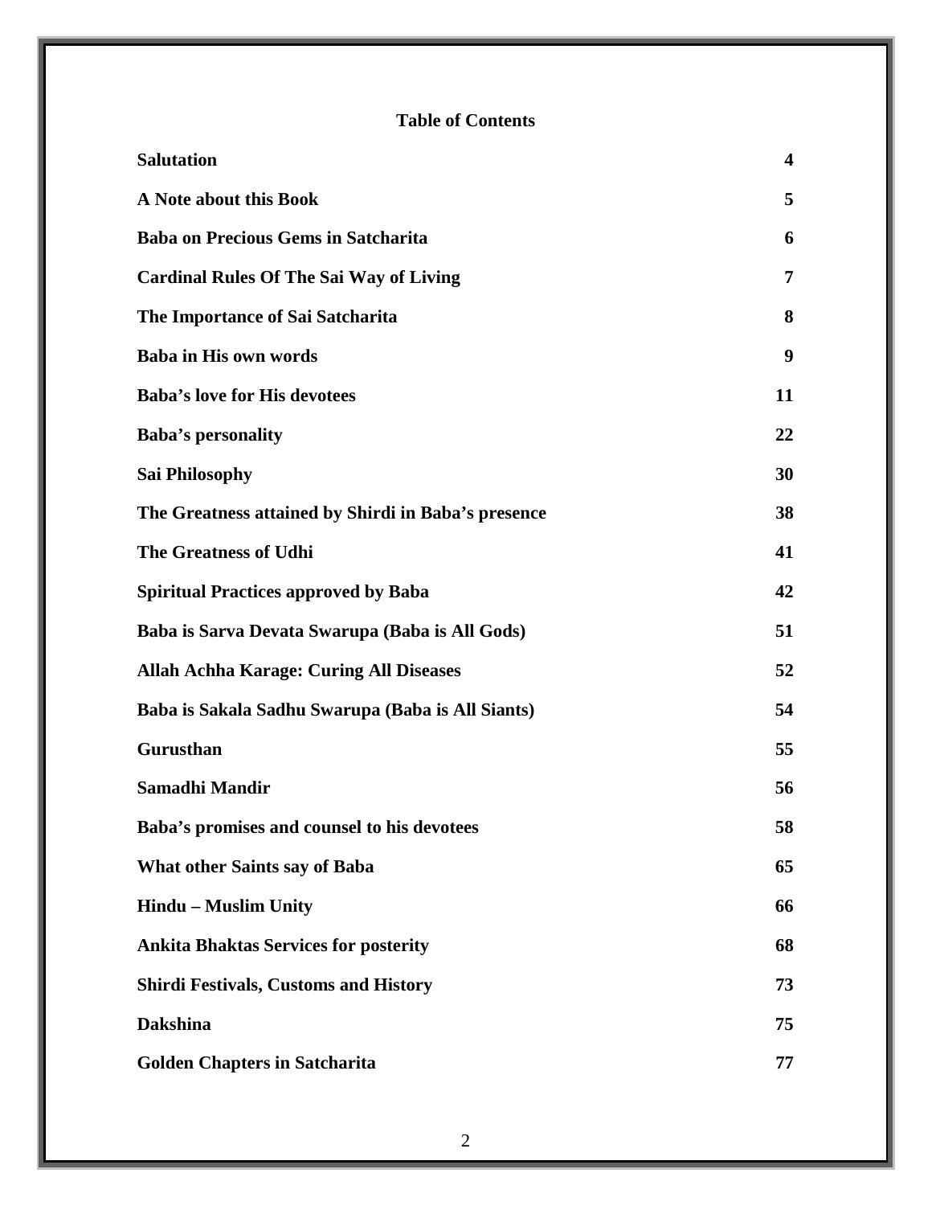## Table of Contents

| | |
|---|---|
| **Salutation** | **4** |
| **A Note about this Book** | **5** |
| **Baba on Precious Gems in Satcharita** | **6** |
| **Cardinal Rules Of The Sai Way of Living** | **7** |
| **The Importance of Sai Satcharita** | **8** |
| **Baba in His own words** | **9** |
| **Baba's love for His devotees** | **11** |
| **Baba's personality** | **22** |
| **Sai Philosophy** | **30** |
| **The Greatness attained by Shirdi in Baba's presence** | **38** |
| **The Greatness of Udhi** | **41** |
| **Spiritual Practices approved by Baba** | **42** |
| **Baba is Sarva Devata Swarupa (Baba is All Gods)** | **51** |
| **Allah Achha Karage: Curing All Diseases** | **52** |
| **Baba is Sakala Sadhu Swarupa (Baba is All Siants)** | **54** |
| **Gurusthan** | **55** |
| **Samadhi Mandir** | **56** |
| **Baba's promises and counsel to his devotees** | **58** |
| **What other Saints say of Baba** | **65** |
| **Hindu – Muslim Unity** | **66** |
| **Ankita Bhaktas Services for posterity** | **68** |
| **Shirdi Festivals, Customs and History** | **73** |
| **Dakshina** | **75** |
| **Golden Chapters in Satcharita** | **77** |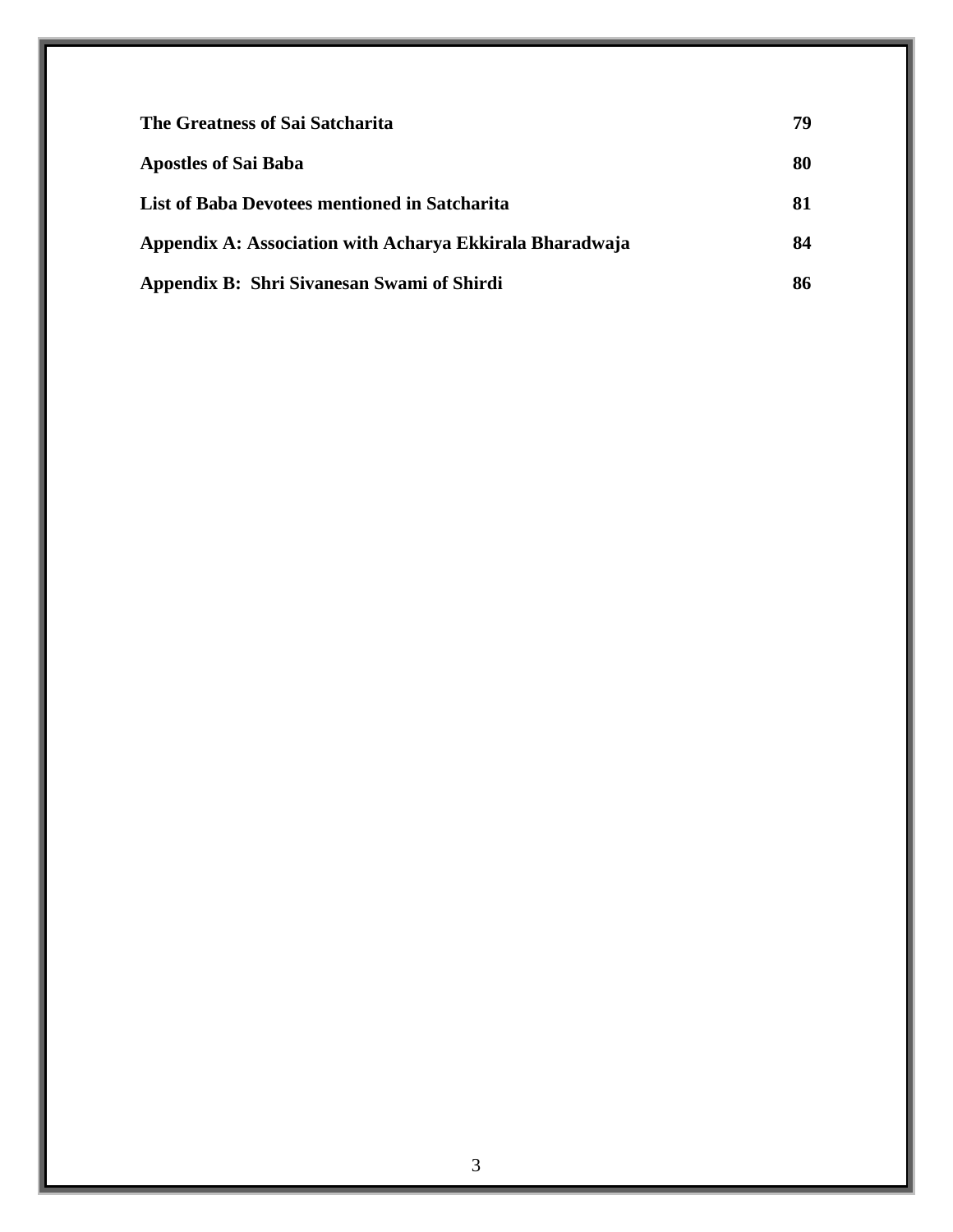| | |
|---|---|
| **The Greatness of Sai Satcharita** | **79** |
| **Apostles of Sai Baba** | **80** |
| **List of Baba Devotees mentioned in Satcharita** | **81** |
| **Appendix A: Association with Acharya Ekkirala Bharadwaja** | **84** |
| **Appendix B: Shri Sivanesan Swami of Shirdi** | **86** |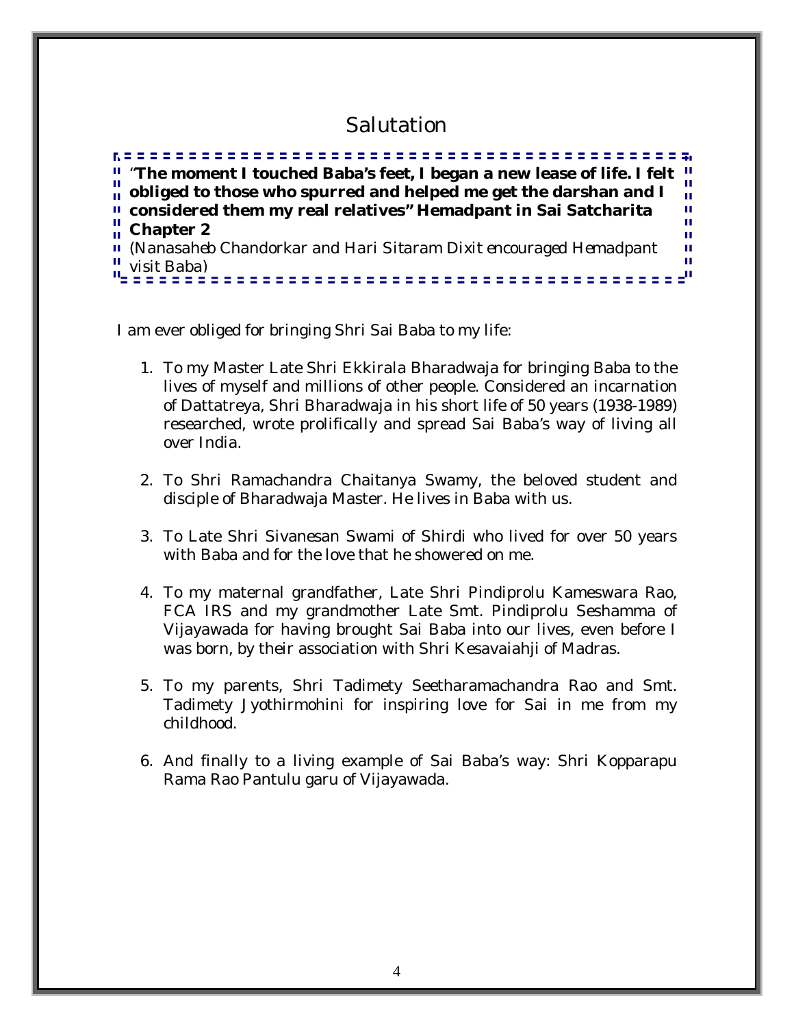# Salutation

> "**The moment I touched Baba's feet, I began a new lease of life. I felt obliged to those who spurred and helped me get the darshan and I considered them my real relatives" Hemadpant in Sai Satcharita Chapter 2**
> *(Nanasaheb Chandorkar and Hari Sitaram Dixit encouraged Hemadpant visit Baba)*

I am ever obliged for bringing Shri Sai Baba to my life:

1. To my Master Late Shri Ekkirala Bharadwaja for bringing Baba to the lives of myself and millions of other people. Considered an incarnation of Dattatreya, Shri Bharadwaja in his short life of 50 years (1938-1989) researched, wrote prolifically and spread Sai Baba's way of living all over India.

2. To Shri Ramachandra Chaitanya Swamy, the beloved student and disciple of Bharadwaja Master. He lives in Baba with us.

3. To Late Shri Sivanesan Swami of Shirdi who lived for over 50 years with Baba and for the love that he showered on me.

4. To my maternal grandfather, Late Shri Pindiprolu Kameswara Rao, FCA IRS and my grandmother Late Smt. Pindiprolu Seshamma of Vijayawada for having brought Sai Baba into our lives, even before I was born, by their association with Shri Kesavaiahji of Madras.

5. To my parents, Shri Tadimety Seetharamachandra Rao and Smt. Tadimety Jyothirmohini for inspiring love for Sai in me from my childhood.

6. And finally to a living example of Sai Baba's way: Shri Kopparapu Rama Rao Pantulu garu of Vijayawada.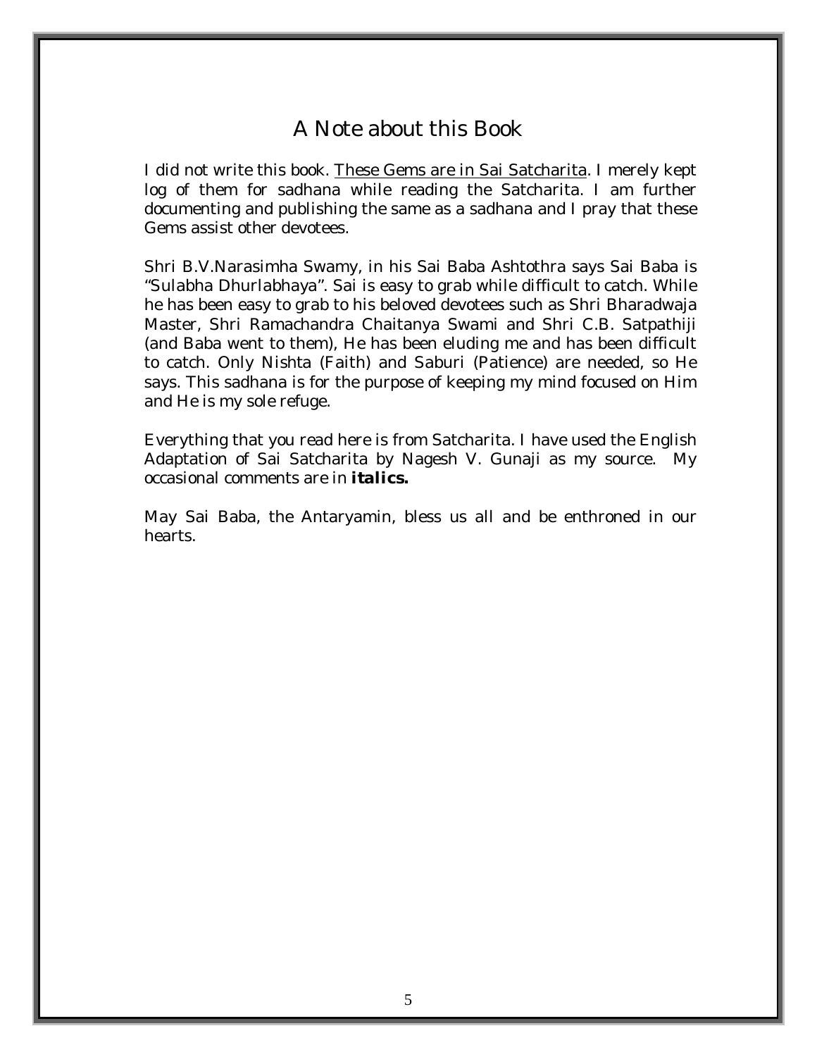# A Note about this Book

I did not write this book. <u>These Gems are in Sai Satcharita</u>. I merely kept log of them for sadhana while reading the Satcharita. I am further documenting and publishing the same as a sadhana and I pray that these Gems assist other devotees.

Shri B.V.Narasimha Swamy, in his Sai Baba Ashtothra says Sai Baba is "Sulabha Dhurlabhaya". Sai is easy to grab while difficult to catch. While he has been easy to grab to his beloved devotees such as Shri Bharadwaja Master, Shri Ramachandra Chaitanya Swami and Shri C.B. Satpathiji (and Baba went to them), He has been eluding me and has been difficult to catch. Only Nishta (Faith) and Saburi (Patience) are needed, so He says. This sadhana is for the purpose of keeping my mind focused on Him and He is my sole refuge.

Everything that you read here is from Satcharita. I have used the English Adaptation of Sai Satcharita by Nagesh V. Gunaji as my source. My occasional comments are in ***italics.***

May Sai Baba, the Antaryamin, bless us all and be enthroned in our hearts.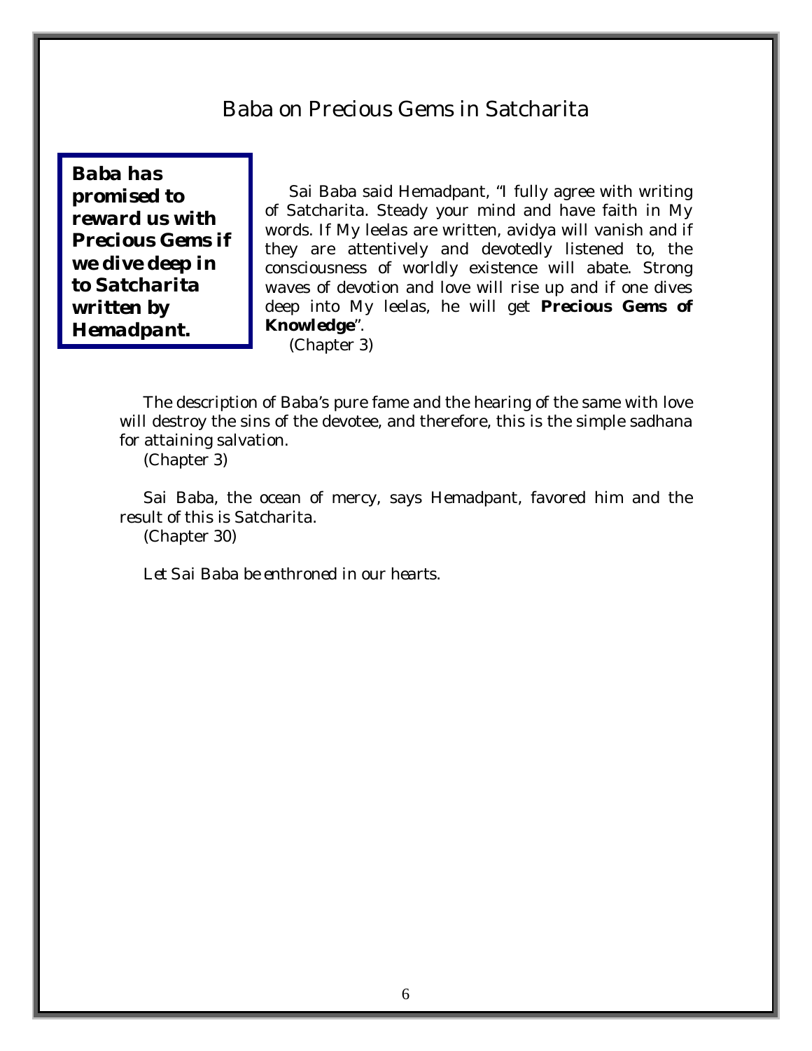# Baba on Precious Gems in Satcharita

***Baba has promised to reward us with Precious Gems if we dive deep in to Satcharita written by Hemadpant.***

Sai Baba said Hemadpant, "I fully agree with writing of Satcharita. Steady your mind and have faith in My words. If My leelas are written, avidya will vanish and if they are attentively and devotedly listened to, the consciousness of worldly existence will abate. Strong waves of devotion and love will rise up and if one dives deep into My leelas, he will get **Precious Gems of Knowledge**".
(Chapter 3)

The description of Baba's pure fame and the hearing of the same with love will destroy the sins of the devotee, and therefore, this is the simple sadhana for attaining salvation.
(Chapter 3)

Sai Baba, the ocean of mercy, says Hemadpant, favored him and the result of this is Satcharita.
(Chapter 30)

*Let Sai Baba be enthroned in our hearts.*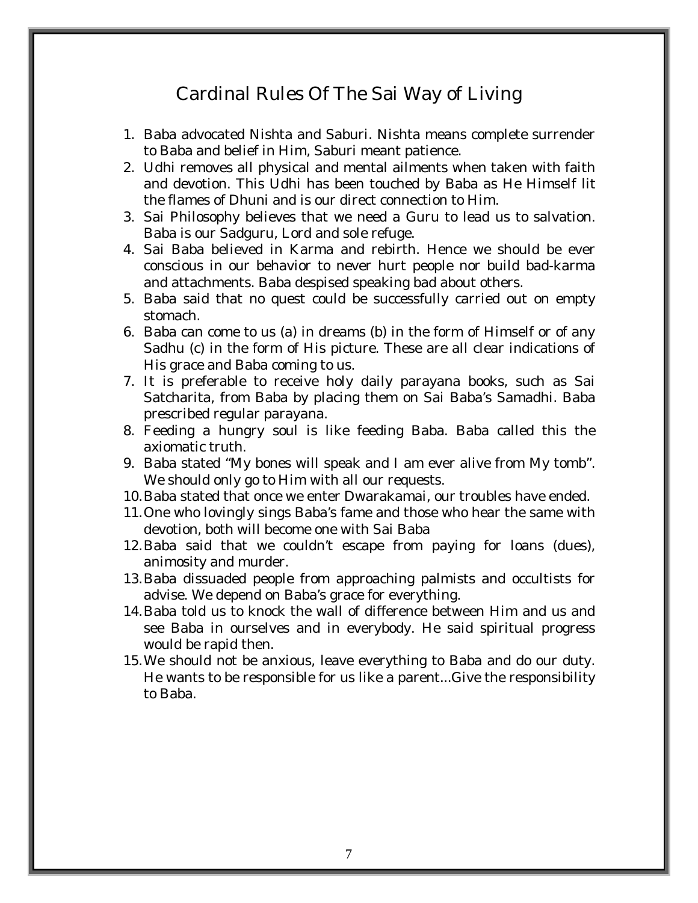# Cardinal Rules Of The Sai Way of Living

1. Baba advocated Nishta and Saburi. Nishta means complete surrender to Baba and belief in Him, Saburi meant patience.
2. Udhi removes all physical and mental ailments when taken with faith and devotion. This Udhi has been touched by Baba as He Himself lit the flames of Dhuni and is our direct connection to Him.
3. Sai Philosophy believes that we need a Guru to lead us to salvation. Baba is our Sadguru, Lord and sole refuge.
4. Sai Baba believed in Karma and rebirth. Hence we should be ever conscious in our behavior to never hurt people nor build bad-karma and attachments. Baba despised speaking bad about others.
5. Baba said that no quest could be successfully carried out on empty stomach.
6. Baba can come to us (a) in dreams (b) in the form of Himself or of any Sadhu (c) in the form of His picture. These are all clear indications of His grace and Baba coming to us.
7. It is preferable to receive holy daily parayana books, such as Sai Satcharita, from Baba by placing them on Sai Baba's Samadhi. Baba prescribed regular parayana.
8. Feeding a hungry soul is like feeding Baba. Baba called this the axiomatic truth.
9. Baba stated "My bones will speak and I am ever alive from My tomb". We should only go to Him with all our requests.
10. Baba stated that once we enter Dwarakamai, our troubles have ended.
11. One who lovingly sings Baba's fame and those who hear the same with devotion, both will become one with Sai Baba
12. Baba said that we couldn't escape from paying for loans (dues), animosity and murder.
13. Baba dissuaded people from approaching palmists and occultists for advise. We depend on Baba's grace for everything.
14. Baba told us to knock the wall of difference between Him and us and see Baba in ourselves and in everybody. He said spiritual progress would be rapid then.
15. We should not be anxious, leave everything to Baba and do our duty. He wants to be responsible for us like a parent...Give the responsibility to Baba.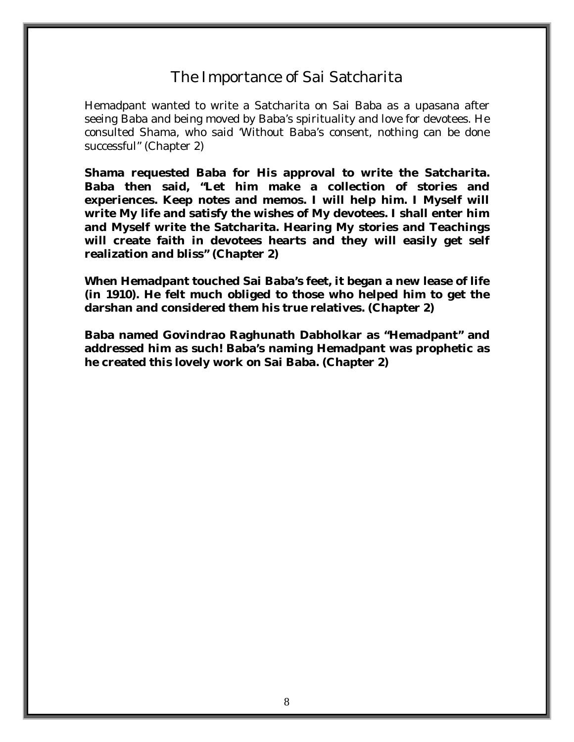# The Importance of Sai Satcharita

Hemadpant wanted to write a Satcharita on Sai Baba as a upasana after seeing Baba and being moved by Baba's spirituality and love for devotees. He consulted Shama, who said 'Without Baba's consent, nothing can be done successful" (Chapter 2)

**Shama requested Baba for His approval to write the Satcharita. Baba then said, "Let him make a collection of stories and experiences. Keep notes and memos. I will help him. I Myself will write My life and satisfy the wishes of My devotees. I shall enter him and Myself write the Satcharita. Hearing My stories and Teachings will create faith in devotees hearts and they will easily get self realization and bliss" (Chapter 2)**

**When Hemadpant touched Sai Baba's feet, it began a new lease of life (in 1910). He felt much obliged to those who helped him to get the darshan and considered them his true relatives. (Chapter 2)**

**Baba named Govindrao Raghunath Dabholkar as "Hemadpant" and addressed him as such! Baba's naming Hemadpant was prophetic as he created this lovely work on Sai Baba. (Chapter 2)**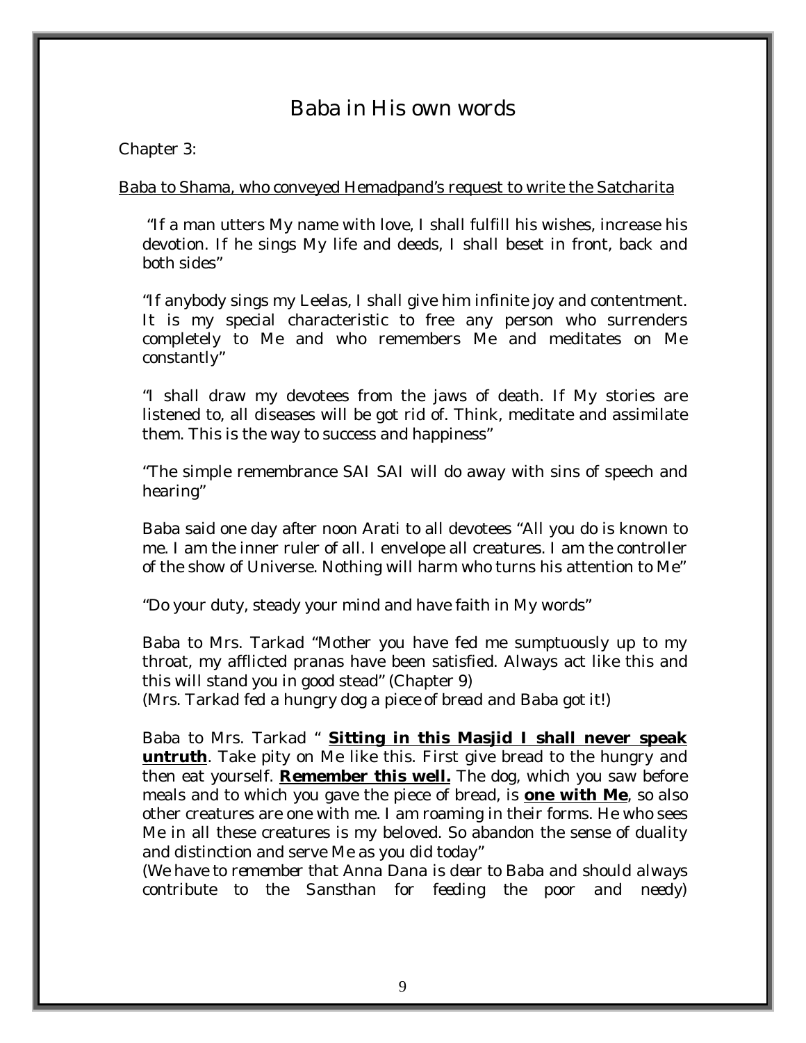# Baba in His own words

Chapter 3:

Baba to Shama, who conveyed Hemadpand's request to write the Satcharita

"If a man utters My name with love, I shall fulfill his wishes, increase his devotion. If he sings My life and deeds, I shall beset in front, back and both sides"

"If anybody sings my Leelas, I shall give him infinite joy and contentment. It is my special characteristic to free any person who surrenders completely to Me and who remembers Me and meditates on Me constantly"

"I shall draw my devotees from the jaws of death. If My stories are listened to, all diseases will be got rid of. Think, meditate and assimilate them. This is the way to success and happiness"

"The simple remembrance SAI SAI will do away with sins of speech and hearing"

Baba said one day after noon Arati to all devotees "All you do is known to me. I am the inner ruler of all. I envelope all creatures. I am the controller of the show of Universe. Nothing will harm who turns his attention to Me"

"Do your duty, steady your mind and have faith in My words"

Baba to Mrs. Tarkad "Mother you have fed me sumptuously up to my throat, my afflicted pranas have been satisfied. Always act like this and this will stand you in good stead" (Chapter 9)
(Mrs. Tarkad fed a hungry dog a piece of bread and Baba got it!)

Baba to Mrs. Tarkad " **Sitting in this Masjid I shall never speak untruth**. Take pity on Me like this. First give bread to the hungry and then eat yourself. **Remember this well.** The dog, which you saw before meals and to which you gave the piece of bread, is **one with Me**, so also other creatures are one with me. I am roaming in their forms. He who sees Me in all these creatures is my beloved. So abandon the sense of duality and distinction and serve Me as you did today"
(We have to remember that Anna Dana is dear to Baba and should always contribute to the Sansthan for feeding the poor and needy)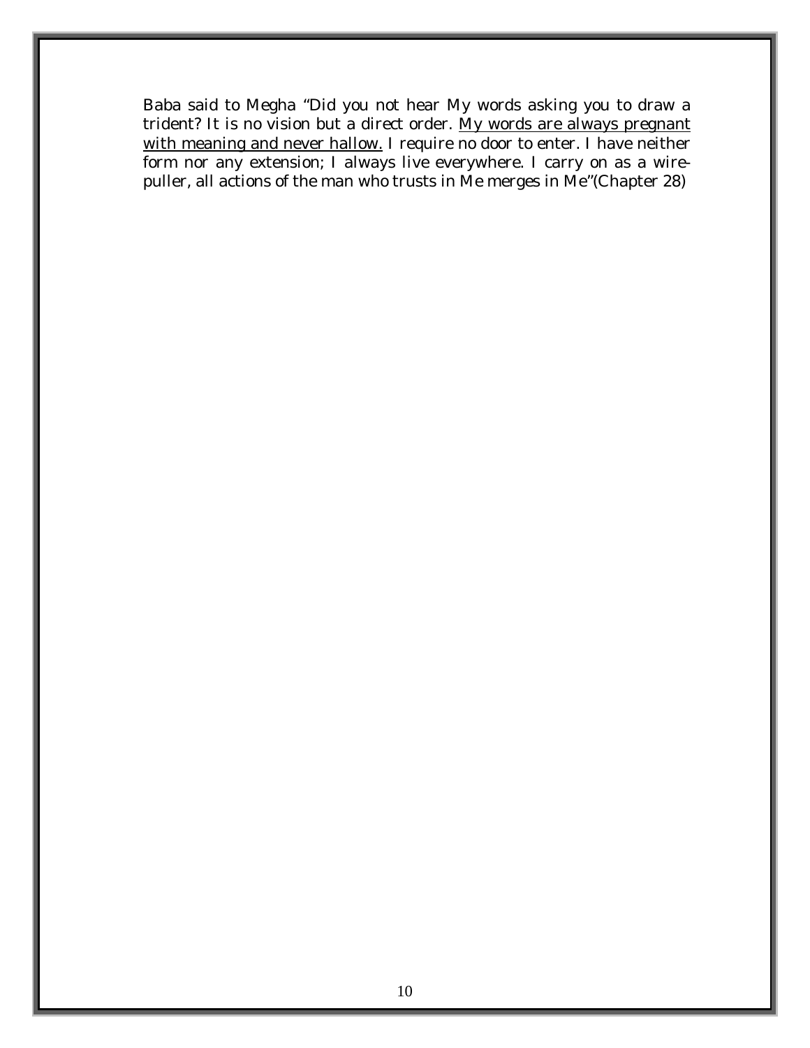Baba said to Megha "Did you not hear My words asking you to draw a trident? It is no vision but a direct order. <u>My words are always pregnant with meaning and never hallow.</u> I require no door to enter. I have neither form nor any extension; I always live everywhere. I carry on as a wire-puller, all actions of the man who trusts in Me merges in Me"(Chapter 28)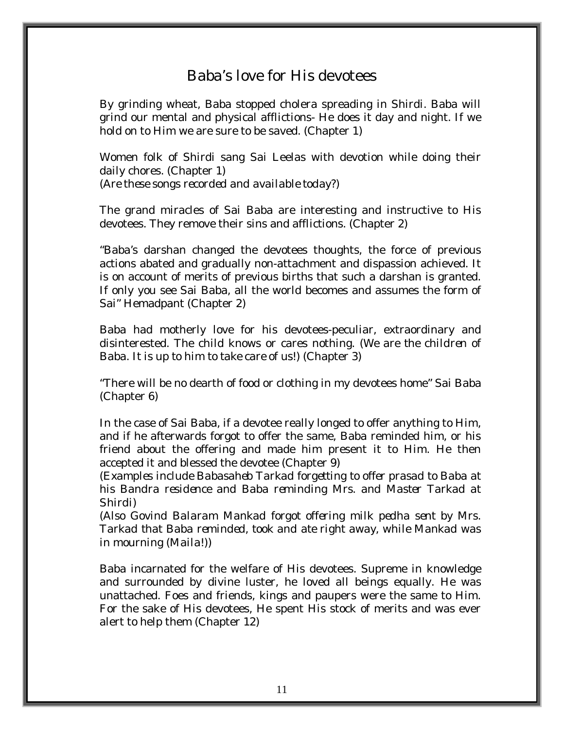# Baba's love for His devotees

By grinding wheat, Baba stopped cholera spreading in Shirdi. Baba will grind our mental and physical afflictions- He does it day and night. If we hold on to Him we are sure to be saved. (Chapter 1)

Women folk of Shirdi sang Sai Leelas with devotion while doing their daily chores. (Chapter 1)
*(Are these songs recorded and available today?)*

The grand miracles of Sai Baba are interesting and instructive to His devotees. They remove their sins and afflictions. (Chapter 2)

"Baba's darshan changed the devotees thoughts, the force of previous actions abated and gradually non-attachment and dispassion achieved. It is on account of merits of previous births that such a darshan is granted. If only you see Sai Baba, all the world becomes and assumes the form of Sai" Hemadpant (Chapter 2)

Baba had motherly love for his devotees-peculiar, extraordinary and disinterested. The child knows or cares nothing. *(We are the children of Baba. It is up to him to take care of us!)* (Chapter 3)

"There will be no dearth of food or clothing in my devotees home" Sai Baba (Chapter 6)

In the case of Sai Baba, if a devotee really longed to offer anything to Him, and if he afterwards forgot to offer the same, Baba reminded him, or his friend about the offering and made him present it to Him. He then accepted it and blessed the devotee (Chapter 9)
*(Examples include Babasaheb Tarkad forgetting to offer prasad to Baba at his Bandra residence and Baba reminding Mrs. and Master Tarkad at Shirdi)*
*(Also Govind Balaram Mankad forgot offering milk pedha sent by Mrs. Tarkad that Baba reminded, took and ate right away, while Mankad was in mourning (Maila!))*

Baba incarnated for the welfare of His devotees. Supreme in knowledge and surrounded by divine luster, he loved all beings equally. He was unattached. Foes and friends, kings and paupers were the same to Him. For the sake of His devotees, He spent His stock of merits and was ever alert to help them (Chapter 12)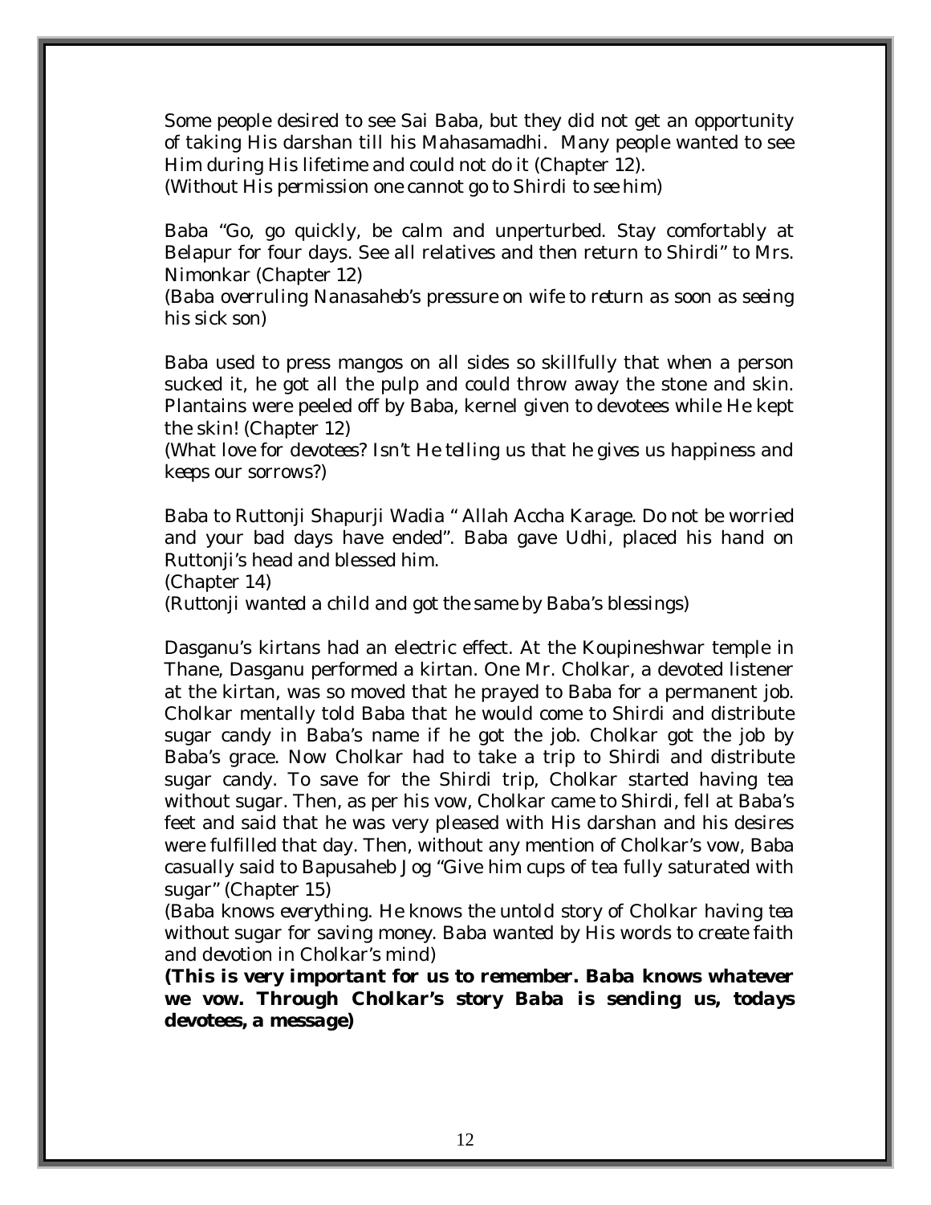Some people desired to see Sai Baba, but they did not get an opportunity of taking His darshan till his Mahasamadhi. Many people wanted to see Him during His lifetime and could not do it (Chapter 12).
*(Without His permission one cannot go to Shirdi to see him)*

Baba "Go, go quickly, be calm and unperturbed. Stay comfortably at Belapur for four days. See all relatives and then return to Shirdi" to Mrs. Nimonkar (Chapter 12)
*(Baba overruling Nanasaheb's pressure on wife to return as soon as seeing his sick son)*

Baba used to press mangos on all sides so skillfully that when a person sucked it, he got all the pulp and could throw away the stone and skin. Plantains were peeled off by Baba, kernel given to devotees while He kept the skin! (Chapter 12)
*(What love for devotees? Isn't He telling us that he gives us happiness and keeps our sorrows?)*

Baba to Ruttonji Shapurji Wadia " Allah Accha Karage. Do not be worried and your bad days have ended". Baba gave Udhi, placed his hand on Ruttonji's head and blessed him.
(Chapter 14)
*(Ruttonji wanted a child and got the same by Baba's blessings)*

Dasganu's kirtans had an electric effect. At the Koupineshwar temple in Thane, Dasganu performed a kirtan. One Mr. Cholkar, a devoted listener at the kirtan, was so moved that he prayed to Baba for a permanent job. Cholkar mentally told Baba that he would come to Shirdi and distribute sugar candy in Baba's name if he got the job. Cholkar got the job by Baba's grace. Now Cholkar had to take a trip to Shirdi and distribute sugar candy. To save for the Shirdi trip, Cholkar started having tea without sugar. Then, as per his vow, Cholkar came to Shirdi, fell at Baba's feet and said that he was very pleased with His darshan and his desires were fulfilled that day. Then, without any mention of Cholkar's vow, Baba casually said to Bapusaheb Jog "Give him cups of tea fully saturated with sugar" (Chapter 15)
*(Baba knows everything. He knows the untold story of Cholkar having tea without sugar for saving money. Baba wanted by His words to create faith and devotion in Cholkar's mind)*
***(This is very important for us to remember. Baba knows whatever we vow. Through Cholkar's story Baba is sending us, todays devotees, a message)***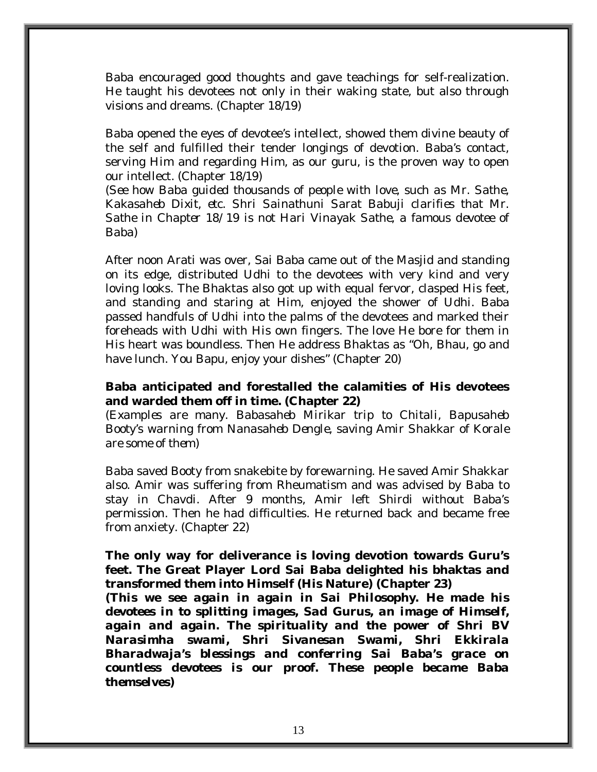Baba encouraged good thoughts and gave teachings for self-realization. He taught his devotees not only in their waking state, but also through visions and dreams. (Chapter 18/19)

Baba opened the eyes of devotee's intellect, showed them divine beauty of the self and fulfilled their tender longings of devotion. Baba's contact, serving Him and regarding Him, as our guru, is the proven way to open our intellect. (Chapter 18/19)
*(See how Baba guided thousands of people with love, such as Mr. Sathe, Kakasaheb Dixit, etc. Shri Sainathuni Sarat Babuji clarifies that Mr. Sathe in Chapter 18/19 is not Hari Vinayak Sathe, a famous devotee of Baba)*

After noon Arati was over, Sai Baba came out of the Masjid and standing on its edge, distributed Udhi to the devotees with very kind and very loving looks. The Bhaktas also got up with equal fervor, clasped His feet, and standing and staring at Him, enjoyed the shower of Udhi. Baba passed handfuls of Udhi into the palms of the devotees and marked their foreheads with Udhi with His own fingers. The love He bore for them in His heart was boundless. Then He address Bhaktas as "Oh, Bhau, go and have lunch. You Bapu, enjoy your dishes" (Chapter 20)

**Baba anticipated and forestalled the calamities of His devotees and warded them off in time. (Chapter 22)**
*(Examples are many. Babasaheb Mirikar trip to Chitali, Bapusaheb Booty's warning from Nanasaheb Dengle, saving Amir Shakkar of Korale are some of them)*

Baba saved Booty from snakebite by forewarning. He saved Amir Shakkar also. Amir was suffering from Rheumatism and was advised by Baba to stay in Chavdi. After 9 months, Amir left Shirdi without Baba's permission. Then he had difficulties. He returned back and became free from anxiety. (Chapter 22)

**The only way for deliverance is loving devotion towards Guru's feet. The Great Player Lord Sai Baba delighted his bhaktas and transformed them into Himself (His Nature) (Chapter 23)**
***(This we see again in again in Sai Philosophy. He made his devotees in to splitting images, Sad Gurus, an image of Himself, again and again. The spirituality and the power of Shri BV Narasimha swami, Shri Sivanesan Swami, Shri Ekkirala Bharadwaja's blessings and conferring Sai Baba's grace on countless devotees is our proof. These people became Baba themselves)***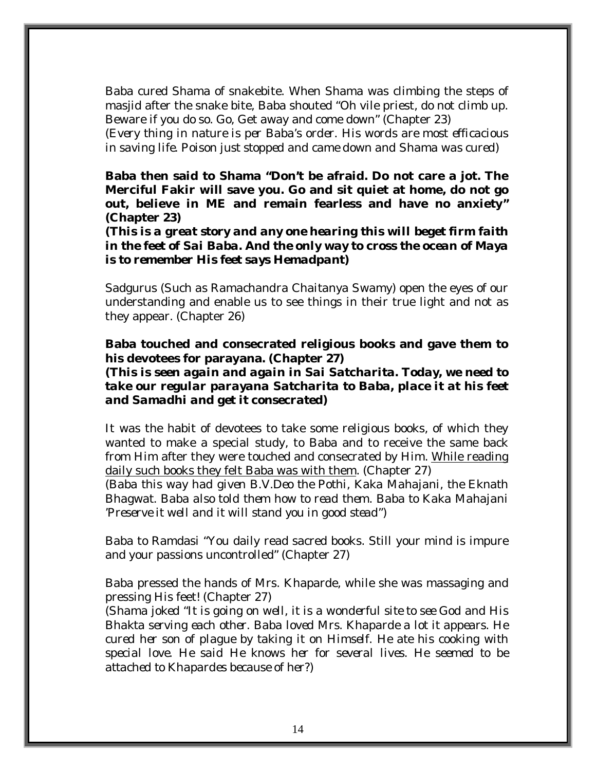Baba cured Shama of snakebite. When Shama was climbing the steps of masjid after the snake bite, Baba shouted "Oh vile priest, do not climb up. Beware if you do so. Go, Get away and come down" (Chapter 23)
*(Every thing in nature is per Baba's order. His words are most efficacious in saving life. Poison just stopped and came down and Shama was cured)*

**Baba then said to Shama "Don't be afraid. Do not care a jot. The Merciful Fakir will save you. Go and sit quiet at home, do not go out, believe in ME and remain fearless and have no anxiety" (Chapter 23)**
***(This is a great story and any one hearing this will beget firm faith in the feet of Sai Baba. And the only way to cross the ocean of Maya is to remember His feet says Hemadpant)***

Sadgurus (Such as Ramachandra Chaitanya Swamy) open the eyes of our understanding and enable us to see things in their true light and not as they appear. (Chapter 26)

**Baba touched and consecrated religious books and gave them to his devotees for parayana. (Chapter 27)**
***(This is seen again and again in Sai Satcharita. Today, we need to take our regular parayana Satcharita to Baba, place it at his feet and Samadhi and get it consecrated)***

It was the habit of devotees to take some religious books, of which they wanted to make a special study, to Baba and to receive the same back from Him after they were touched and consecrated by Him. <u>While reading daily such books they felt Baba was with them</u>. (Chapter 27)
*(Baba this way had given B.V.Deo the Pothi, Kaka Mahajani, the Eknath Bhagwat. Baba also told them how to read them. Baba to Kaka Mahajani "Preserve it well and it will stand you in good stead")*

Baba to Ramdasi "You daily read sacred books. Still your mind is impure and your passions uncontrolled" (Chapter 27)

Baba pressed the hands of Mrs. Khaparde, while she was massaging and pressing His feet! (Chapter 27)
*(Shama joked "It is going on well, it is a wonderful site to see God and His Bhakta serving each other. Baba loved Mrs. Khaparde a lot it appears. He cured her son of plague by taking it on Himself. He ate his cooking with special love. He said He knows her for several lives. He seemed to be attached to Khapardes because of her?)*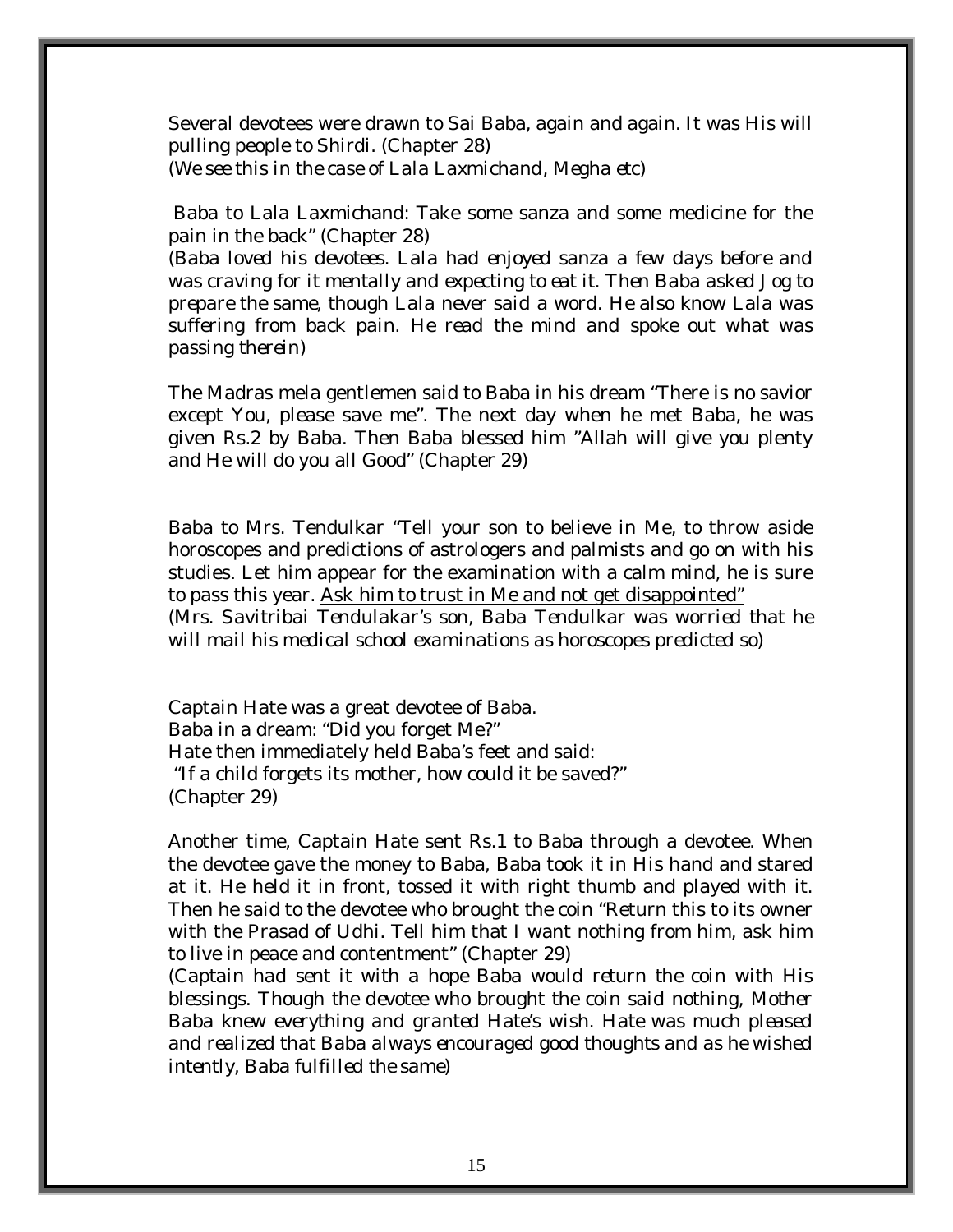Several devotees were drawn to Sai Baba, again and again. It was His will pulling people to Shirdi. (Chapter 28)
*(We see this in the case of Lala Laxmichand, Megha etc)*

Baba to Lala Laxmichand: Take some sanza and some medicine for the pain in the back" (Chapter 28)
*(Baba loved his devotees. Lala had enjoyed sanza a few days before and was craving for it mentally and expecting to eat it. Then Baba asked Jog to prepare the same, though Lala never said a word. He also know Lala was suffering from back pain. He read the mind and spoke out what was passing therein)*

The Madras mela gentlemen said to Baba in his dream "There is no savior except You, please save me". The next day when he met Baba, he was given Rs.2 by Baba. Then Baba blessed him "Allah will give you plenty and He will do you all Good" (Chapter 29)

Baba to Mrs. Tendulkar "Tell your son to believe in Me, to throw aside horoscopes and predictions of astrologers and palmists and go on with his studies. Let him appear for the examination with a calm mind, he is sure to pass this year. <u>Ask him to trust in Me and not get disappointed</u>"
*(Mrs. Savitribai Tendulakar's son, Baba Tendulkar was worried that he will mail his medical school examinations as horoscopes predicted so)*

Captain Hate was a great devotee of Baba.
Baba in a dream: "Did you forget Me?"
Hate then immediately held Baba's feet and said:
"If a child forgets its mother, how could it be saved?"
(Chapter 29)

Another time, Captain Hate sent Rs.1 to Baba through a devotee. When the devotee gave the money to Baba, Baba took it in His hand and stared at it. He held it in front, tossed it with right thumb and played with it. Then he said to the devotee who brought the coin "Return this to its owner with the Prasad of Udhi. Tell him that I want nothing from him, ask him to live in peace and contentment" (Chapter 29)
*(Captain had sent it with a hope Baba would return the coin with His blessings. Though the devotee who brought the coin said nothing, Mother Baba knew everything and granted Hate's wish. Hate was much pleased and realized that Baba always encouraged good thoughts and as he wished intently, Baba fulfilled the same)*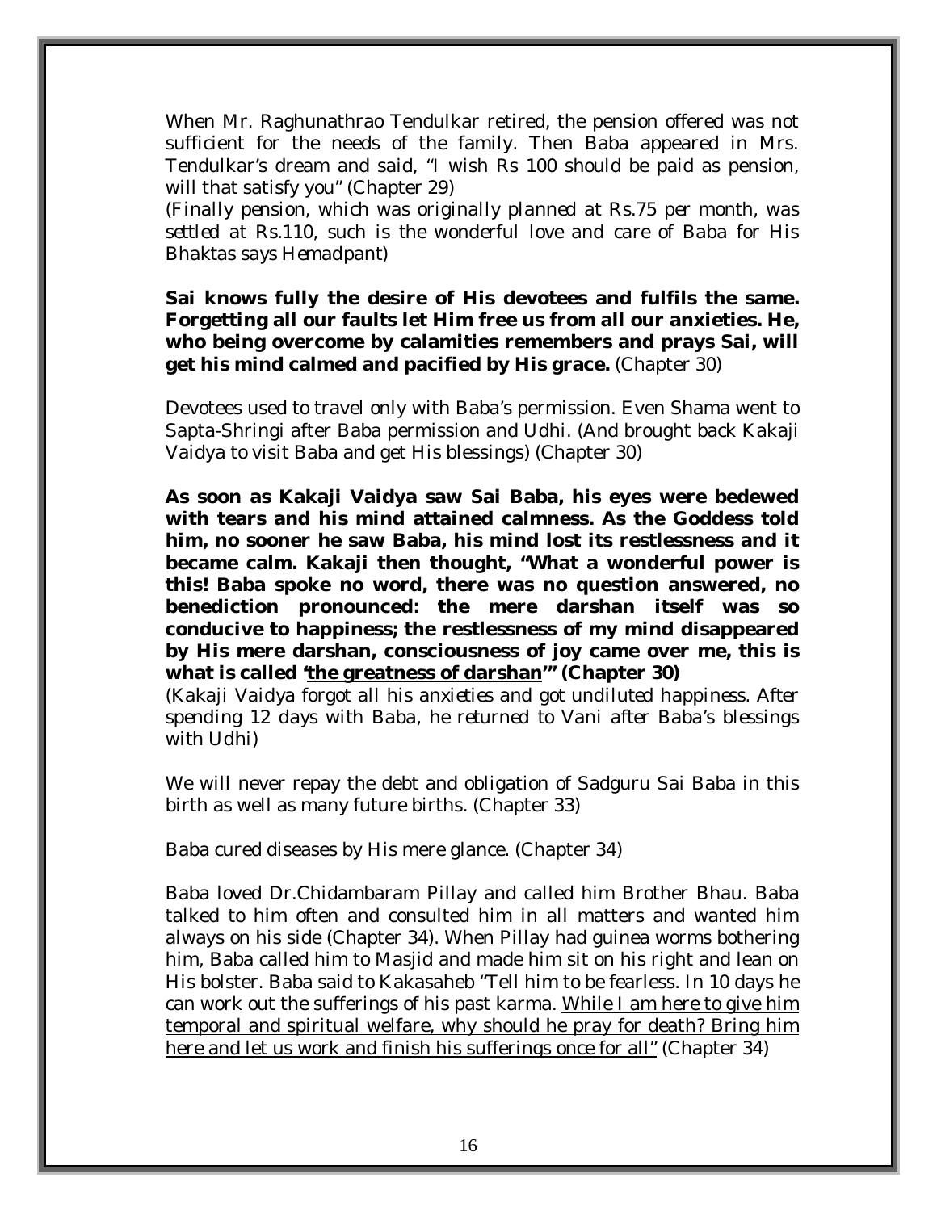When Mr. Raghunathrao Tendulkar retired, the pension offered was not sufficient for the needs of the family. Then Baba appeared in Mrs. Tendulkar's dream and said, "I wish Rs 100 should be paid as pension, will that satisfy you" (Chapter 29)
*(Finally pension, which was originally planned at Rs.75 per month, was settled at Rs.110, such is the wonderful love and care of Baba for His Bhaktas says Hemadpant)*

**Sai knows fully the desire of His devotees and fulfils the same. Forgetting all our faults let Him free us from all our anxieties. He, who being overcome by calamities remembers and prays Sai, will get his mind calmed and pacified by His grace.** (Chapter 30)

Devotees used to travel only with Baba's permission. Even Shama went to Sapta-Shringi after Baba permission and Udhi. (And brought back Kakaji Vaidya to visit Baba and get His blessings) (Chapter 30)

**As soon as Kakaji Vaidya saw Sai Baba, his eyes were bedewed with tears and his mind attained calmness. As the Goddess told him, no sooner he saw Baba, his mind lost its restlessness and it became calm. Kakaji then thought, "What a wonderful power is this! Baba spoke no word, there was no question answered, no benediction pronounced: the mere darshan itself was so conducive to happiness; the restlessness of my mind disappeared by His mere darshan, consciousness of joy came over me, this is what is called '<u>the greatness of darshan</u>'" (Chapter 30)**
*(Kakaji Vaidya forgot all his anxieties and got undiluted happiness. After spending 12 days with Baba, he returned to Vani after Baba's blessings with Udhi)*

We will never repay the debt and obligation of Sadguru Sai Baba in this birth as well as many future births. (Chapter 33)

Baba cured diseases by His mere glance. (Chapter 34)

Baba loved Dr.Chidambaram Pillay and called him Brother Bhau. Baba talked to him often and consulted him in all matters and wanted him always on his side (Chapter 34). When Pillay had guinea worms bothering him, Baba called him to Masjid and made him sit on his right and lean on His bolster. Baba said to Kakasaheb "Tell him to be fearless. In 10 days he can work out the sufferings of his past karma. <u>While I am here to give him temporal and spiritual welfare, why should he pray for death? Bring him here and let us work and finish his sufferings once for all"</u> (Chapter 34)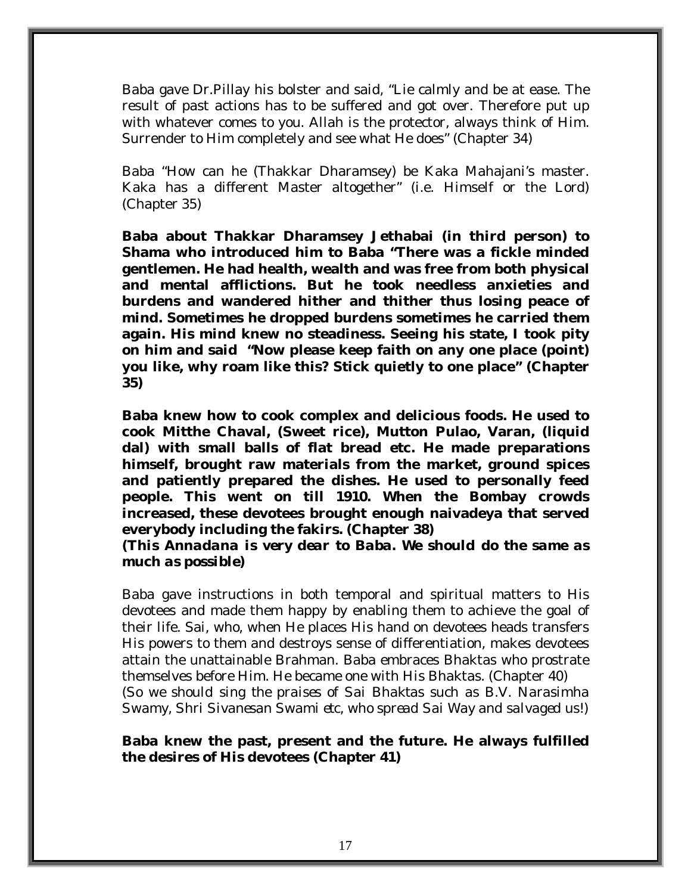Baba gave Dr.Pillay his bolster and said, "Lie calmly and be at ease. The result of past actions has to be suffered and got over. Therefore put up with whatever comes to you. Allah is the protector, always think of Him. Surrender to Him completely and see what He does" (Chapter 34)

Baba "How can he (Thakkar Dharamsey) be Kaka Mahajani's master. Kaka has a different Master altogether" (i.e. Himself or the Lord) (Chapter 35)

**Baba about Thakkar Dharamsey Jethabai (in third person) to Shama who introduced him to Baba "There was a fickle minded gentlemen. He had health, wealth and was free from both physical and mental afflictions. But he took needless anxieties and burdens and wandered hither and thither thus losing peace of mind. Sometimes he dropped burdens sometimes he carried them again. His mind knew no steadiness. Seeing his state, I took pity on him and said "Now please keep faith on any one place (point) you like, why roam like this? Stick quietly to one place" (Chapter 35)**

**Baba knew how to cook complex and delicious foods. He used to cook Mitthe Chaval, (Sweet rice), Mutton Pulao, Varan, (liquid dal) with small balls of flat bread etc. He made preparations himself, brought raw materials from the market, ground spices and patiently prepared the dishes. He used to personally feed people. This went on till 1910. When the Bombay crowds increased, these devotees brought enough naivadeya that served everybody including the fakirs. (Chapter 38)**
***(This Annadana is very dear to Baba. We should do the same as much as possible)***

Baba gave instructions in both temporal and spiritual matters to His devotees and made them happy by enabling them to achieve the goal of their life. Sai, who, when He places His hand on devotees heads transfers His powers to them and destroys sense of differentiation, makes devotees attain the unattainable Brahman. Baba embraces Bhaktas who prostrate themselves before Him. He became one with His Bhaktas. (Chapter 40)
*(So we should sing the praises of Sai Bhaktas such as B.V. Narasimha Swamy, Shri Sivanesan Swami etc, who spread Sai Way and salvaged us!)*

**Baba knew the past, present and the future. He always fulfilled the desires of His devotees (Chapter 41)**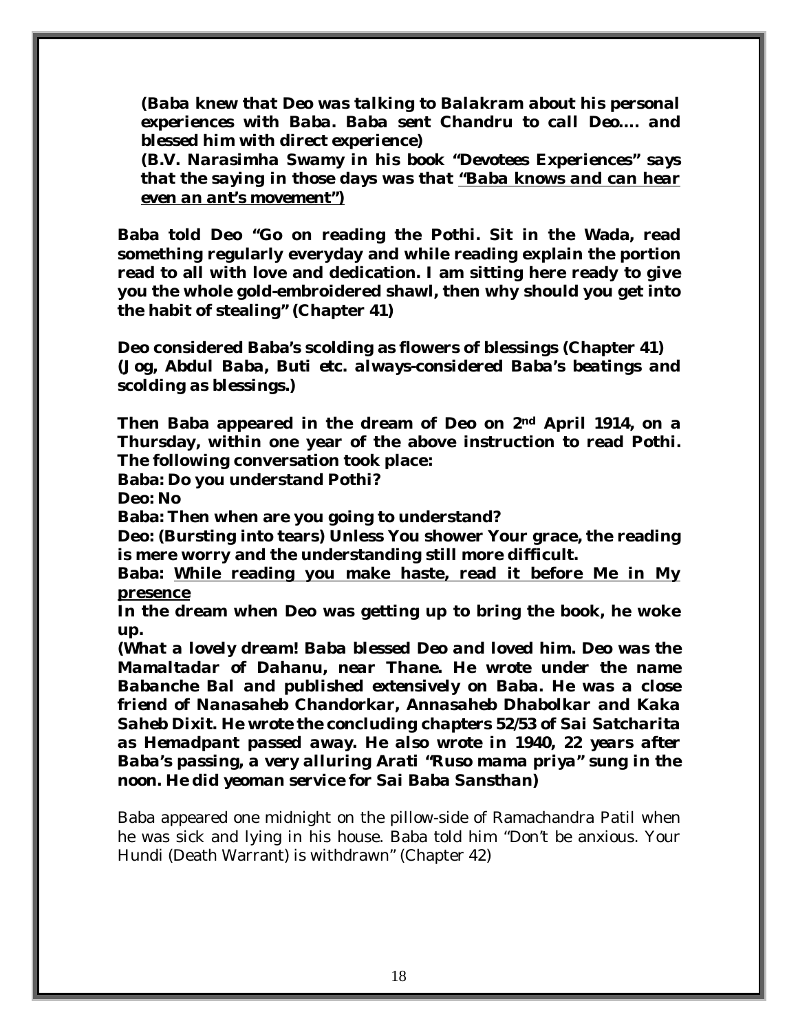***(Baba knew that Deo was talking to Balakram about his personal experiences with Baba. Baba sent Chandru to call Deo…. and blessed him with direct experience)***

***(B.V. Narasimha Swamy in his book "Devotees Experiences" says that the saying in those days was that <u>"Baba knows and can hear even an ant's movement")</u>***

**Baba told Deo "Go on reading the Pothi. Sit in the Wada, read something regularly everyday and while reading explain the portion read to all with love and dedication. I am sitting here ready to give you the whole gold-embroidered shawl, then why should you get into the habit of stealing" (Chapter 41)**

**Deo considered Baba's scolding as flowers of blessings (Chapter 41)**
***(Jog, Abdul Baba, Buti etc. always-considered Baba's beatings and scolding as blessings.)***

**Then Baba appeared in the dream of Deo on 2nd April 1914, on a Thursday, within one year of the above instruction to read Pothi. The following conversation took place:**

**Baba: Do you understand Pothi?**

**Deo: No**

**Baba: Then when are you going to understand?**

**Deo: (Bursting into tears) Unless You shower Your grace, the reading is mere worry and the understanding still more difficult.**

**Baba: <u>While reading you make haste, read it before Me in My presence</u>**

**In the dream when Deo was getting up to bring the book, he woke up.**

***(What a lovely dream! Baba blessed Deo and loved him. Deo was the Mamaltadar of Dahanu, near Thane. He wrote under the name Babanche Bal and published extensively on Baba. He was a close friend of Nanasaheb Chandorkar, Annasaheb Dhabolkar and Kaka Saheb Dixit. He wrote the concluding chapters 52/53 of Sai Satcharita as Hemadpant passed away. He also wrote in 1940, 22 years after Baba's passing, a very alluring Arati "Ruso mama priya" sung in the noon. He did yeoman service for Sai Baba Sansthan)***

Baba appeared one midnight on the pillow-side of Ramachandra Patil when he was sick and lying in his house. Baba told him "Don't be anxious. Your Hundi (Death Warrant) is withdrawn" (Chapter 42)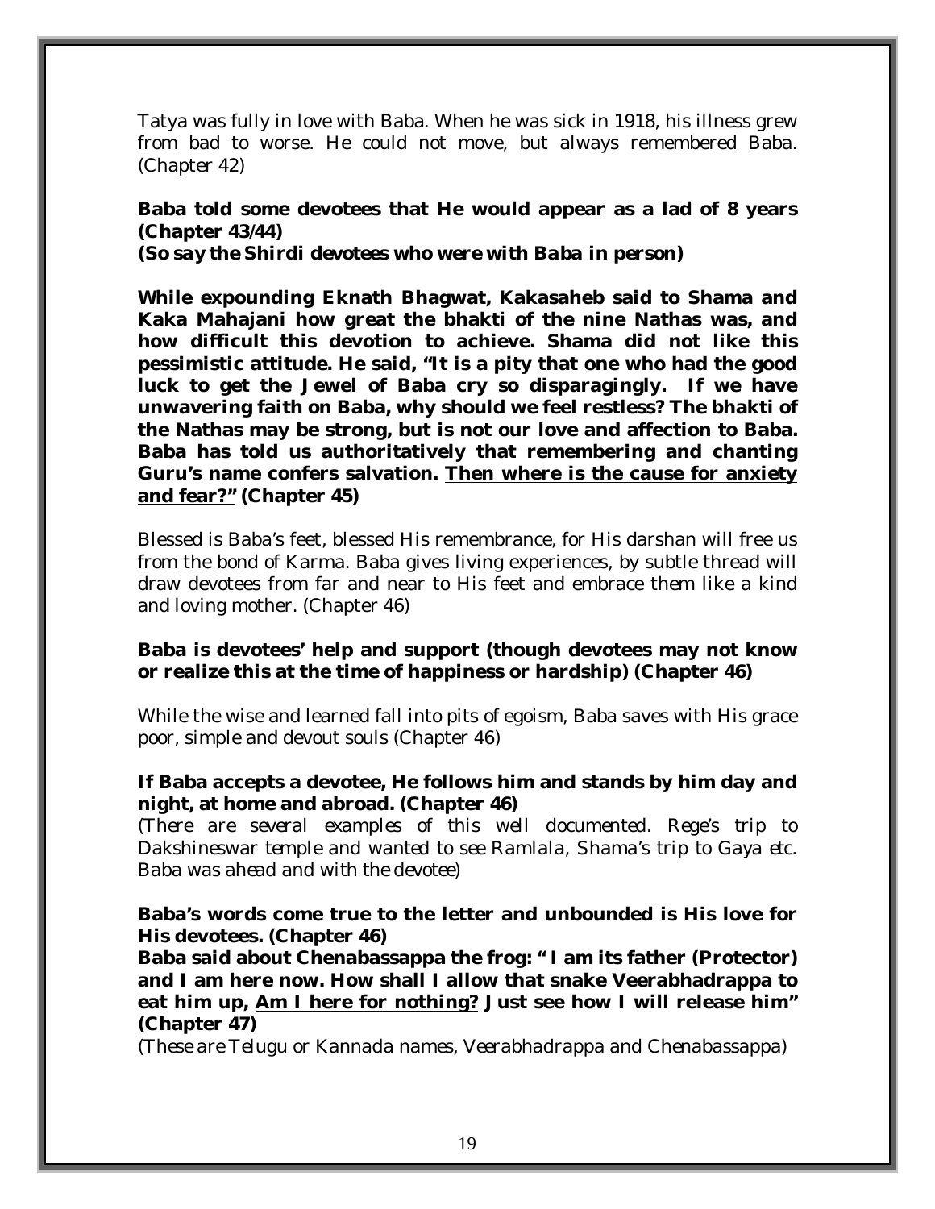Tatya was fully in love with Baba. When he was sick in 1918, his illness grew from bad to worse. He could not move, but always remembered Baba. (Chapter 42)

**Baba told some devotees that He would appear as a lad of 8 years (Chapter 43/44)**
***(So say the Shirdi devotees who were with Baba in person)***

**While expounding Eknath Bhagwat, Kakasaheb said to Shama and Kaka Mahajani how great the bhakti of the nine Nathas was, and how difficult this devotion to achieve. Shama did not like this pessimistic attitude. He said, "It is a pity that one who had the good luck to get the Jewel of Baba cry so disparagingly. If we have unwavering faith on Baba, why should we feel restless? The bhakti of the Nathas may be strong, but is not our love and affection to Baba. Baba has told us authoritatively that remembering and chanting Guru's name confers salvation. <u>Then where is the cause for anxiety and fear?"</u> (Chapter 45)**

Blessed is Baba's feet, blessed His remembrance, for His darshan will free us from the bond of Karma. Baba gives living experiences, by subtle thread will draw devotees from far and near to His feet and embrace them like a kind and loving mother. (Chapter 46)

**Baba is devotees' help and support (though devotees may not know or realize this at the time of happiness or hardship) (Chapter 46)**

While the wise and learned fall into pits of egoism, Baba saves with His grace poor, simple and devout souls (Chapter 46)

**If Baba accepts a devotee, He follows him and stands by him day and night, at home and abroad. (Chapter 46)**
*(There are several examples of this well documented. Rege's trip to Dakshineswar temple and wanted to see Ramlala, Shama's trip to Gaya etc. Baba was ahead and with the devotee)*

**Baba's words come true to the letter and unbounded is His love for His devotees. (Chapter 46)**
**Baba said about Chenabassappa the frog: " I am its father (Protector) and I am here now. How shall I allow that snake Veerabhadrappa to eat him up, <u>Am I here for nothing?</u> Just see how I will release him" (Chapter 47)**
*(These are Telugu or Kannada names, Veerabhadrappa and Chenabassappa)*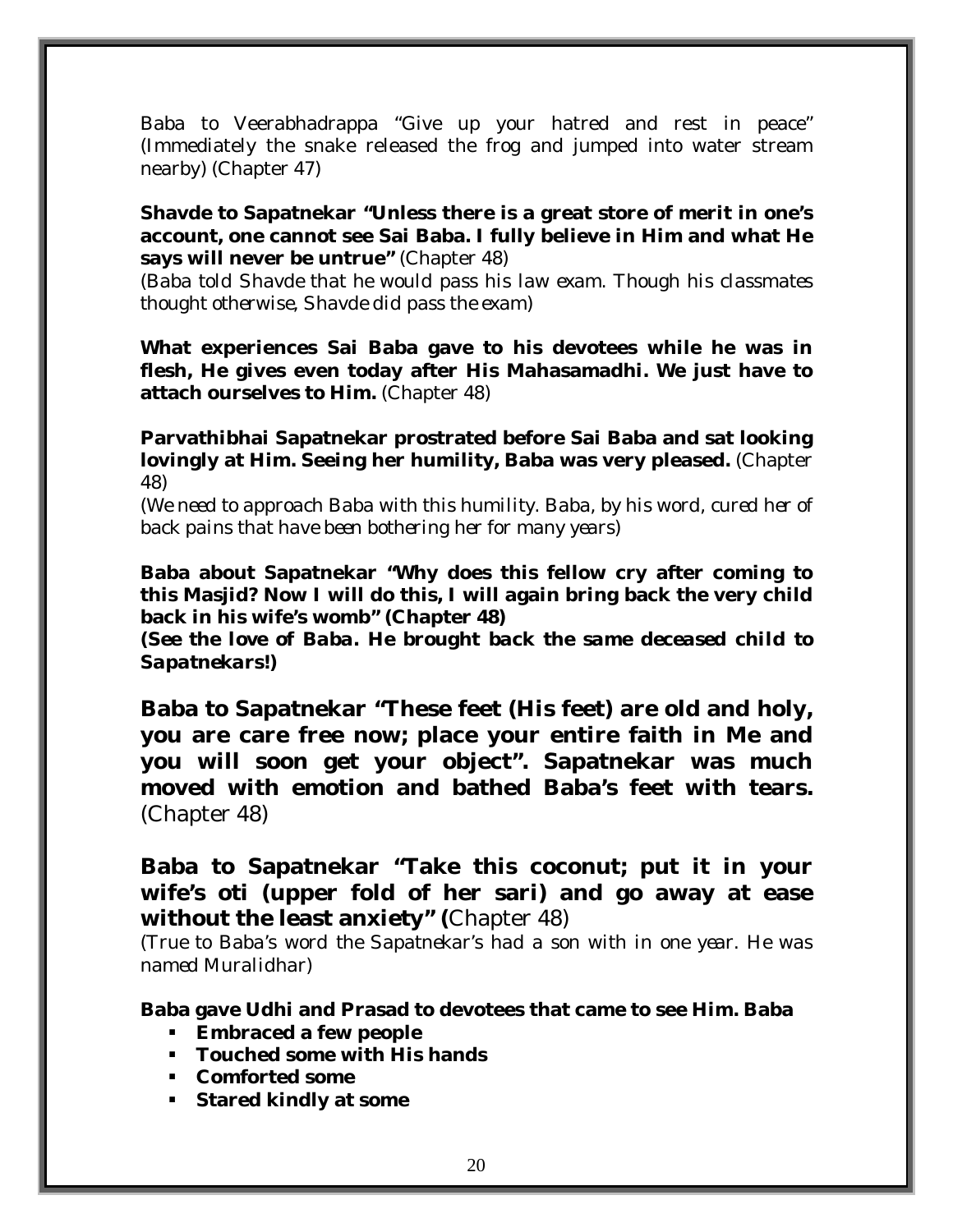Baba to Veerabhadrappa "Give up your hatred and rest in peace" (Immediately the snake released the frog and jumped into water stream nearby) (Chapter 47)

**Shavde to Sapatnekar "Unless there is a great store of merit in one's account, one cannot see Sai Baba. I fully believe in Him and what He says will never be untrue"** (Chapter 48)

*(Baba told Shavde that he would pass his law exam. Though his classmates thought otherwise, Shavde did pass the exam)*

**What experiences Sai Baba gave to his devotees while he was in flesh, He gives even today after His Mahasamadhi. We just have to attach ourselves to Him.** (Chapter 48)

**Parvathibhai Sapatnekar prostrated before Sai Baba and sat looking lovingly at Him. Seeing her humility, Baba was very pleased.** (Chapter 48)

*(We need to approach Baba with this humility. Baba, by his word, cured her of back pains that have been bothering her for many years)*

**Baba about Sapatnekar "Why does this fellow cry after coming to this Masjid? Now I will do this, I will again bring back the very child back in his wife's womb" (Chapter 48)**

***(See the love of Baba. He brought back the same deceased child to Sapatnekars!)***

**Baba to Sapatnekar "These feet (His feet) are old and holy, you are care free now; place your entire faith in Me and you will soon get your object". Sapatnekar was much moved with emotion and bathed Baba's feet with tears.** (Chapter 48)

**Baba to Sapatnekar "Take this coconut; put it in your wife's oti (upper fold of her sari) and go away at ease without the least anxiety" (**Chapter 48)

*(True to Baba's word the Sapatnekar's had a son with in one year. He was named Muralidhar)*

**Baba gave Udhi and Prasad to devotees that came to see Him. Baba**

- **Embraced a few people**
- **Touched some with His hands**
- **Comforted some**
- **Stared kindly at some**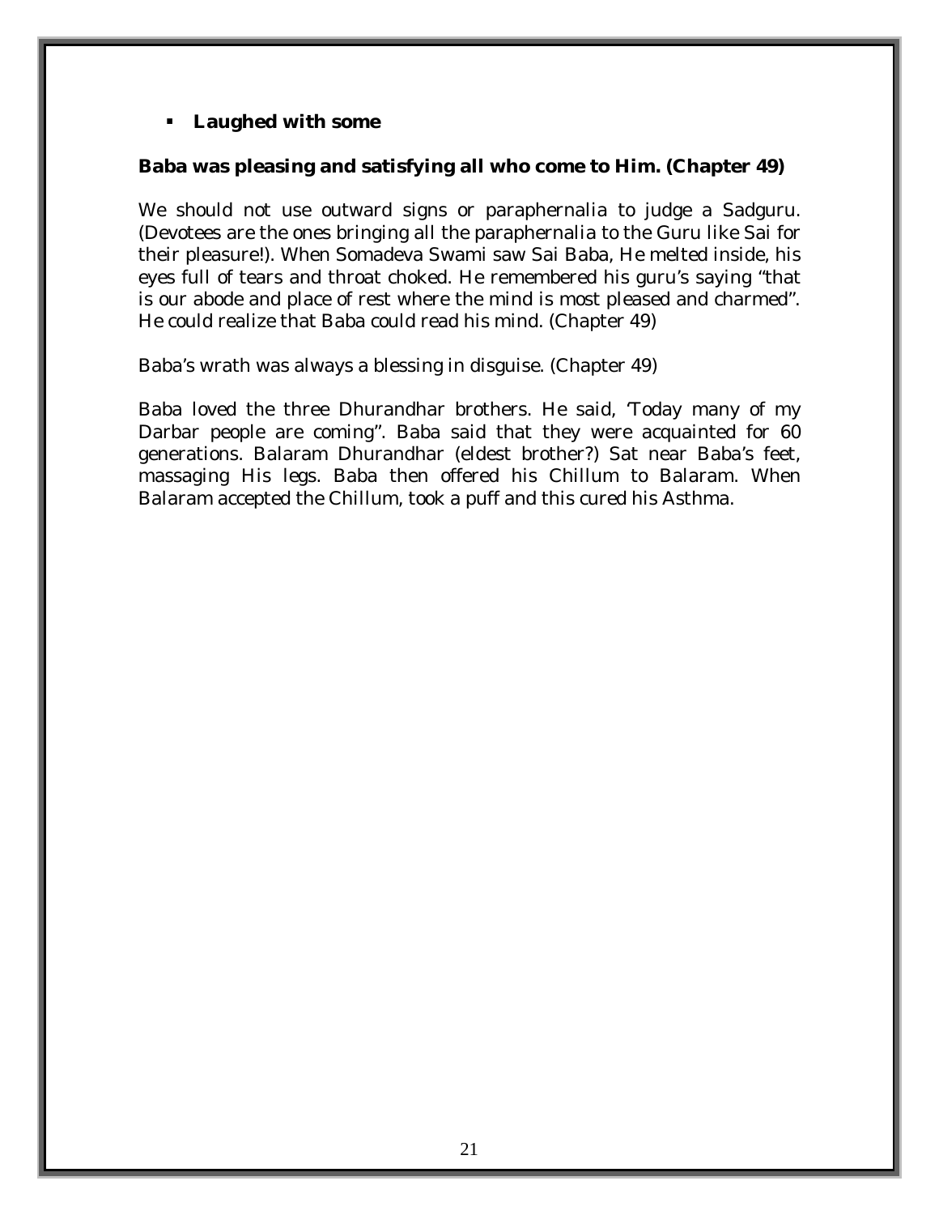- **Laughed with some**

**Baba was pleasing and satisfying all who come to Him. (Chapter 49)**

We should not use outward signs or paraphernalia to judge a Sadguru. (Devotees are the ones bringing all the paraphernalia to the Guru like Sai for their pleasure!). When Somadeva Swami saw Sai Baba, He melted inside, his eyes full of tears and throat choked. He remembered his guru's saying "that is our abode and place of rest where the mind is most pleased and charmed". He could realize that Baba could read his mind. (Chapter 49)

Baba's wrath was always a blessing in disguise. (Chapter 49)

Baba loved the three Dhurandhar brothers. He said, 'Today many of my Darbar people are coming". Baba said that they were acquainted for 60 generations. Balaram Dhurandhar (eldest brother?) Sat near Baba's feet, massaging His legs. Baba then offered his Chillum to Balaram. When Balaram accepted the Chillum, took a puff and this cured his Asthma.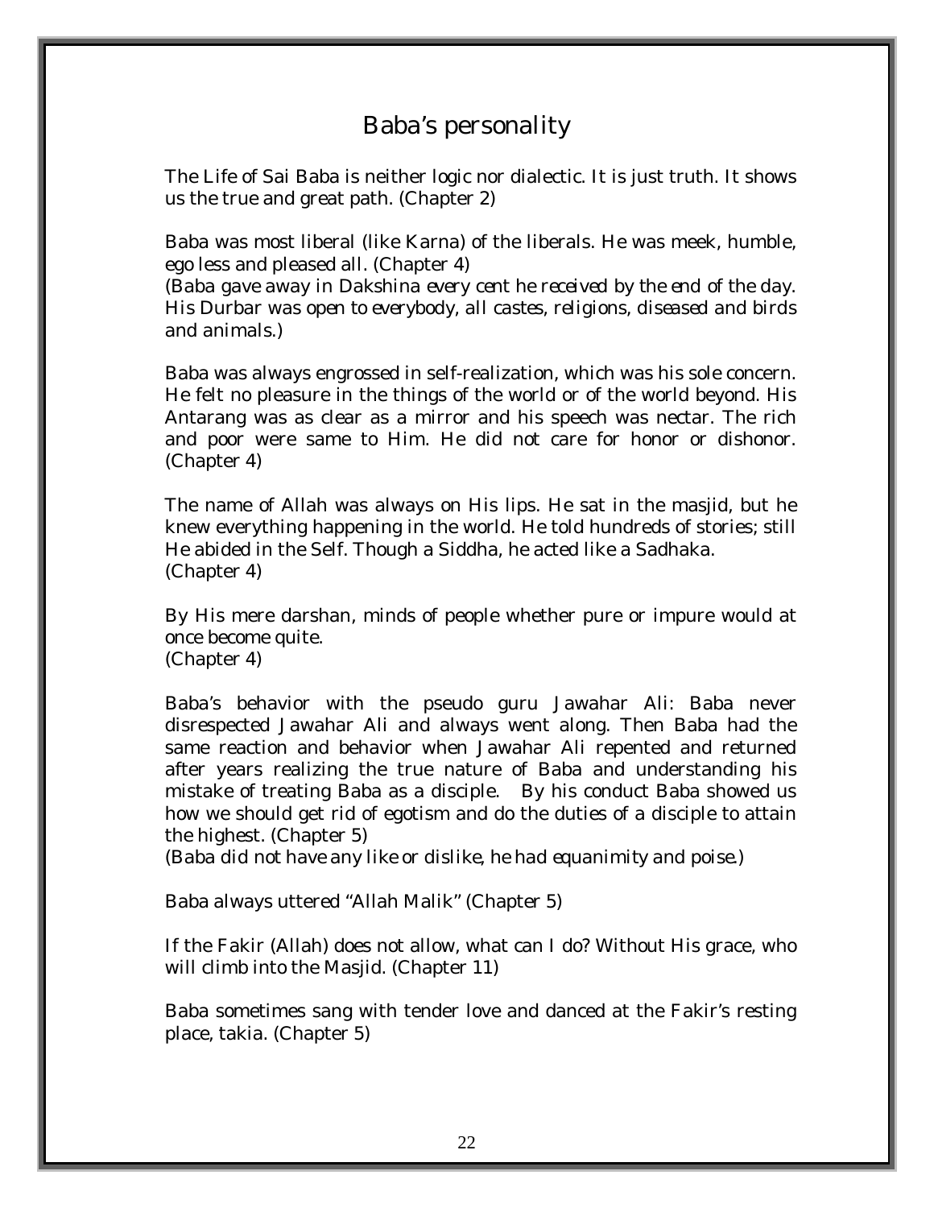# Baba's personality

The Life of Sai Baba is neither logic nor dialectic. It is just truth. It shows us the true and great path. (Chapter 2)

Baba was most liberal (like Karna) of the liberals. He was meek, humble, ego less and pleased all. (Chapter 4)
(Baba gave away in Dakshina every cent he received by the end of the day. His Durbar was open to everybody, all castes, religions, diseased and birds and animals.)

Baba was always engrossed in self-realization, which was his sole concern. He felt no pleasure in the things of the world or of the world beyond. His Antarang was as clear as a mirror and his speech was nectar. The rich and poor were same to Him. He did not care for honor or dishonor. (Chapter 4)

The name of Allah was always on His lips. He sat in the masjid, but he knew everything happening in the world. He told hundreds of stories; still He abided in the Self. Though a Siddha, he acted like a Sadhaka. (Chapter 4)

By His mere darshan, minds of people whether pure or impure would at once become quite.
(Chapter 4)

Baba's behavior with the pseudo guru Jawahar Ali: Baba never disrespected Jawahar Ali and always went along. Then Baba had the same reaction and behavior when Jawahar Ali repented and returned after years realizing the true nature of Baba and understanding his mistake of treating Baba as a disciple. By his conduct Baba showed us how we should get rid of egotism and do the duties of a disciple to attain the highest. (Chapter 5)
(Baba did not have any like or dislike, he had equanimity and poise.)

Baba always uttered "Allah Malik" (Chapter 5)

If the Fakir (Allah) does not allow, what can I do? Without His grace, who will climb into the Masjid. (Chapter 11)

Baba sometimes sang with tender love and danced at the Fakir's resting place, takia. (Chapter 5)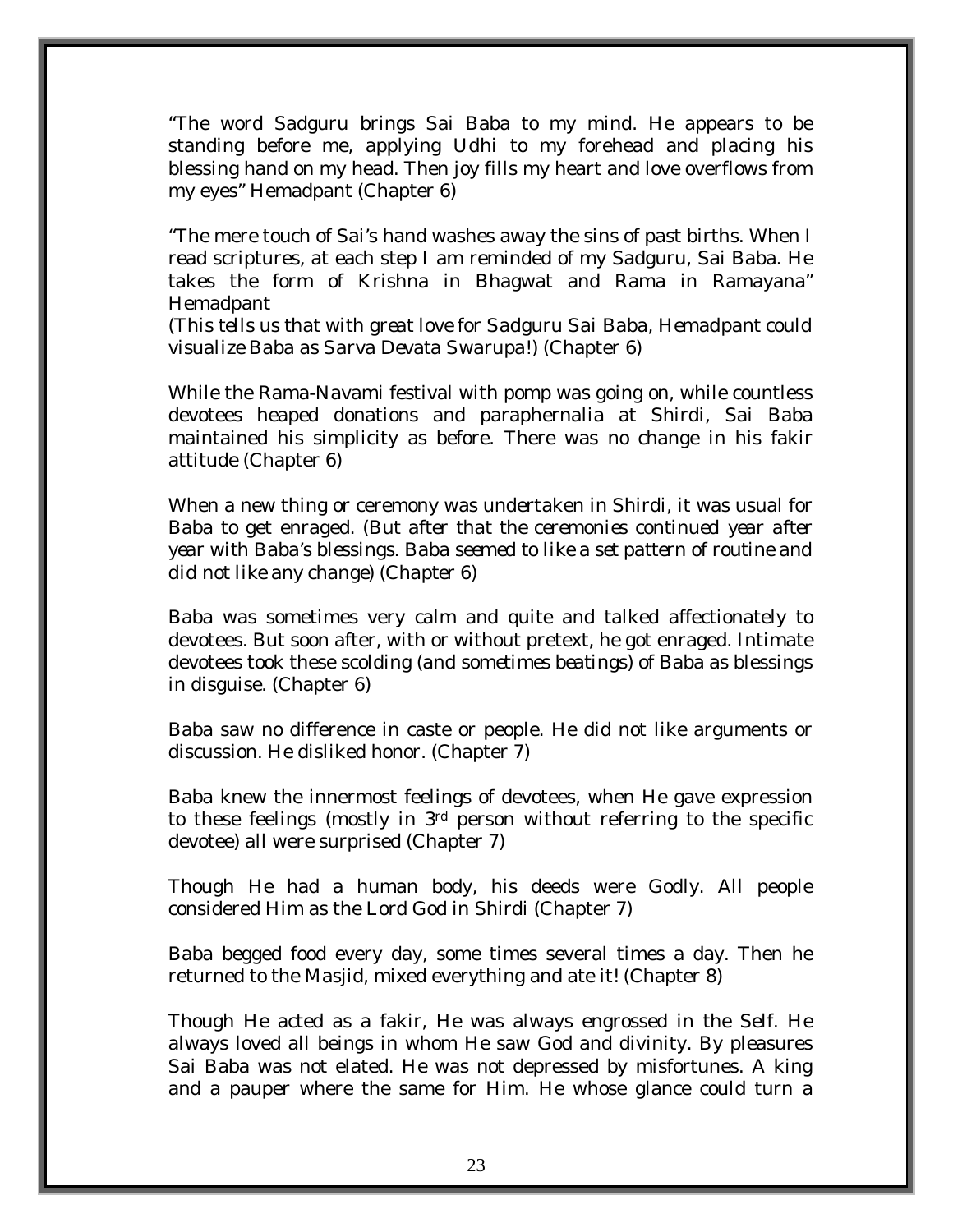"The word Sadguru brings Sai Baba to my mind. He appears to be standing before me, applying Udhi to my forehead and placing his blessing hand on my head. Then joy fills my heart and love overflows from my eyes" Hemadpant (Chapter 6)

"The mere touch of Sai's hand washes away the sins of past births. When I read scriptures, at each step I am reminded of my Sadguru, Sai Baba. He takes the form of Krishna in Bhagwat and Rama in Ramayana" Hemadpant
*(This tells us that with great love for Sadguru Sai Baba, Hemadpant could visualize Baba as Sarva Devata Swarupa!)* (Chapter 6)

While the Rama-Navami festival with pomp was going on, while countless devotees heaped donations and paraphernalia at Shirdi, Sai Baba maintained his simplicity as before. There was no change in his fakir attitude (Chapter 6)

When a new thing or ceremony was undertaken in Shirdi, it was usual for Baba to get enraged. *(But after that the ceremonies continued year after year with Baba's blessings. Baba seemed to like a set pattern of routine and did not like any change)* (Chapter 6)

Baba was sometimes very calm and quite and talked affectionately to devotees. But soon after, with or without pretext, he got enraged. Intimate devotees took these scolding *(and sometimes beatings)* of Baba as blessings in disguise. (Chapter 6)

Baba saw no difference in caste or people. He did not like arguments or discussion. He disliked honor. (Chapter 7)

Baba knew the innermost feelings of devotees, when He gave expression to these feelings (mostly in 3rd person without referring to the specific devotee) all were surprised (Chapter 7)

Though He had a human body, his deeds were Godly. All people considered Him as the Lord God in Shirdi (Chapter 7)

Baba begged food every day, some times several times a day. Then he returned to the Masjid, mixed everything and ate it! (Chapter 8)

Though He acted as a fakir, He was always engrossed in the Self. He always loved all beings in whom He saw God and divinity. By pleasures Sai Baba was not elated. He was not depressed by misfortunes. A king and a pauper where the same for Him. He whose glance could turn a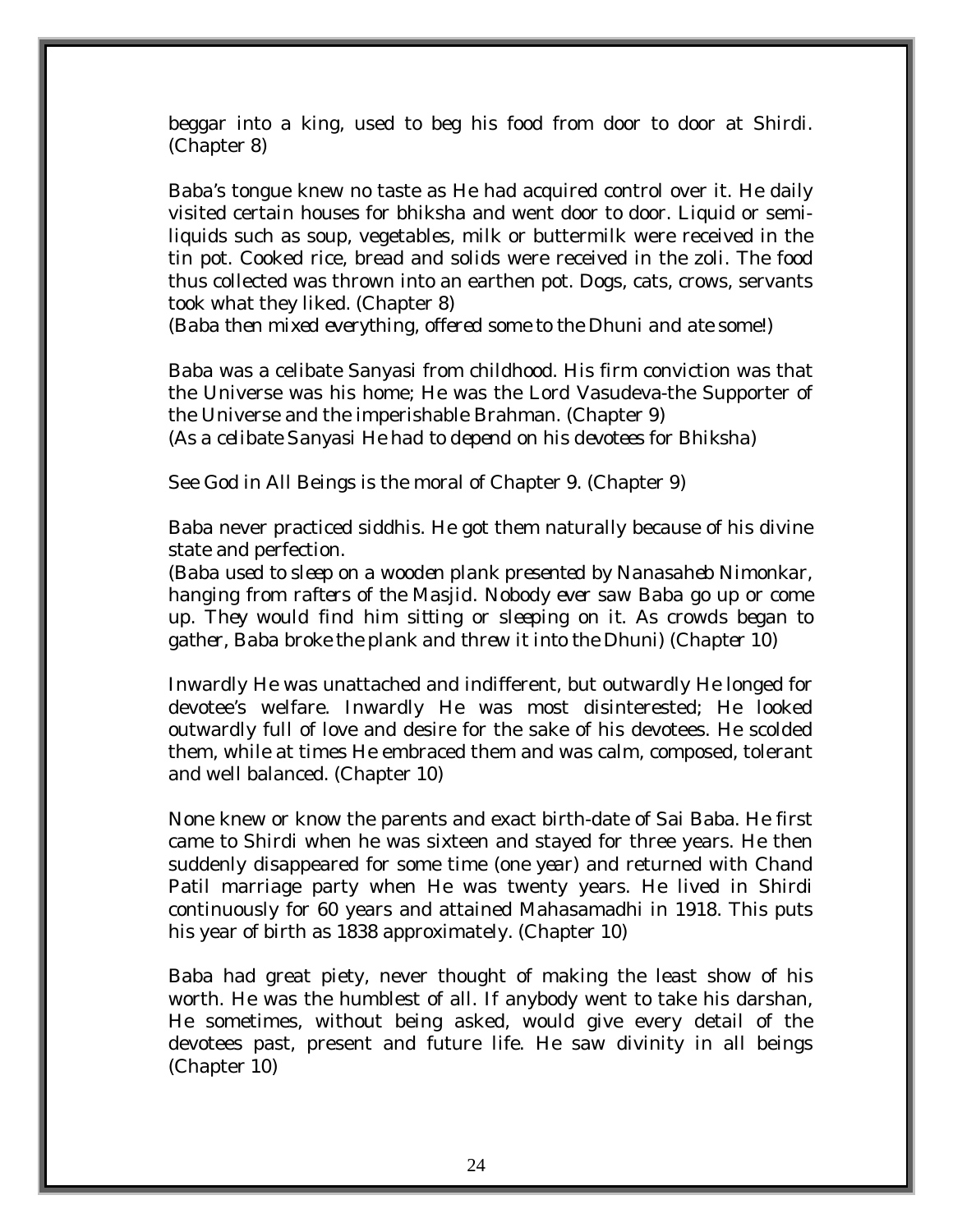beggar into a king, used to beg his food from door to door at Shirdi. (Chapter 8)

Baba's tongue knew no taste as He had acquired control over it. He daily visited certain houses for bhiksha and went door to door. Liquid or semi-liquids such as soup, vegetables, milk or buttermilk were received in the tin pot. Cooked rice, bread and solids were received in the zoli. The food thus collected was thrown into an earthen pot. Dogs, cats, crows, servants took what they liked. (Chapter 8)
*(Baba then mixed everything, offered some to the Dhuni and ate some!)*

Baba was a celibate Sanyasi from childhood. His firm conviction was that the Universe was his home; He was the Lord Vasudeva-the Supporter of the Universe and the imperishable Brahman. (Chapter 9)
*(As a celibate Sanyasi He had to depend on his devotees for Bhiksha)*

See God in All Beings is the moral of Chapter 9. (Chapter 9)

Baba never practiced siddhis. He got them naturally because of his divine state and perfection.
*(Baba used to sleep on a wooden plank presented by Nanasaheb Nimonkar, hanging from rafters of the Masjid. Nobody ever saw Baba go up or come up. They would find him sitting or sleeping on it. As crowds began to gather, Baba broke the plank and threw it into the Dhuni) (Chapter 10)*

Inwardly He was unattached and indifferent, but outwardly He longed for devotee's welfare. Inwardly He was most disinterested; He looked outwardly full of love and desire for the sake of his devotees. He scolded them, while at times He embraced them and was calm, composed, tolerant and well balanced. (Chapter 10)

None knew or know the parents and exact birth-date of Sai Baba. He first came to Shirdi when he was sixteen and stayed for three years. He then suddenly disappeared for some time *(one year)* and returned with Chand Patil marriage party when He was twenty years. He lived in Shirdi continuously for 60 years and attained Mahasamadhi in 1918. This puts his year of birth as 1838 approximately. (Chapter 10)

Baba had great piety, never thought of making the least show of his worth. He was the humblest of all. If anybody went to take his darshan, He sometimes, without being asked, would give every detail of the devotees past, present and future life. He saw divinity in all beings (Chapter 10)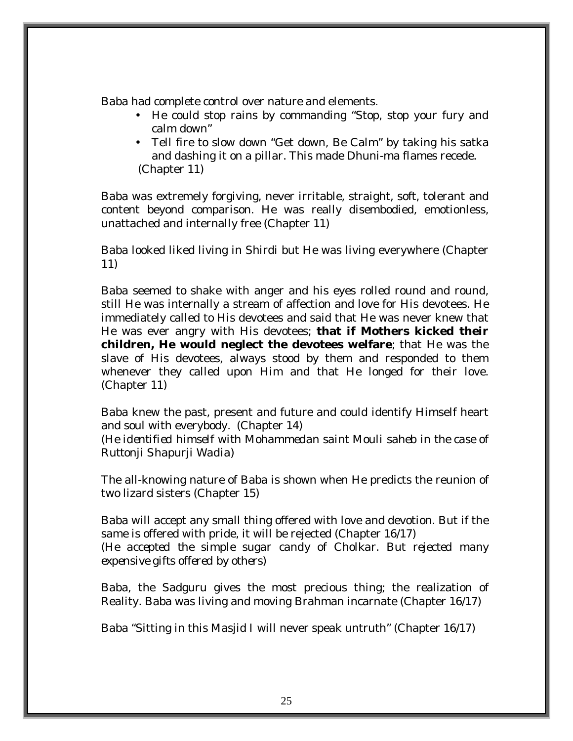Baba had complete control over nature and elements.

- He could stop rains by commanding "Stop, stop your fury and calm down"
- Tell fire to slow down "Get down, Be Calm" by taking his satka and dashing it on a pillar. This made Dhuni-ma flames recede.

(Chapter 11)

Baba was extremely forgiving, never irritable, straight, soft, tolerant and content beyond comparison. He was really disembodied, emotionless, unattached and internally free (Chapter 11)

Baba looked liked living in Shirdi but He was living everywhere (Chapter 11)

Baba seemed to shake with anger and his eyes rolled round and round, still He was internally a stream of affection and love for His devotees. He immediately called to His devotees and said that He was never knew that He was ever angry with His devotees; **that if Mothers kicked their children, He would neglect the devotees welfare**; that He was the slave of His devotees, always stood by them and responded to them whenever they called upon Him and that He longed for their love. (Chapter 11)

Baba knew the past, present and future and could identify Himself heart and soul with everybody. (Chapter 14)
*(He identified himself with Mohammedan saint Mouli saheb in the case of Ruttonji Shapurji Wadia)*

The all-knowing nature of Baba is shown when He predicts the reunion of two lizard sisters (Chapter 15)

Baba will accept any small thing offered with love and devotion. But if the same is offered with pride, it will be rejected (Chapter 16/17)
*(He accepted the simple sugar candy of Cholkar. But rejected many expensive gifts offered by others)*

Baba, the Sadguru gives the most precious thing; the realization of Reality. Baba was living and moving Brahman incarnate (Chapter 16/17)

Baba "Sitting in this Masjid I will never speak untruth" (Chapter 16/17)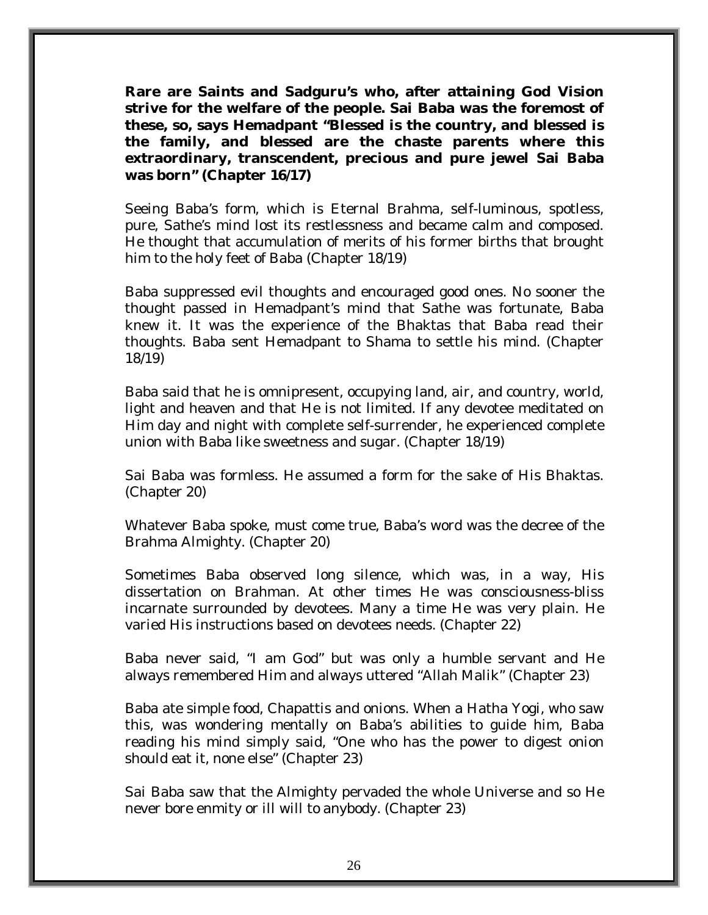**Rare are Saints and Sadguru's who, after attaining God Vision strive for the welfare of the people. Sai Baba was the foremost of these, so, says Hemadpant "Blessed is the country, and blessed is the family, and blessed are the chaste parents where this extraordinary, transcendent, precious and pure jewel Sai Baba was born" (Chapter 16/17)**

Seeing Baba's form, which is Eternal Brahma, self-luminous, spotless, pure, Sathe's mind lost its restlessness and became calm and composed. He thought that accumulation of merits of his former births that brought him to the holy feet of Baba (Chapter 18/19)

Baba suppressed evil thoughts and encouraged good ones. No sooner the thought passed in Hemadpant's mind that Sathe was fortunate, Baba knew it. It was the experience of the Bhaktas that Baba read their thoughts. Baba sent Hemadpant to Shama to settle his mind. (Chapter 18/19)

Baba said that he is omnipresent, occupying land, air, and country, world, light and heaven and that He is not limited. If any devotee meditated on Him day and night with complete self-surrender, he experienced complete union with Baba like sweetness and sugar. (Chapter 18/19)

Sai Baba was formless. He assumed a form for the sake of His Bhaktas. (Chapter 20)

Whatever Baba spoke, must come true, Baba's word was the decree of the Brahma Almighty. (Chapter 20)

Sometimes Baba observed long silence, which was, in a way, His dissertation on Brahman. At other times He was consciousness-bliss incarnate surrounded by devotees. Many a time He was very plain. He varied His instructions based on devotees needs. (Chapter 22)

Baba never said, "I am God" but was only a humble servant and He always remembered Him and always uttered "Allah Malik" (Chapter 23)

Baba ate simple food, Chapattis and onions. When a Hatha Yogi, who saw this, was wondering mentally on Baba's abilities to guide him, Baba reading his mind simply said, "One who has the power to digest onion should eat it, none else" (Chapter 23)

Sai Baba saw that the Almighty pervaded the whole Universe and so He never bore enmity or ill will to anybody. (Chapter 23)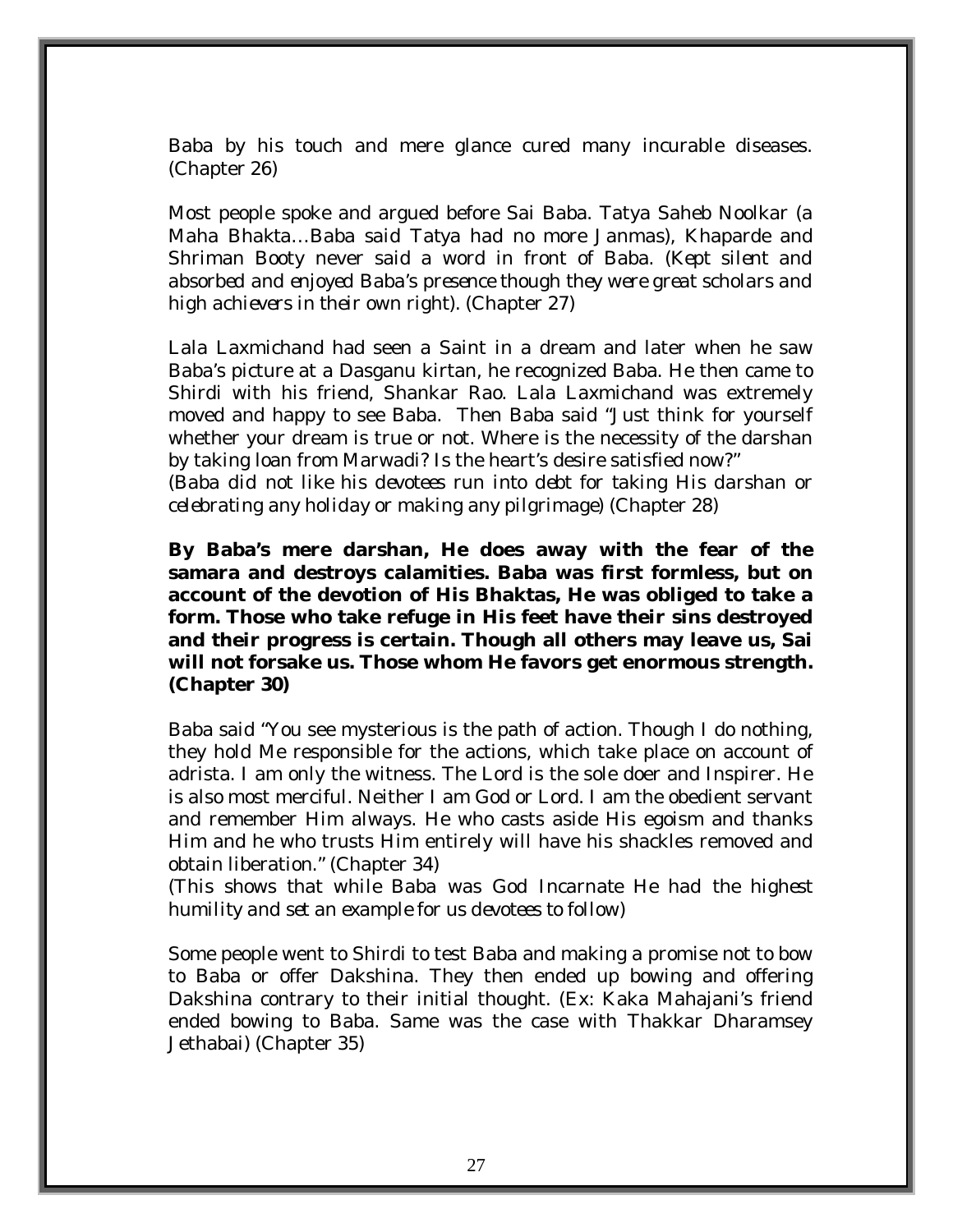Baba by his touch and mere glance cured many incurable diseases. (Chapter 26)

Most people spoke and argued before Sai Baba. Tatya Saheb Noolkar (a Maha Bhakta…Baba said Tatya had no more Janmas), Khaparde and Shriman Booty never said a word in front of Baba. (Kept silent and absorbed and enjoyed Baba's presence though they were great scholars and high achievers in their own right). (Chapter 27)

Lala Laxmichand had seen a Saint in a dream and later when he saw Baba's picture at a Dasganu kirtan, he recognized Baba. He then came to Shirdi with his friend, Shankar Rao. Lala Laxmichand was extremely moved and happy to see Baba. Then Baba said "Just think for yourself whether your dream is true or not. Where is the necessity of the darshan by taking loan from Marwadi? Is the heart's desire satisfied now?"
(Baba did not like his devotees run into debt for taking His darshan or celebrating any holiday or making any pilgrimage) (Chapter 28)

**By Baba's mere darshan, He does away with the fear of the samara and destroys calamities. Baba was first formless, but on account of the devotion of His Bhaktas, He was obliged to take a form. Those who take refuge in His feet have their sins destroyed and their progress is certain. Though all others may leave us, Sai will not forsake us. Those whom He favors get enormous strength. (Chapter 30)**

Baba said "You see mysterious is the path of action. Though I do nothing, they hold Me responsible for the actions, which take place on account of adrista. I am only the witness. The Lord is the sole doer and Inspirer. He is also most merciful. Neither I am God or Lord. I am the obedient servant and remember Him always. He who casts aside His egoism and thanks Him and he who trusts Him entirely will have his shackles removed and obtain liberation." (Chapter 34)
(This shows that while Baba was God Incarnate He had the highest humility and set an example for us devotees to follow)

Some people went to Shirdi to test Baba and making a promise not to bow to Baba or offer Dakshina. They then ended up bowing and offering Dakshina contrary to their initial thought. (Ex: Kaka Mahajani's friend ended bowing to Baba. Same was the case with Thakkar Dharamsey Jethabai) (Chapter 35)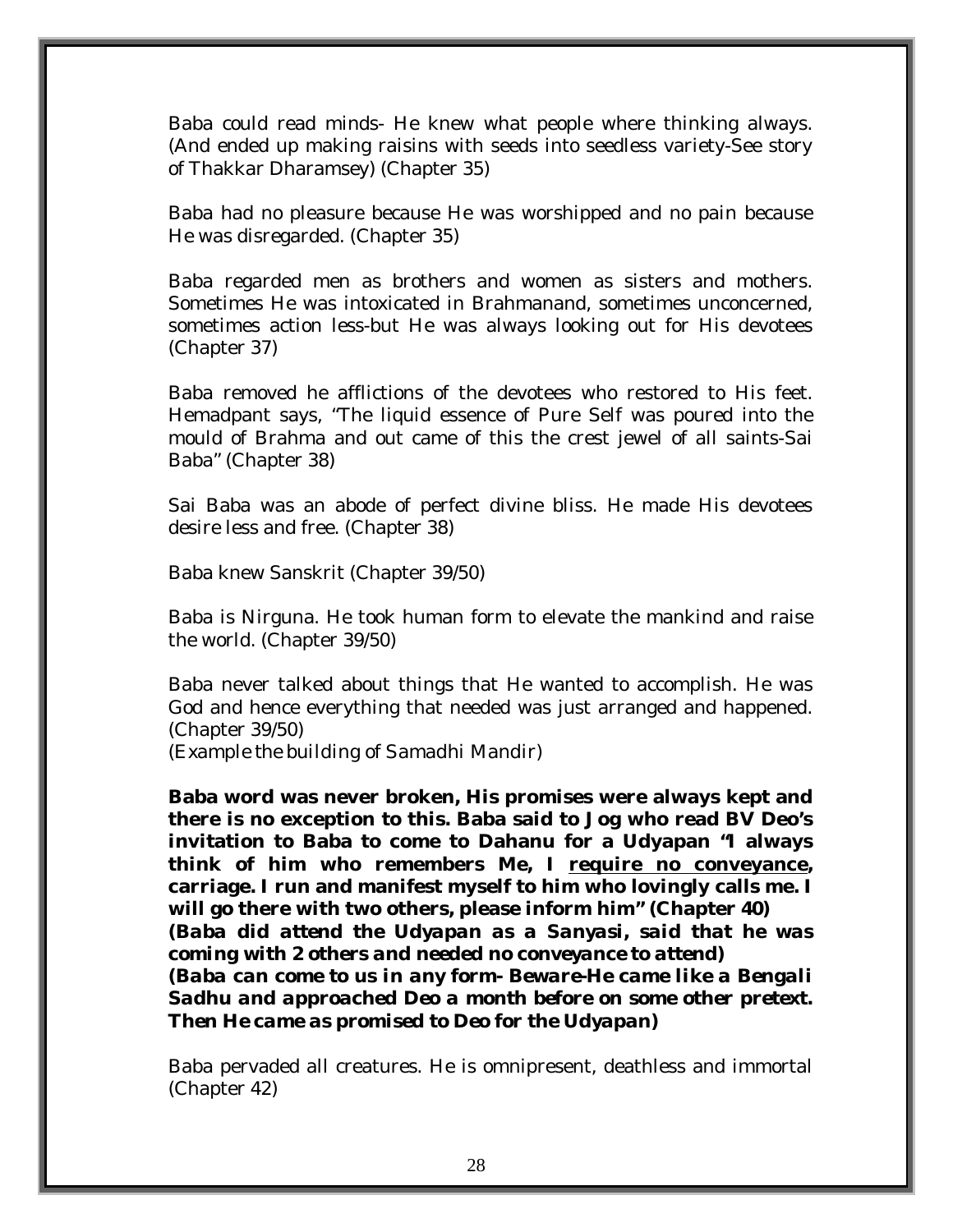Baba could read minds- He knew what people where thinking always. (And ended up making raisins with seeds into seedless variety-See story of Thakkar Dharamsey) (Chapter 35)

Baba had no pleasure because He was worshipped and no pain because He was disregarded. (Chapter 35)

Baba regarded men as brothers and women as sisters and mothers. Sometimes He was intoxicated in Brahmanand, sometimes unconcerned, sometimes action less-but He was always looking out for His devotees (Chapter 37)

Baba removed he afflictions of the devotees who restored to His feet. Hemadpant says, "The liquid essence of Pure Self was poured into the mould of Brahma and out came of this the crest jewel of all saints-Sai Baba" (Chapter 38)

Sai Baba was an abode of perfect divine bliss. He made His devotees desire less and free. (Chapter 38)

Baba knew Sanskrit (Chapter 39/50)

Baba is Nirguna. He took human form to elevate the mankind and raise the world. (Chapter 39/50)

Baba never talked about things that He wanted to accomplish. He was God and hence everything that needed was just arranged and happened. (Chapter 39/50)
(Example the building of Samadhi Mandir)

**Baba word was never broken, His promises were always kept and there is no exception to this. Baba said to Jog who read BV Deo's invitation to Baba to come to Dahanu for a Udyapan "I always think of him who remembers Me, I <u>require no conveyance</u>, carriage. I run and manifest myself to him who lovingly calls me. I will go there with two others, please inform him" (Chapter 40)**
***(Baba did attend the Udyapan as a Sanyasi, said that he was coming with 2 others and needed no conveyance to attend)***
***(Baba can come to us in any form- Beware-He came like a Bengali Sadhu and approached Deo a month before on some other pretext. Then He came as promised to Deo for the Udyapan)***

Baba pervaded all creatures. He is omnipresent, deathless and immortal (Chapter 42)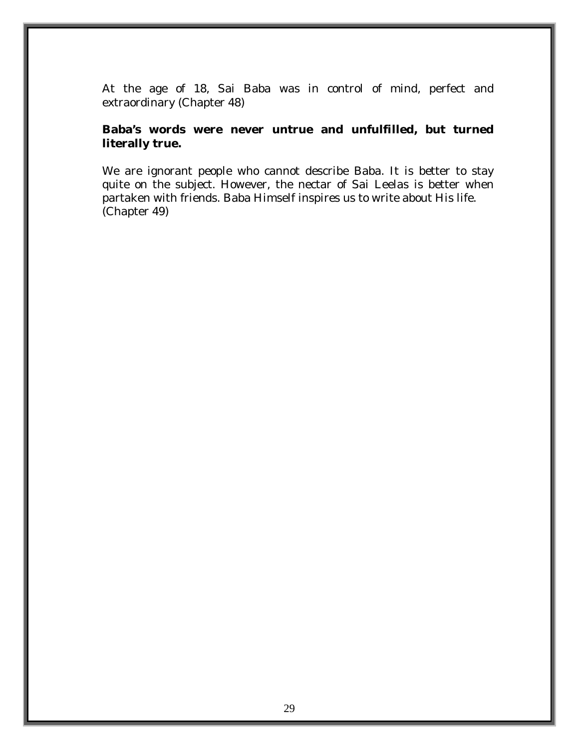At the age of 18, Sai Baba was in control of mind, perfect and extraordinary (Chapter 48)

**Baba's words were never untrue and unfulfilled, but turned literally true.**

We are ignorant people who cannot describe Baba. It is better to stay quite on the subject. However, the nectar of Sai Leelas is better when partaken with friends. Baba Himself inspires us to write about His life. (Chapter 49)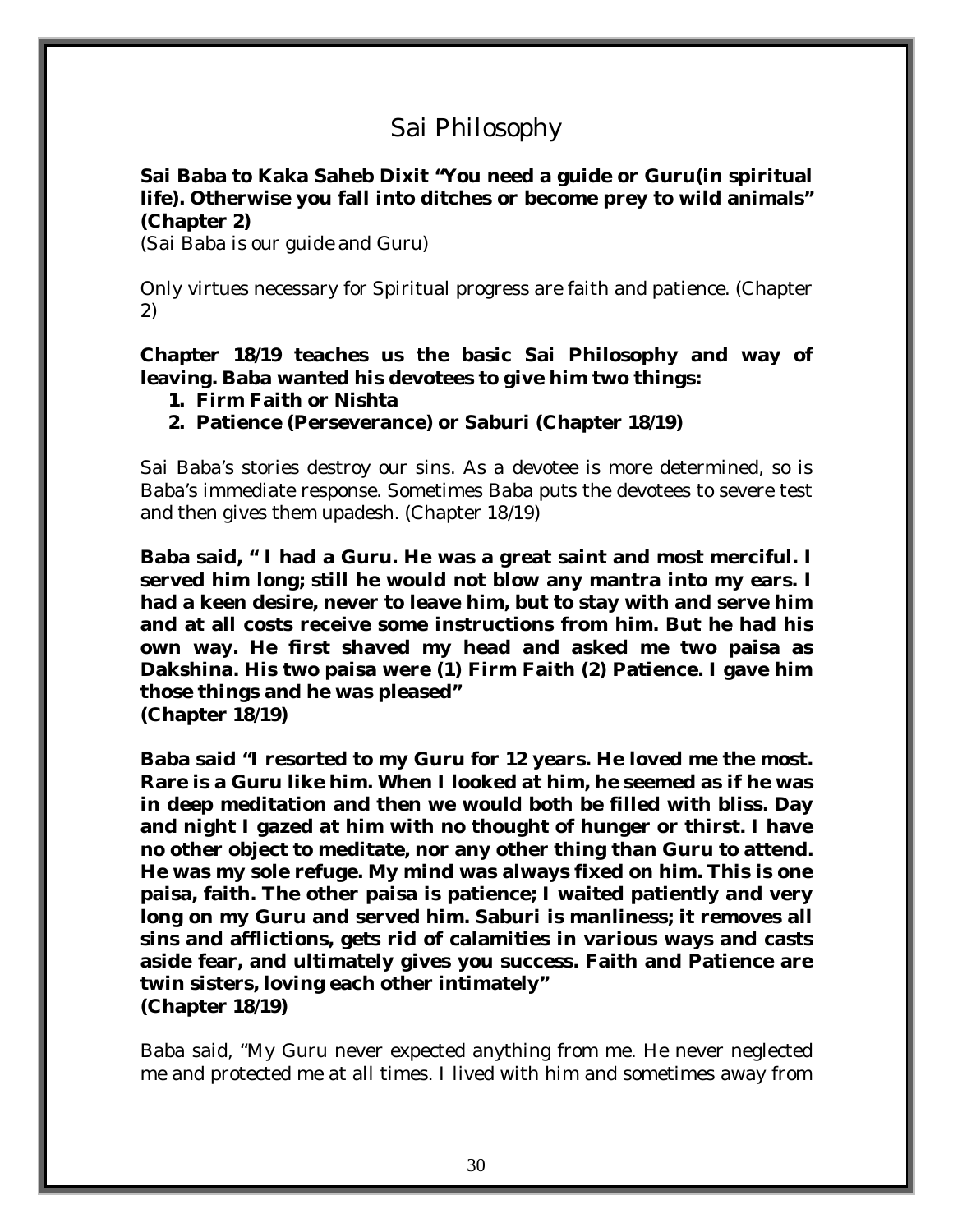# Sai Philosophy

**Sai Baba to Kaka Saheb Dixit "You need a guide or Guru(in spiritual life). Otherwise you fall into ditches or become prey to wild animals" (Chapter 2)**

(Sai Baba is our guide and Guru)

Only virtues necessary for Spiritual progress are faith and patience. (Chapter 2)

**Chapter 18/19 teaches us the basic Sai Philosophy and way of leaving. Baba wanted his devotees to give him two things:**

1. **Firm Faith or Nishta**
2. **Patience (Perseverance) or Saburi (Chapter 18/19)**

Sai Baba's stories destroy our sins. As a devotee is more determined, so is Baba's immediate response. Sometimes Baba puts the devotees to severe test and then gives them upadesh. (Chapter 18/19)

**Baba said, " I had a Guru. He was a great saint and most merciful. I served him long; still he would not blow any mantra into my ears. I had a keen desire, never to leave him, but to stay with and serve him and at all costs receive some instructions from him. But he had his own way. He first shaved my head and asked me two paisa as Dakshina. His two paisa were (1) Firm Faith (2) Patience. I gave him those things and he was pleased" (Chapter 18/19)**

**Baba said "I resorted to my Guru for 12 years. He loved me the most. Rare is a Guru like him. When I looked at him, he seemed as if he was in deep meditation and then we would both be filled with bliss. Day and night I gazed at him with no thought of hunger or thirst. I have no other object to meditate, nor any other thing than Guru to attend. He was my sole refuge. My mind was always fixed on him. This is one paisa, faith. The other paisa is patience; I waited patiently and very long on my Guru and served him. Saburi is manliness; it removes all sins and afflictions, gets rid of calamities in various ways and casts aside fear, and ultimately gives you success. Faith and Patience are twin sisters, loving each other intimately" (Chapter 18/19)**

Baba said, "My Guru never expected anything from me. He never neglected me and protected me at all times. I lived with him and sometimes away from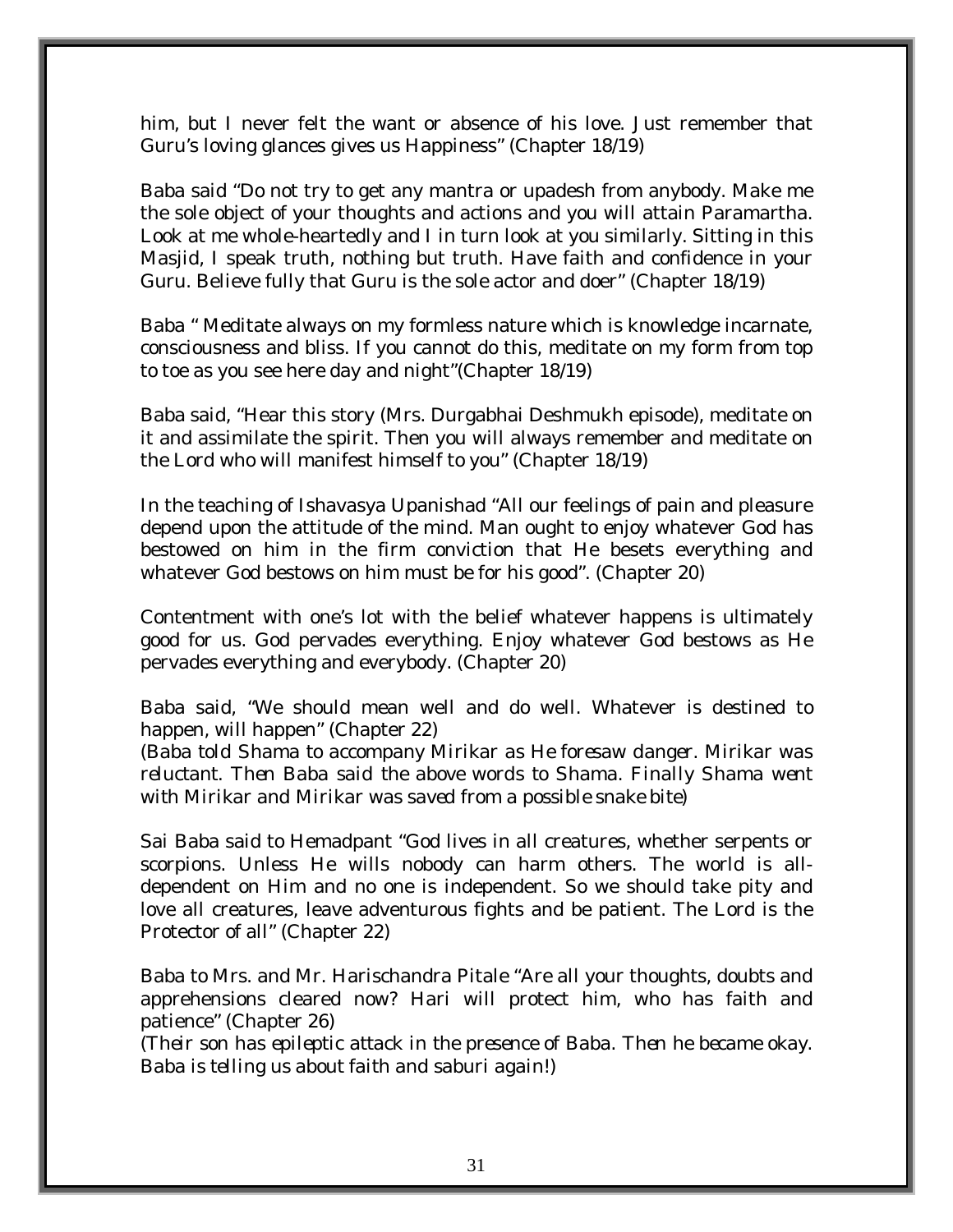him, but I never felt the want or absence of his love. Just remember that Guru's loving glances gives us Happiness" (Chapter 18/19)

Baba said "Do not try to get any mantra or upadesh from anybody. Make me the sole object of your thoughts and actions and you will attain Paramartha. Look at me whole-heartedly and I in turn look at you similarly. Sitting in this Masjid, I speak truth, nothing but truth. Have faith and confidence in your Guru. Believe fully that Guru is the sole actor and doer" (Chapter 18/19)

Baba " Meditate always on my formless nature which is knowledge incarnate, consciousness and bliss. If you cannot do this, meditate on my form from top to toe as you see here day and night"(Chapter 18/19)

Baba said, "Hear this story (Mrs. Durgabhai Deshmukh episode), meditate on it and assimilate the spirit. Then you will always remember and meditate on the Lord who will manifest himself to you" (Chapter 18/19)

In the teaching of Ishavasya Upanishad "All our feelings of pain and pleasure depend upon the attitude of the mind. Man ought to enjoy whatever God has bestowed on him in the firm conviction that He besets everything and whatever God bestows on him must be for his good". (Chapter 20)

Contentment with one's lot with the belief whatever happens is ultimately good for us. God pervades everything. Enjoy whatever God bestows as He pervades everything and everybody. (Chapter 20)

Baba said, "We should mean well and do well. Whatever is destined to happen, will happen" (Chapter 22)
*(Baba told Shama to accompany Mirikar as He foresaw danger. Mirikar was reluctant. Then Baba said the above words to Shama. Finally Shama went with Mirikar and Mirikar was saved from a possible snake bite)*

Sai Baba said to Hemadpant "God lives in all creatures, whether serpents or scorpions. Unless He wills nobody can harm others. The world is all-dependent on Him and no one is independent. So we should take pity and love all creatures, leave adventurous fights and be patient. The Lord is the Protector of all" (Chapter 22)

Baba to Mrs. and Mr. Harischandra Pitale "Are all your thoughts, doubts and apprehensions cleared now? Hari will protect him, who has faith and patience" (Chapter 26)
*(Their son has epileptic attack in the presence of Baba. Then he became okay. Baba is telling us about faith and saburi again!)*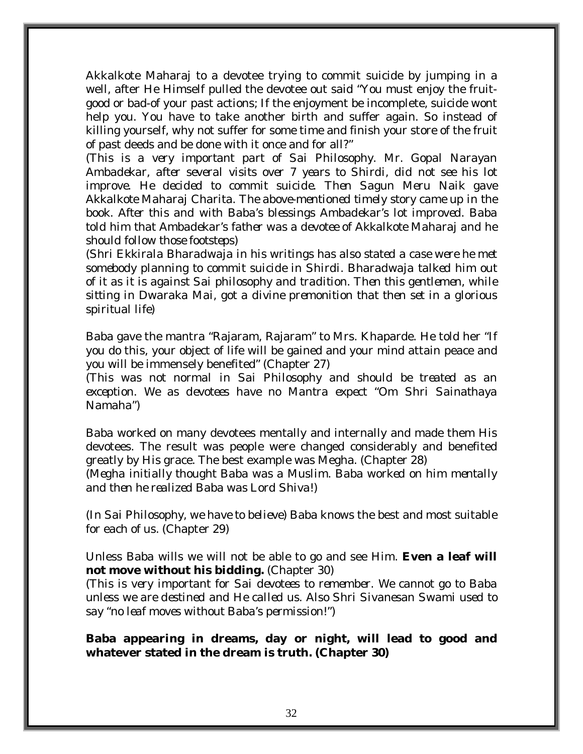Akkalkote Maharaj to a devotee trying to commit suicide by jumping in a well, after He Himself pulled the devotee out said "You must enjoy the fruit-good or bad-of your past actions; If the enjoyment be incomplete, suicide wont help you. You have to take another birth and suffer again. So instead of killing yourself, why not suffer for some time and finish your store of the fruit of past deeds and be done with it once and for all?"

*(This is a very important part of Sai Philosophy. Mr. Gopal Narayan Ambadekar, after several visits over 7 years to Shirdi, did not see his lot improve. He decided to commit suicide. Then Sagun Meru Naik gave Akkalkote Maharaj Charita. The above-mentioned timely story came up in the book. After this and with Baba's blessings Ambadekar's lot improved. Baba told him that Ambadekar's father was a devotee of Akkalkote Maharaj and he should follow those footsteps)*

*(Shri Ekkirala Bharadwaja in his writings has also stated a case were he met somebody planning to commit suicide in Shirdi. Bharadwaja talked him out of it as it is against Sai philosophy and tradition. Then this gentlemen, while sitting in Dwaraka Mai, got a divine premonition that then set in a glorious spiritual life)*

Baba gave the mantra "Rajaram, Rajaram" to Mrs. Khaparde. He told her "If you do this, your object of life will be gained and your mind attain peace and you will be immensely benefited" (Chapter 27)

*(This was not normal in Sai Philosophy and should be treated as an exception. We as devotees have no Mantra expect "Om Shri Sainathaya Namaha")*

Baba worked on many devotees mentally and internally and made them His devotees. The result was people were changed considerably and benefited greatly by His grace. The best example was Megha. (Chapter 28)

*(Megha initially thought Baba was a Muslim. Baba worked on him mentally and then he realized Baba was Lord Shiva!)*

*(In Sai Philosophy, we have to believe)* Baba knows the best and most suitable for each of us. (Chapter 29)

Unless Baba wills we will not be able to go and see Him. **Even a leaf will not move without his bidding.** (Chapter 30)

*(This is very important for Sai devotees to remember. We cannot go to Baba unless we are destined and He called us. Also Shri Sivanesan Swami used to say "no leaf moves without Baba's permission!")*

**Baba appearing in dreams, day or night, will lead to good and whatever stated in the dream is truth. (Chapter 30)**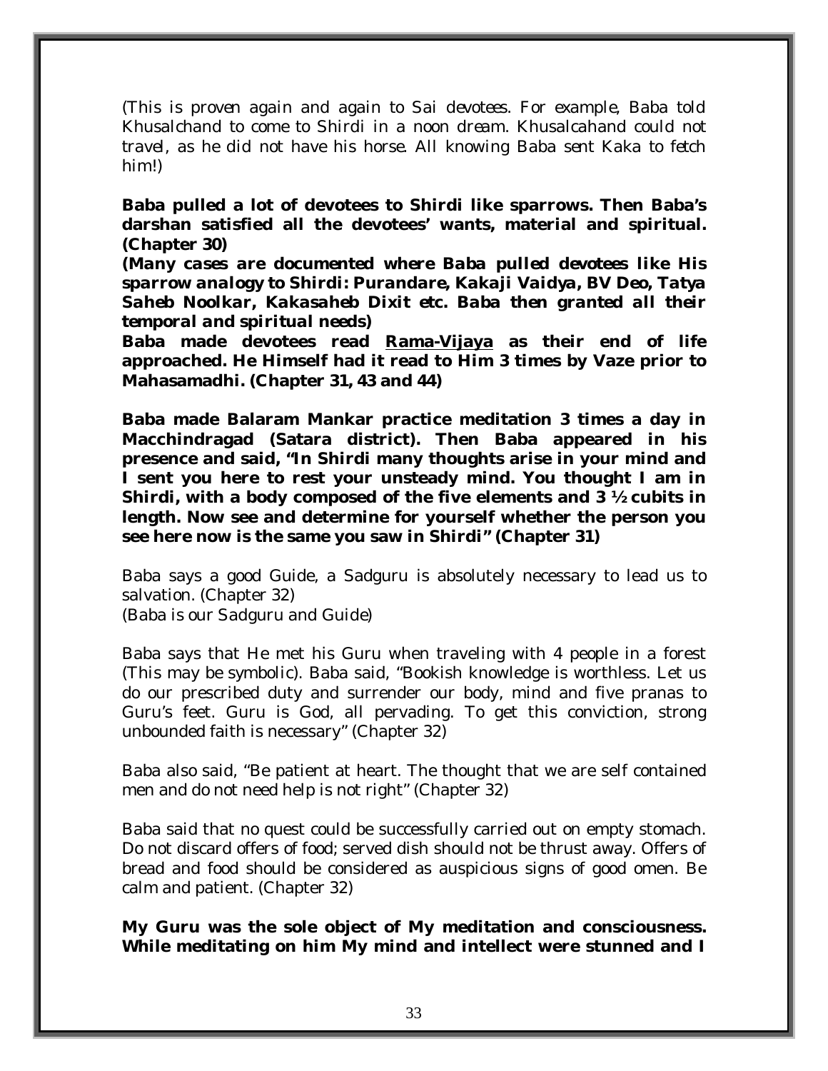(This is proven again and again to Sai devotees. For example, Baba told Khusalchand to come to Shirdi in a noon dream. Khusalcahand could not travel, as he did not have his horse. All knowing Baba sent Kaka to fetch him!)

**Baba pulled a lot of devotees to Shirdi like sparrows. Then Baba's darshan satisfied all the devotees' wants, material and spiritual. (Chapter 30)**
***(Many cases are documented where Baba pulled devotees like His sparrow analogy to Shirdi: Purandare, Kakaji Vaidya, BV Deo, Tatya Saheb Noolkar, Kakasaheb Dixit etc. Baba then granted all their temporal and spiritual needs)***
**Baba made devotees read <u>Rama-Vijaya</u> as their end of life approached. He Himself had it read to Him 3 times by Vaze prior to Mahasamadhi. (Chapter 31, 43 and 44)**

**Baba made Balaram Mankar practice meditation 3 times a day in Macchindragad (Satara district). Then Baba appeared in his presence and said, "In Shirdi many thoughts arise in your mind and I sent you here to rest your unsteady mind. You thought I am in Shirdi, with a body composed of the five elements and 3 ½ cubits in length. Now see and determine for yourself whether the person you see here now is the same you saw in Shirdi" (Chapter 31)**

Baba says a good Guide, a Sadguru is absolutely necessary to lead us to salvation. (Chapter 32)
*(Baba is our Sadguru and Guide)*

Baba says that He met his Guru when traveling with 4 people in a forest (This may be symbolic). Baba said, "Bookish knowledge is worthless. Let us do our prescribed duty and surrender our body, mind and five pranas to Guru's feet. Guru is God, all pervading. To get this conviction, strong unbounded faith is necessary" (Chapter 32)

Baba also said, "Be patient at heart. The thought that we are self contained men and do not need help is not right" (Chapter 32)

Baba said that no quest could be successfully carried out on empty stomach. Do not discard offers of food; served dish should not be thrust away. Offers of bread and food should be considered as auspicious signs of good omen. Be calm and patient. (Chapter 32)

**My Guru was the sole object of My meditation and consciousness. While meditating on him My mind and intellect were stunned and I**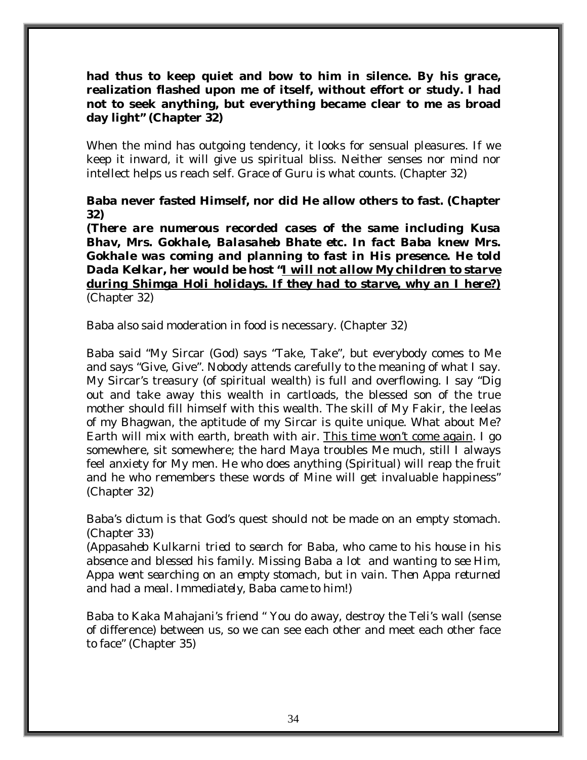**had thus to keep quiet and bow to him in silence. By his grace, realization flashed upon me of itself, without effort or study. I had not to seek anything, but everything became clear to me as broad day light" (Chapter 32)**

When the mind has outgoing tendency, it looks for sensual pleasures. If we keep it inward, it will give us spiritual bliss. Neither senses nor mind nor intellect helps us reach self. Grace of Guru is what counts. (Chapter 32)

**Baba never fasted Himself, nor did He allow others to fast. (Chapter 32)**
***(There are numerous recorded cases of the same including Kusa Bhav, Mrs. Gokhale, Balasaheb Bhate etc. In fact Baba knew Mrs. Gokhale was coming and planning to fast in His presence. He told Dada Kelkar, her would be host "<u>I will not allow My children to starve during Shimga Holi holidays. If they had to starve, why an I here?)</u>***
(Chapter 32)

Baba also said moderation in food is necessary. (Chapter 32)

Baba said "My Sircar (God) says "Take, Take", but everybody comes to Me and says "Give, Give". Nobody attends carefully to the meaning of what I say. My Sircar's treasury (of spiritual wealth) is full and overflowing. I say "Dig out and take away this wealth in cartloads, the blessed son of the true mother should fill himself with this wealth. The skill of My Fakir, the leelas of my Bhagwan, the aptitude of my Sircar is quite unique. What about Me? Earth will mix with earth, breath with air. <u>This time won't come again</u>. I go somewhere, sit somewhere; the hard Maya troubles Me much, still I always feel anxiety for My men. He who does anything (Spiritual) will reap the fruit and he who remembers these words of Mine will get invaluable happiness" (Chapter 32)

Baba's dictum is that God's quest should not be made on an empty stomach. (Chapter 33)
*(Appasaheb Kulkarni tried to search for Baba, who came to his house in his absence and blessed his family. Missing Baba a lot and wanting to see Him, Appa went searching on an empty stomach, but in vain. Then Appa returned and had a meal. Immediately, Baba came to him!)*

Baba to Kaka Mahajani's friend " You do away, destroy the Teli's wall (sense of difference) between us, so we can see each other and meet each other face to face" (Chapter 35)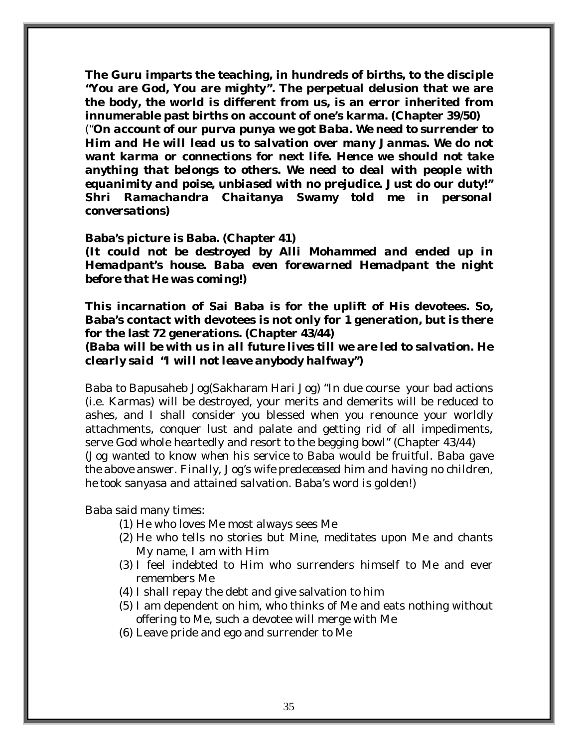**The Guru imparts the teaching, in hundreds of births, to the disciple "You are God, You are mighty". The perpetual delusion that we are the body, the world is different from us, is an error inherited from innumerable past births on account of one's karma. (Chapter 39/50)**
(*"**On account of our purva punya we got Baba. We need to surrender to Him and He will lead us to salvation over many Janmas. We do not want karma or connections for next life. Hence we should not take anything that belongs to others. We need to deal with people with equanimity and poise, unbiased with no prejudice. Just do our duty!" Shri Ramachandra Chaitanya Swamy told me in personal conversations**)*

**Baba's picture is Baba. (Chapter 41)**
***(It could not be destroyed by Alli Mohammed and ended up in Hemadpant's house. Baba even forewarned Hemadpant the night before that He was coming!)***

**This incarnation of Sai Baba is for the uplift of His devotees. So, Baba's contact with devotees is not only for 1 generation, but is there for the last 72 generations. (Chapter 43/44)**
***(Baba will be with us in all future lives till we are led to salvation. He clearly said "I will not leave anybody halfway")***

Baba to Bapusaheb Jog(Sakharam Hari Jog) "In due course your bad actions (i.e. Karmas) will be destroyed, your merits and demerits will be reduced to ashes, and I shall consider you blessed when you renounce your worldly attachments, conquer lust and palate and getting rid of all impediments, serve God whole heartedly and resort to the begging bowl" (Chapter 43/44)
*(Jog wanted to know when his service to Baba would be fruitful. Baba gave the above answer. Finally, Jog's wife predeceased him and having no children, he took sanyasa and attained salvation. Baba's word is golden!)*

Baba said many times:

(1) He who loves Me most always sees Me
(2) He who tells no stories but Mine, meditates upon Me and chants My name, I am with Him
(3) I feel indebted to Him who surrenders himself to Me and ever remembers Me
(4) I shall repay the debt and give salvation to him
(5) I am dependent on him, who thinks of Me and eats nothing without offering to Me, such a devotee will merge with Me
(6) Leave pride and ego and surrender to Me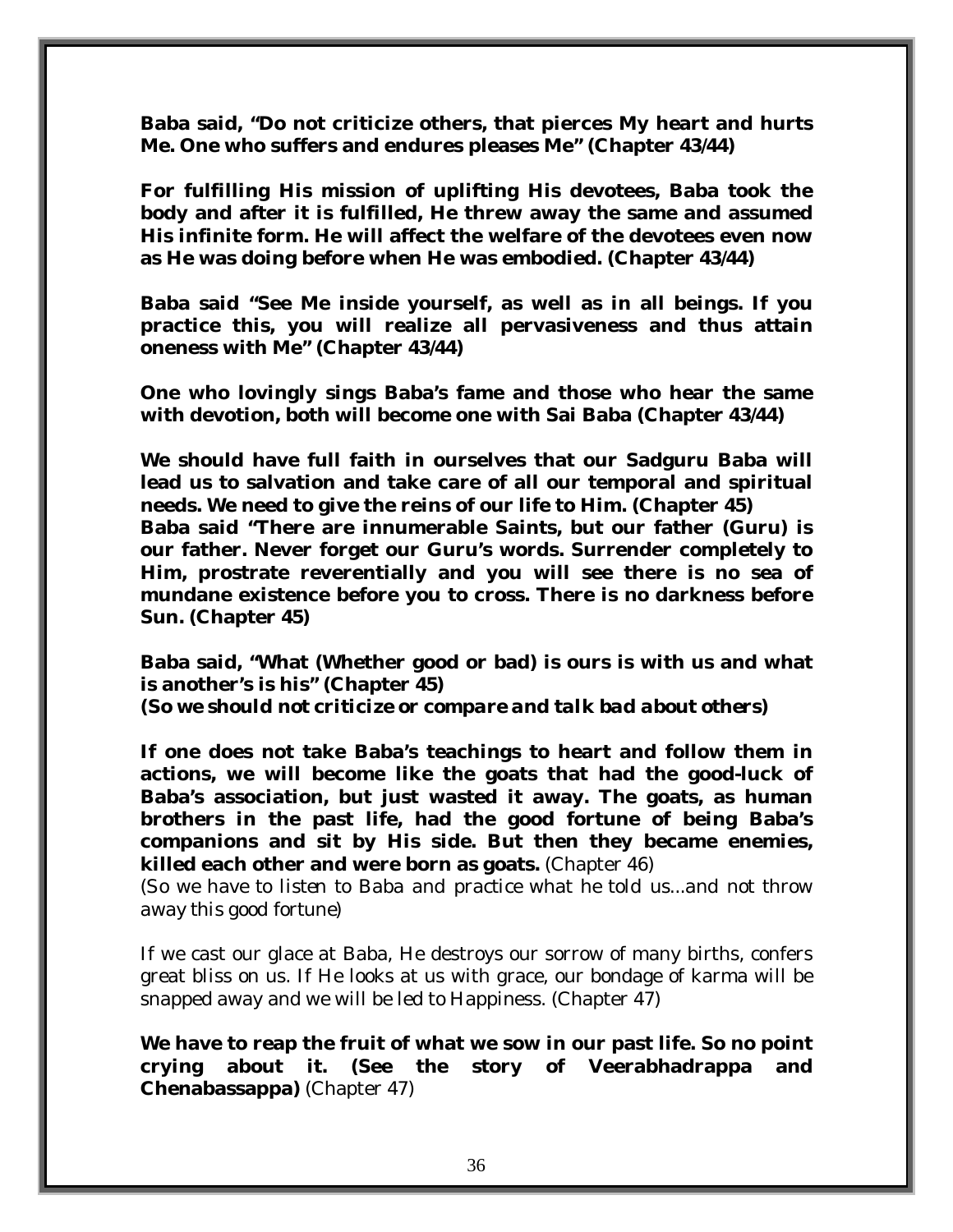**Baba said, "Do not criticize others, that pierces My heart and hurts Me. One who suffers and endures pleases Me" (Chapter 43/44)**

**For fulfilling His mission of uplifting His devotees, Baba took the body and after it is fulfilled, He threw away the same and assumed His infinite form. He will affect the welfare of the devotees even now as He was doing before when He was embodied. (Chapter 43/44)**

**Baba said "See Me inside yourself, as well as in all beings. If you practice this, you will realize all pervasiveness and thus attain oneness with Me" (Chapter 43/44)**

**One who lovingly sings Baba's fame and those who hear the same with devotion, both will become one with Sai Baba (Chapter 43/44)**

**We should have full faith in ourselves that our Sadguru Baba will lead us to salvation and take care of all our temporal and spiritual needs. We need to give the reins of our life to Him. (Chapter 45)**
**Baba said "There are innumerable Saints, but our father (Guru) is our father. Never forget our Guru's words. Surrender completely to Him, prostrate reverentially and you will see there is no sea of mundane existence before you to cross. There is no darkness before Sun. (Chapter 45)**

**Baba said, "What (Whether good or bad) is ours is with us and what is another's is his" (Chapter 45)**
***(So we should not criticize or compare and talk bad about others)***

**If one does not take Baba's teachings to heart and follow them in actions, we will become like the goats that had the good-luck of Baba's association, but just wasted it away. The goats, as human brothers in the past life, had the good fortune of being Baba's companions and sit by His side. But then they became enemies, killed each other and were born as goats.** (Chapter 46)
*(So we have to listen to Baba and practice what he told us...and not throw away this good fortune)*

If we cast our glace at Baba, He destroys our sorrow of many births, confers great bliss on us. If He looks at us with grace, our bondage of karma will be snapped away and we will be led to Happiness. (Chapter 47)

**We have to reap the fruit of what we sow in our past life. So no point crying about it. (See the story of Veerabhadrappa and Chenabassappa)** (Chapter 47)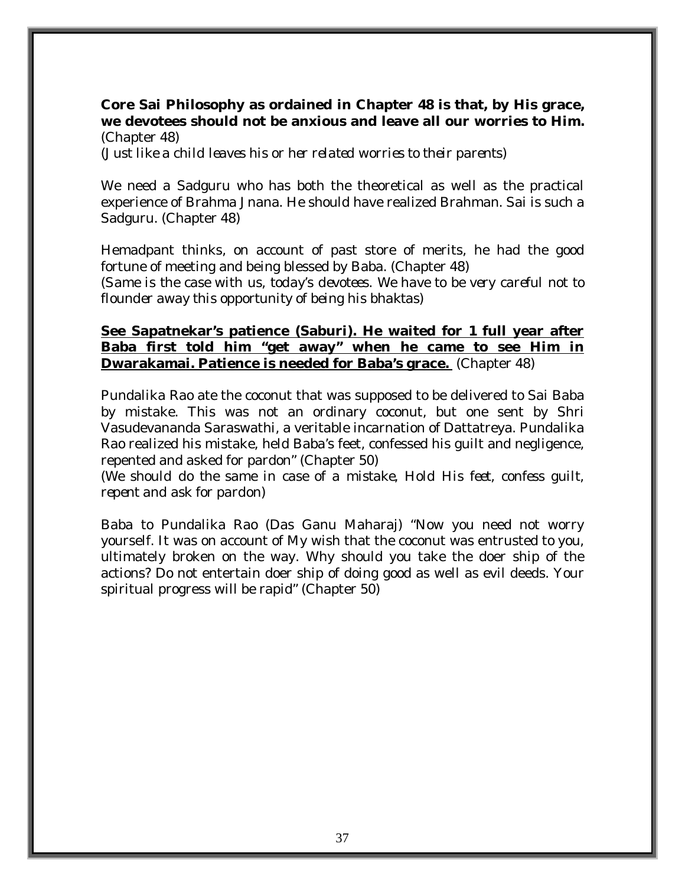**Core Sai Philosophy as ordained in Chapter 48 is that, by His grace, we devotees should not be anxious and leave all our worries to Him.** (Chapter 48)
*(Just like a child leaves his or her related worries to their parents)*

We need a Sadguru who has both the theoretical as well as the practical experience of Brahma Jnana. He should have realized Brahman. Sai is such a Sadguru. (Chapter 48)

Hemadpant thinks, on account of past store of merits, he had the good fortune of meeting and being blessed by Baba. (Chapter 48)
*(Same is the case with us, today's devotees. We have to be very careful not to flounder away this opportunity of being his bhaktas)*

**<u>See Sapatnekar's patience (Saburi). He waited for 1 full year after Baba first told him "get away" when he came to see Him in Dwarakamai. Patience is needed for Baba's grace.</u>** (Chapter 48)

Pundalika Rao ate the coconut that was supposed to be delivered to Sai Baba by mistake. This was not an ordinary coconut, but one sent by Shri Vasudevananda Saraswathi, a veritable incarnation of Dattatreya. Pundalika Rao realized his mistake, held Baba's feet, confessed his guilt and negligence, repented and asked for pardon" (Chapter 50)
*(We should do the same in case of a mistake, Hold His feet, confess guilt, repent and ask for pardon)*

Baba to Pundalika Rao (Das Ganu Maharaj) "Now you need not worry yourself. It was on account of My wish that the coconut was entrusted to you, ultimately broken on the way. Why should you take the doer ship of the actions? Do not entertain doer ship of doing good as well as evil deeds. Your spiritual progress will be rapid" (Chapter 50)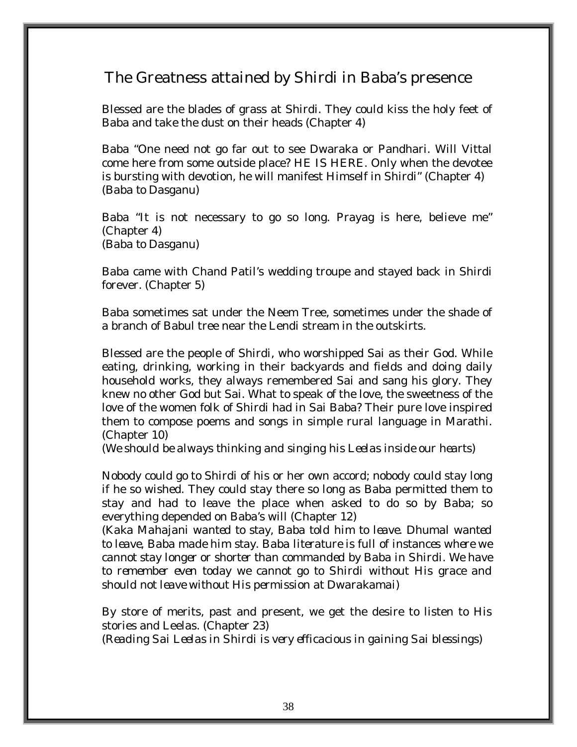## The Greatness attained by Shirdi in Baba's presence

Blessed are the blades of grass at Shirdi. They could kiss the holy feet of Baba and take the dust on their heads (Chapter 4)

Baba "One need not go far out to see Dwaraka or Pandhari. Will Vittal come here from some outside place? HE IS HERE. Only when the devotee is bursting with devotion, he will manifest Himself in Shirdi" (Chapter 4)
*(Baba to Dasganu)*

Baba "It is not necessary to go so long. Prayag is here, believe me" (Chapter 4)
*(Baba to Dasganu)*

Baba came with Chand Patil's wedding troupe and stayed back in Shirdi forever. (Chapter 5)

Baba sometimes sat under the Neem Tree, sometimes under the shade of a branch of Babul tree near the Lendi stream in the outskirts.

Blessed are the people of Shirdi, who worshipped Sai as their God. While eating, drinking, working in their backyards and fields and doing daily household works, they always remembered Sai and sang his glory. They knew no other God but Sai. What to speak of the love, the sweetness of the love of the women folk of Shirdi had in Sai Baba? Their pure love inspired them to compose poems and songs in simple rural language in Marathi. (Chapter 10)
*(We should be always thinking and singing his Leelas inside our hearts)*

Nobody could go to Shirdi of his or her own accord; nobody could stay long if he so wished. They could stay there so long as Baba permitted them to stay and had to leave the place when asked to do so by Baba; so everything depended on Baba's will (Chapter 12)
*(Kaka Mahajani wanted to stay, Baba told him to leave. Dhumal wanted to leave, Baba made him stay. Baba literature is full of instances where we cannot stay longer or shorter than commanded by Baba in Shirdi. We have to remember even today we cannot go to Shirdi without His grace and should not leave without His permission at Dwarakamai)*

By store of merits, past and present, we get the desire to listen to His stories and Leelas. (Chapter 23)
*(Reading Sai Leelas in Shirdi is very efficacious in gaining Sai blessings)*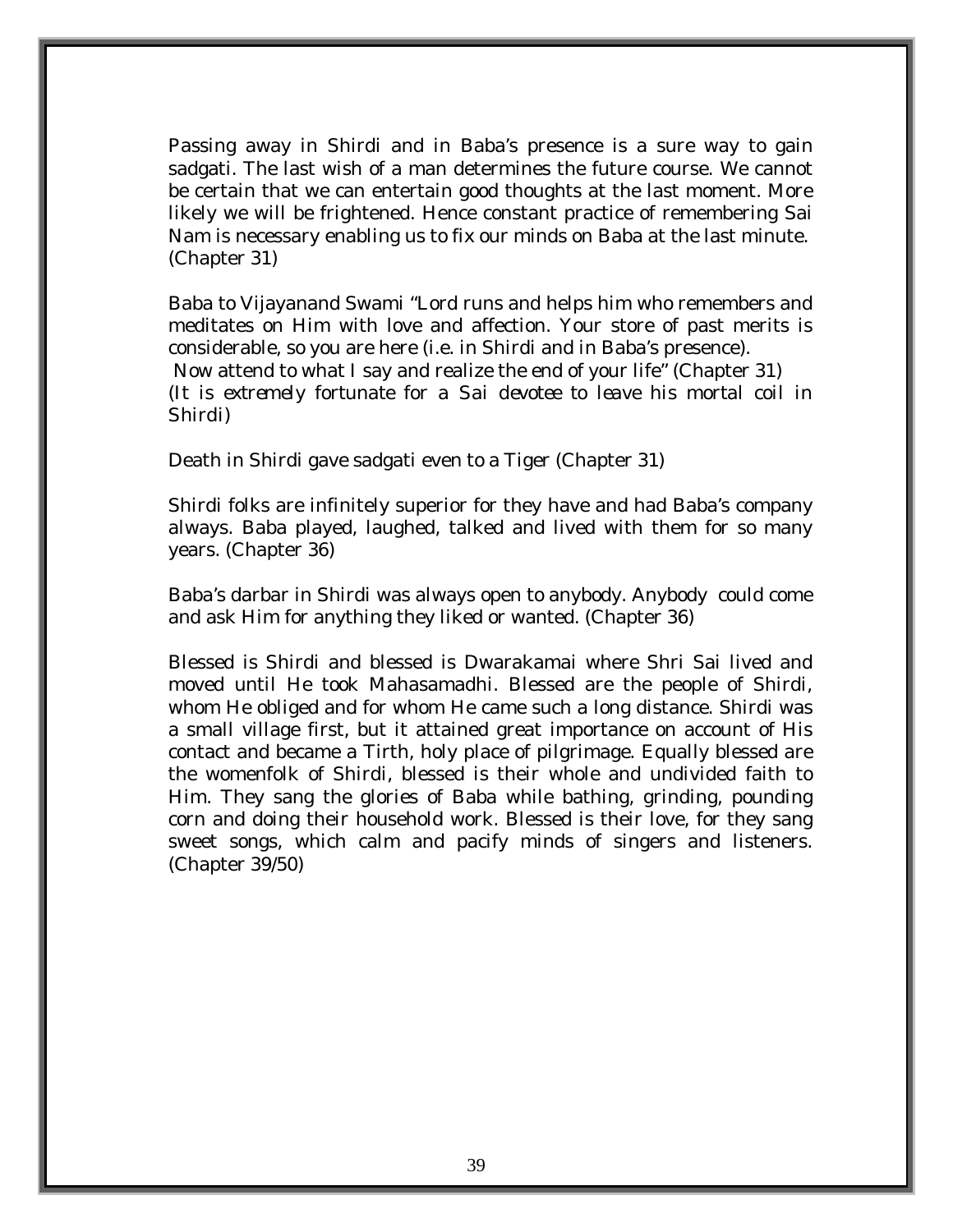Passing away in Shirdi and in Baba's presence is a sure way to gain sadgati. The last wish of a man determines the future course. We cannot be certain that we can entertain good thoughts at the last moment. More likely we will be frightened. Hence constant practice of remembering Sai Nam is necessary enabling us to fix our minds on Baba at the last minute. (Chapter 31)

Baba to Vijayanand Swami "Lord runs and helps him who remembers and meditates on Him with love and affection. Your store of past merits is considerable, so you are here (i.e. in Shirdi and in Baba's presence). Now attend to what I say and realize the end of your life" (Chapter 31) (It is extremely fortunate for a Sai devotee to leave his mortal coil in Shirdi)

Death in Shirdi gave sadgati even to a Tiger (Chapter 31)

Shirdi folks are infinitely superior for they have and had Baba's company always. Baba played, laughed, talked and lived with them for so many years. (Chapter 36)

Baba's darbar in Shirdi was always open to anybody. Anybody could come and ask Him for anything they liked or wanted. (Chapter 36)

Blessed is Shirdi and blessed is Dwarakamai where Shri Sai lived and moved until He took Mahasamadhi. Blessed are the people of Shirdi, whom He obliged and for whom He came such a long distance. Shirdi was a small village first, but it attained great importance on account of His contact and became a Tirth, holy place of pilgrimage. Equally blessed are the womenfolk of Shirdi, blessed is their whole and undivided faith to Him. They sang the glories of Baba while bathing, grinding, pounding corn and doing their household work. Blessed is their love, for they sang sweet songs, which calm and pacify minds of singers and listeners. (Chapter 39/50)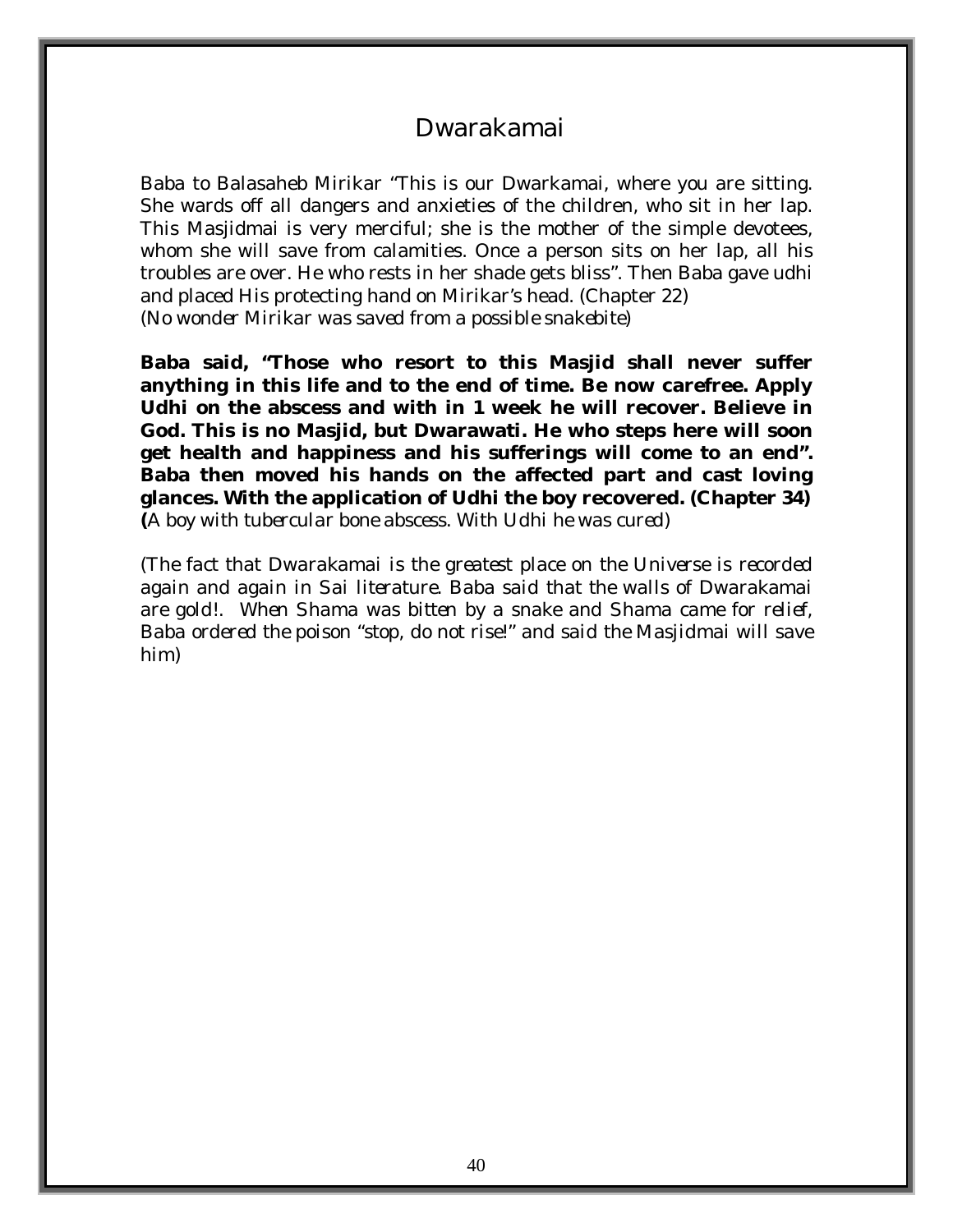# Dwarakamai

Baba to Balasaheb Mirikar "This is our Dwarkamai, where you are sitting. She wards off all dangers and anxieties of the children, who sit in her lap. This Masjidmai is very merciful; she is the mother of the simple devotees, whom she will save from calamities. Once a person sits on her lap, all his troubles are over. He who rests in her shade gets bliss". Then Baba gave udhi and placed His protecting hand on Mirikar's head. (Chapter 22)
*(No wonder Mirikar was saved from a possible snakebite)*

**Baba said, "Those who resort to this Masjid shall never suffer anything in this life and to the end of time. Be now carefree. Apply Udhi on the abscess and with in 1 week he will recover. Believe in God. This is no Masjid, but Dwarawati. He who steps here will soon get health and happiness and his sufferings will come to an end". Baba then moved his hands on the affected part and cast loving glances. With the application of Udhi the boy recovered. (Chapter 34)**
**(**A boy with tubercular bone abscess. With Udhi he was cured)

*(The fact that Dwarakamai is the greatest place on the Universe is recorded again and again in Sai literature. Baba said that the walls of Dwarakamai are gold!. When Shama was bitten by a snake and Shama came for relief, Baba ordered the poison "stop, do not rise!" and said the Masjidmai will save him)*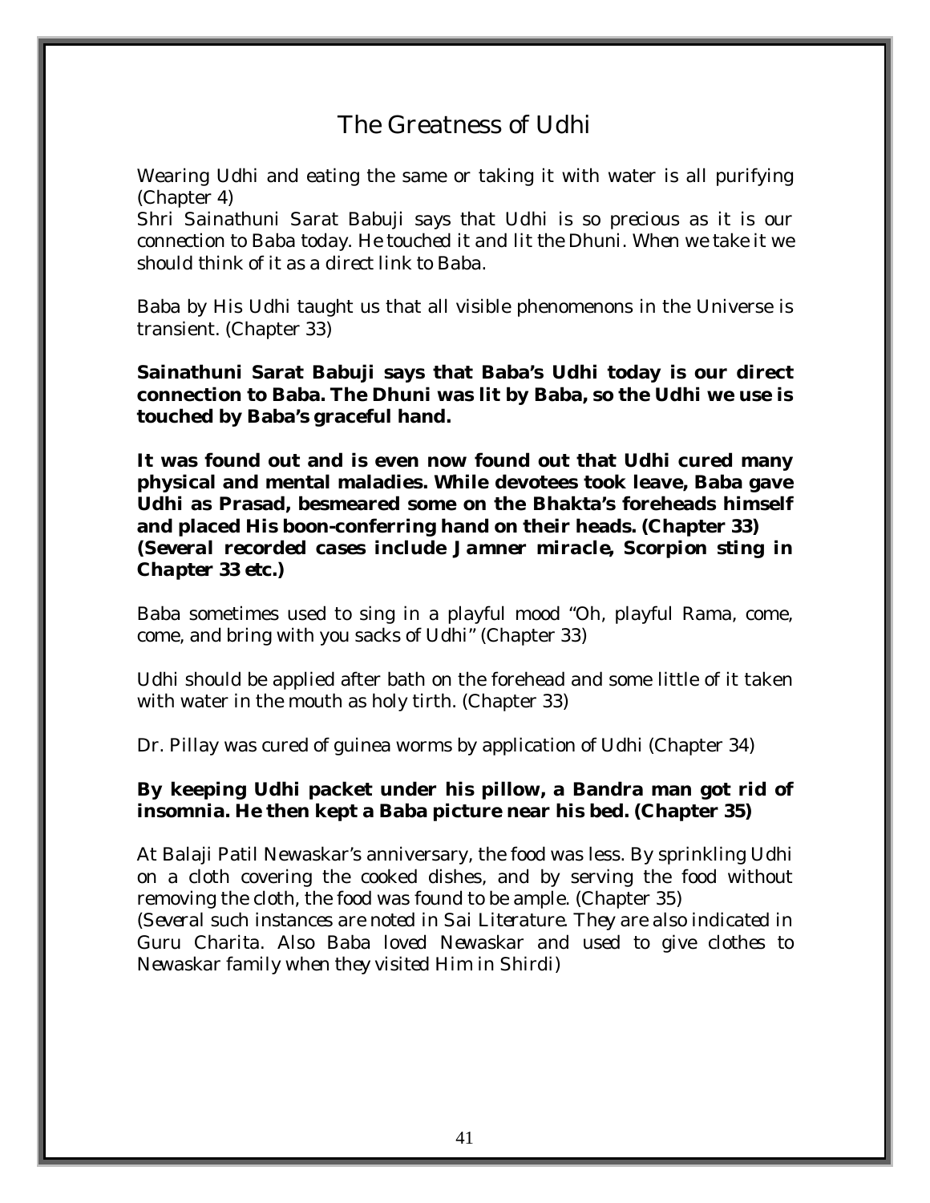# The Greatness of Udhi

Wearing Udhi and eating the same or taking it with water is all purifying (Chapter 4)
Shri Sainathuni Sarat Babuji says that Udhi is so precious as it is our connection to Baba today. He touched it and lit the Dhuni. When we take it we should think of it as a direct link to Baba.

Baba by His Udhi taught us that all visible phenomenons in the Universe is transient. (Chapter 33)

**Sainathuni Sarat Babuji says that Baba's Udhi today is our direct connection to Baba. The Dhuni was lit by Baba, so the Udhi we use is touched by Baba's graceful hand.**

**It was found out and is even now found out that Udhi cured many physical and mental maladies. While devotees took leave, Baba gave Udhi as Prasad, besmeared some on the Bhakta's foreheads himself and placed His boon-conferring hand on their heads. (Chapter 33)**
***(Several recorded cases include Jamner miracle, Scorpion sting in Chapter 33 etc.)***

Baba sometimes used to sing in a playful mood "Oh, playful Rama, come, come, and bring with you sacks of Udhi" (Chapter 33)

Udhi should be applied after bath on the forehead and some little of it taken with water in the mouth as holy tirth. (Chapter 33)

Dr. Pillay was cured of guinea worms by application of Udhi (Chapter 34)

**By keeping Udhi packet under his pillow, a Bandra man got rid of insomnia. He then kept a Baba picture near his bed. (Chapter 35)**

At Balaji Patil Newaskar's anniversary, the food was less. By sprinkling Udhi on a cloth covering the cooked dishes, and by serving the food without removing the cloth, the food was found to be ample. (Chapter 35)
(Several such instances are noted in Sai Literature. They are also indicated in Guru Charita. Also Baba loved Newaskar and used to give clothes to Newaskar family when they visited Him in Shirdi)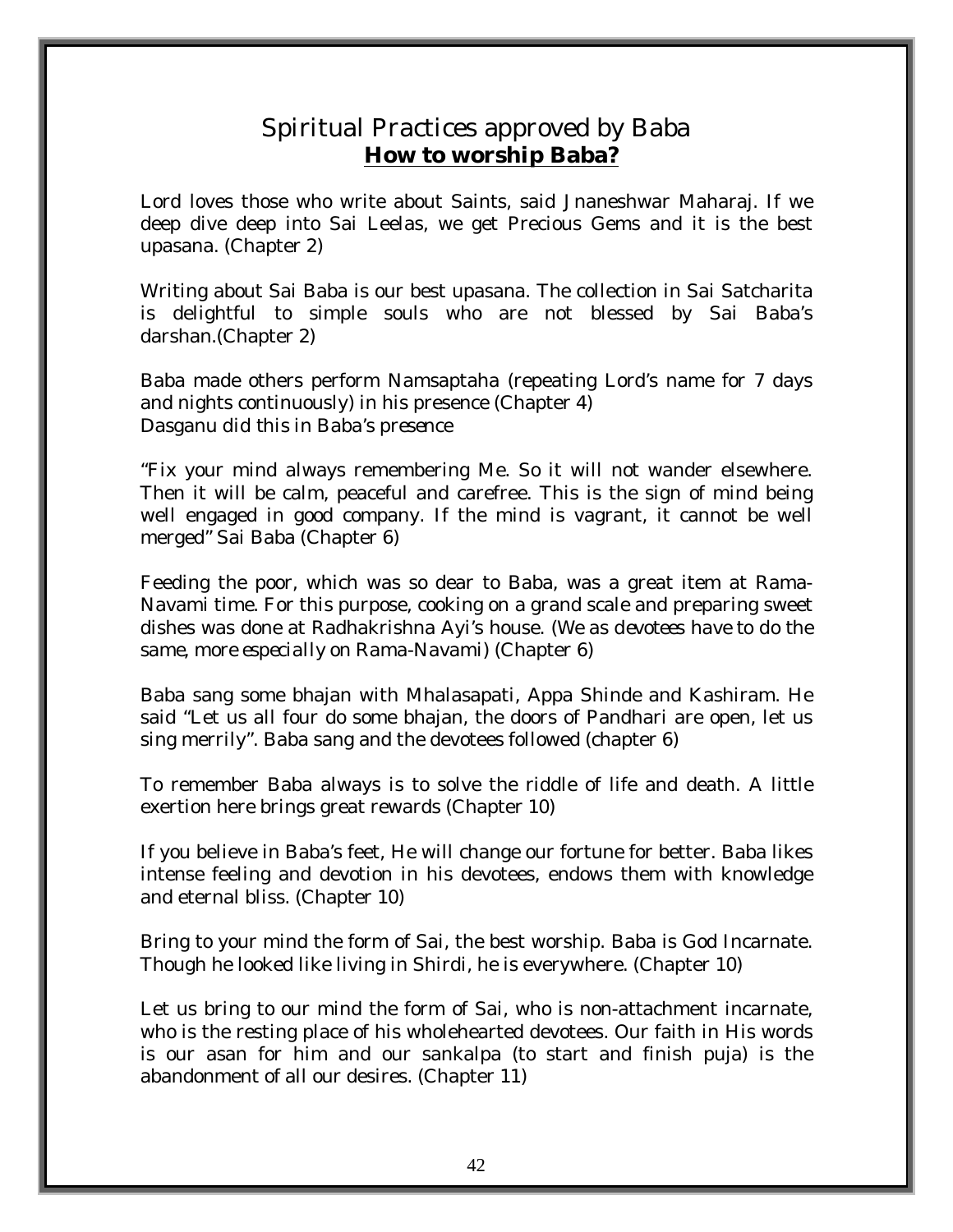## Spiritual Practices approved by Baba

### **How to worship Baba?**

Lord loves those who write about Saints, said Jnaneshwar Maharaj. If we deep dive deep into Sai Leelas, we get Precious Gems and it is the best upasana. (Chapter 2)

Writing about Sai Baba is our best upasana. The collection in Sai Satcharita is delightful to simple souls who are not blessed by Sai Baba's darshan.(Chapter 2)

Baba made others perform Namsaptaha (repeating Lord's name for 7 days and nights continuously) in his presence (Chapter 4)
Dasganu did this in Baba's presence

"Fix your mind always remembering Me. So it will not wander elsewhere. Then it will be calm, peaceful and carefree. This is the sign of mind being well engaged in good company. If the mind is vagrant, it cannot be well merged" Sai Baba (Chapter 6)

Feeding the poor, which was so dear to Baba, was a great item at Rama-Navami time. For this purpose, cooking on a grand scale and preparing sweet dishes was done at Radhakrishna Ayi's house. (We as devotees have to do the same, more especially on Rama-Navami) (Chapter 6)

Baba sang some bhajan with Mhalasapati, Appa Shinde and Kashiram. He said "Let us all four do some bhajan, the doors of Pandhari are open, let us sing merrily". Baba sang and the devotees followed (chapter 6)

To remember Baba always is to solve the riddle of life and death. A little exertion here brings great rewards (Chapter 10)

If you believe in Baba's feet, He will change our fortune for better. Baba likes intense feeling and devotion in his devotees, endows them with knowledge and eternal bliss. (Chapter 10)

Bring to your mind the form of Sai, the best worship. Baba is God Incarnate. Though he looked like living in Shirdi, he is everywhere. (Chapter 10)

Let us bring to our mind the form of Sai, who is non-attachment incarnate, who is the resting place of his wholehearted devotees. Our faith in His words is our asan for him and our sankalpa (to start and finish puja) is the abandonment of all our desires. (Chapter 11)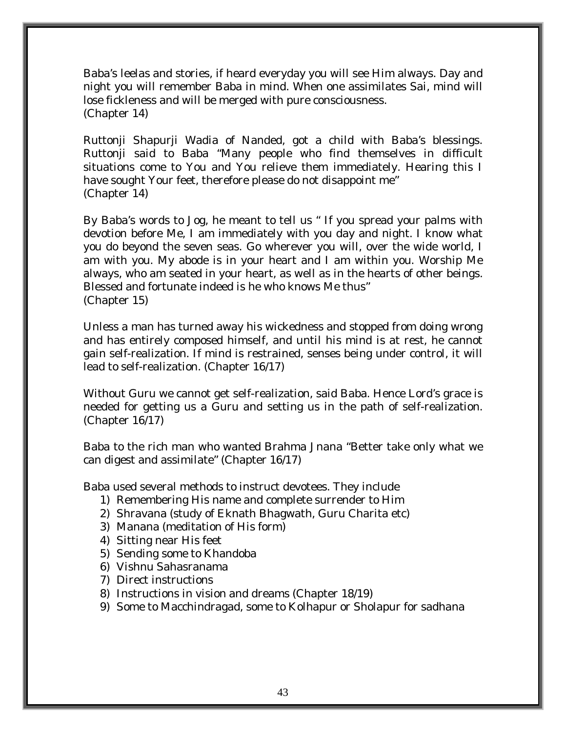Baba's leelas and stories, if heard everyday you will see Him always. Day and night you will remember Baba in mind. When one assimilates Sai, mind will lose fickleness and will be merged with pure consciousness.
(Chapter 14)

Ruttonji Shapurji Wadia of Nanded, got a child with Baba's blessings. Ruttonji said to Baba "Many people who find themselves in difficult situations come to You and You relieve them immediately. Hearing this I have sought Your feet, therefore please do not disappoint me"
(Chapter 14)

By Baba's words to Jog, he meant to tell us " If you spread your palms with devotion before Me, I am immediately with you day and night. I know what you do beyond the seven seas. Go wherever you will, over the wide world, I am with you. My abode is in your heart and I am within you. Worship Me always, who am seated in your heart, as well as in the hearts of other beings. Blessed and fortunate indeed is he who knows Me thus"
(Chapter 15)

Unless a man has turned away his wickedness and stopped from doing wrong and has entirely composed himself, and until his mind is at rest, he cannot gain self-realization. If mind is restrained, senses being under control, it will lead to self-realization. (Chapter 16/17)

Without Guru we cannot get self-realization, said Baba. Hence Lord's grace is needed for getting us a Guru and setting us in the path of self-realization. (Chapter 16/17)

Baba to the rich man who wanted Brahma Jnana "Better take only what we can digest and assimilate" (Chapter 16/17)

Baba used several methods to instruct devotees. They include

1) Remembering His name and complete surrender to Him
2) Shravana (study of Eknath Bhagwath, Guru Charita etc)
3) Manana (meditation of His form)
4) Sitting near His feet
5) Sending some to Khandoba
6) Vishnu Sahasranama
7) Direct instructions
8) Instructions in vision and dreams (Chapter 18/19)
9) Some to Macchindragad, some to Kolhapur or Sholapur for sadhana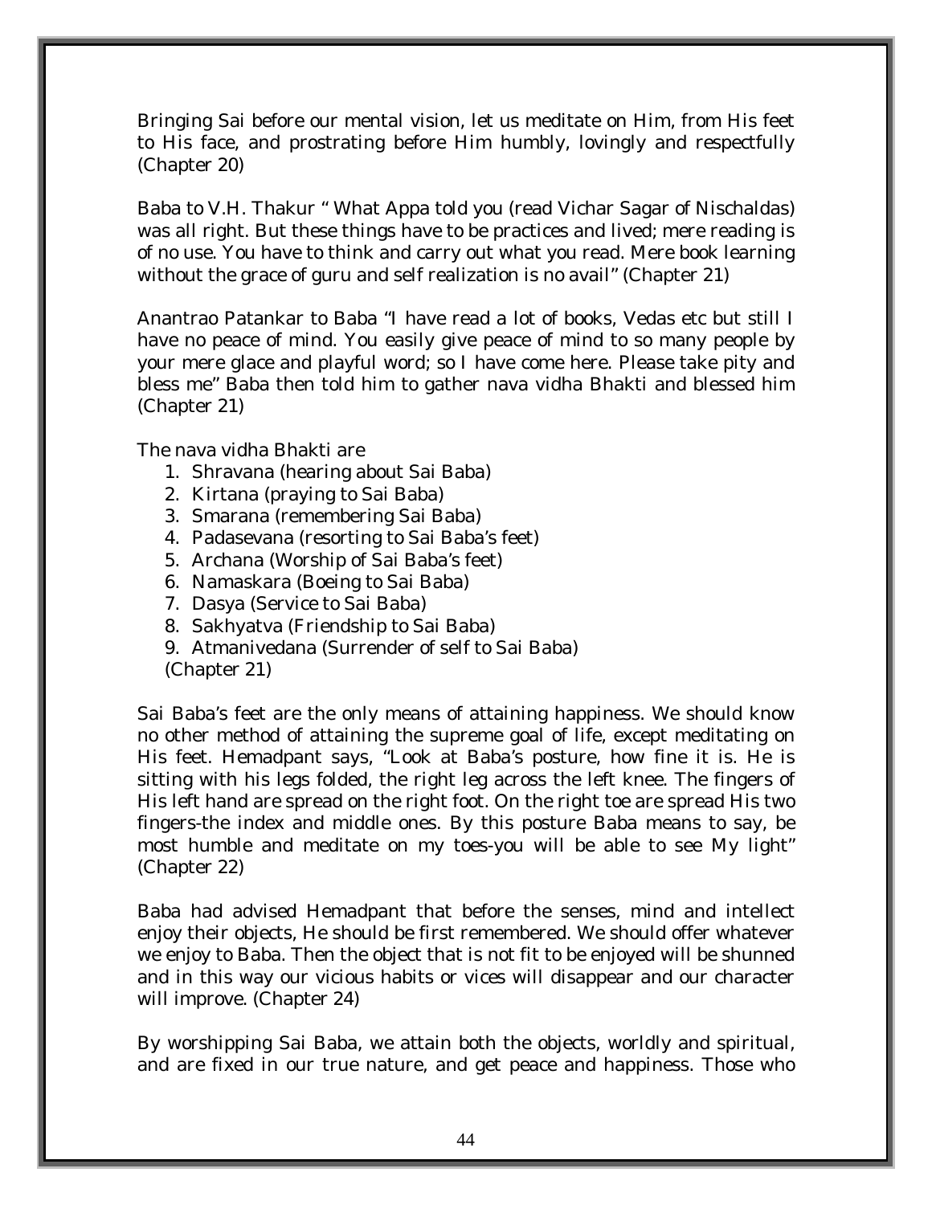Bringing Sai before our mental vision, let us meditate on Him, from His feet to His face, and prostrating before Him humbly, lovingly and respectfully (Chapter 20)

Baba to V.H. Thakur " What Appa told you (read Vichar Sagar of Nischaldas) was all right. But these things have to be practices and lived; mere reading is of no use. You have to think and carry out what you read. Mere book learning without the grace of guru and self realization is no avail" (Chapter 21)

Anantrao Patankar to Baba "I have read a lot of books, Vedas etc but still I have no peace of mind. You easily give peace of mind to so many people by your mere glace and playful word; so I have come here. Please take pity and bless me" Baba then told him to gather nava vidha Bhakti and blessed him (Chapter 21)

The nava vidha Bhakti are

1. Shravana (hearing about Sai Baba)
2. Kirtana (praying to Sai Baba)
3. Smarana (remembering Sai Baba)
4. Padasevana (resorting to Sai Baba's feet)
5. Archana (Worship of Sai Baba's feet)
6. Namaskara (Boeing to Sai Baba)
7. Dasya (Service to Sai Baba)
8. Sakhyatva (Friendship to Sai Baba)
9. Atmanivedana (Surrender of self to Sai Baba)

(Chapter 21)

Sai Baba's feet are the only means of attaining happiness. We should know no other method of attaining the supreme goal of life, except meditating on His feet. Hemadpant says, "Look at Baba's posture, how fine it is. He is sitting with his legs folded, the right leg across the left knee. The fingers of His left hand are spread on the right foot. On the right toe are spread His two fingers-the index and middle ones. By this posture Baba means to say, be most humble and meditate on my toes-you will be able to see My light" (Chapter 22)

Baba had advised Hemadpant that before the senses, mind and intellect enjoy their objects, He should be first remembered. We should offer whatever we enjoy to Baba. Then the object that is not fit to be enjoyed will be shunned and in this way our vicious habits or vices will disappear and our character will improve. (Chapter 24)

By worshipping Sai Baba, we attain both the objects, worldly and spiritual, and are fixed in our true nature, and get peace and happiness. Those who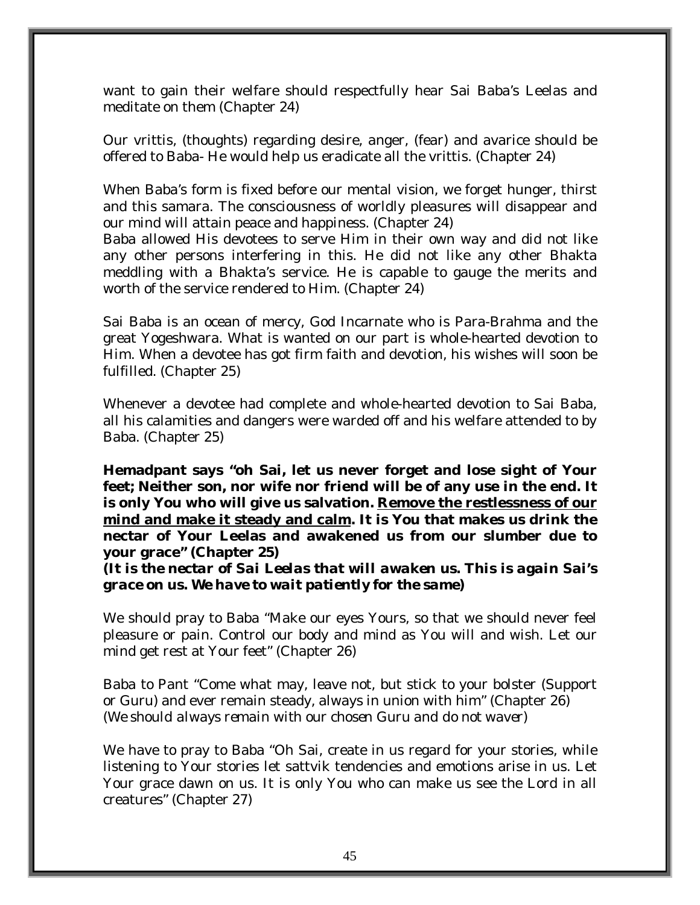want to gain their welfare should respectfully hear Sai Baba's Leelas and meditate on them (Chapter 24)

Our vrittis, (thoughts) regarding desire, anger, (fear) and avarice should be offered to Baba- He would help us eradicate all the vrittis. (Chapter 24)

When Baba's form is fixed before our mental vision, we forget hunger, thirst and this samara. The consciousness of worldly pleasures will disappear and our mind will attain peace and happiness. (Chapter 24)
Baba allowed His devotees to serve Him in their own way and did not like any other persons interfering in this. He did not like any other Bhakta meddling with a Bhakta's service. He is capable to gauge the merits and worth of the service rendered to Him. (Chapter 24)

Sai Baba is an ocean of mercy, God Incarnate who is Para-Brahma and the great Yogeshwara. What is wanted on our part is whole-hearted devotion to Him. When a devotee has got firm faith and devotion, his wishes will soon be fulfilled. (Chapter 25)

Whenever a devotee had complete and whole-hearted devotion to Sai Baba, all his calamities and dangers were warded off and his welfare attended to by Baba. (Chapter 25)

**Hemadpant says "oh Sai, let us never forget and lose sight of Your feet; Neither son, nor wife nor friend will be of any use in the end. It is only You who will give us salvation. <u>Remove the restlessness of our mind and make it steady and calm</u>. It is You that makes us drink the nectar of Your Leelas and awakened us from our slumber due to your grace" (Chapter 25)**
***(It is the nectar of Sai Leelas that will awaken us. This is again Sai's grace on us. We have to wait patiently for the same)***

We should pray to Baba "Make our eyes Yours, so that we should never feel pleasure or pain. Control our body and mind as You will and wish. Let our mind get rest at Your feet" (Chapter 26)

Baba to Pant "Come what may, leave not, but stick to your bolster (Support or Guru) and ever remain steady, always in union with him" (Chapter 26)
*(We should always remain with our chosen Guru and do not waver)*

We have to pray to Baba "Oh Sai, create in us regard for your stories, while listening to Your stories let sattvik tendencies and emotions arise in us. Let Your grace dawn on us. It is only You who can make us see the Lord in all creatures" (Chapter 27)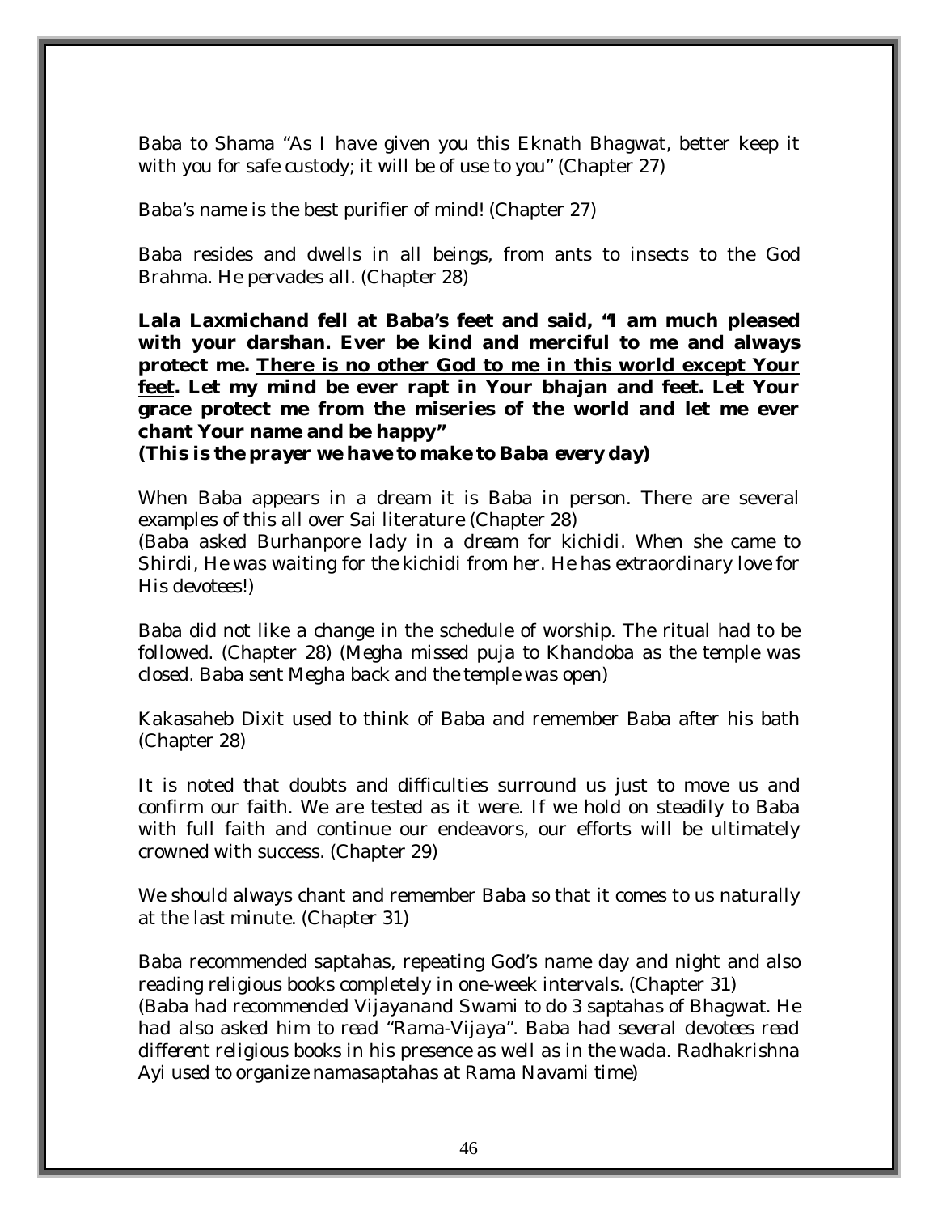Baba to Shama "As I have given you this Eknath Bhagwat, better keep it with you for safe custody; it will be of use to you" (Chapter 27)

Baba's name is the best purifier of mind! (Chapter 27)

Baba resides and dwells in all beings, from ants to insects to the God Brahma. He pervades all. (Chapter 28)

**Lala Laxmichand fell at Baba's feet and said, "I am much pleased with your darshan. Ever be kind and merciful to me and always protect me. <u>There is no other God to me in this world except Your feet</u>. Let my mind be ever rapt in Your bhajan and feet. Let Your grace protect me from the miseries of the world and let me ever chant Your name and be happy"**
***(This is the prayer we have to make to Baba every day)***

When Baba appears in a dream it is Baba in person. There are several examples of this all over Sai literature (Chapter 28)
*(Baba asked Burhanpore lady in a dream for kichidi. When she came to Shirdi, He was waiting for the kichidi from her. He has extraordinary love for His devotees!)*

Baba did not like a change in the schedule of worship. The ritual had to be followed. (Chapter 28) *(Megha missed puja to Khandoba as the temple was closed. Baba sent Megha back and the temple was open)*

Kakasaheb Dixit used to think of Baba and remember Baba after his bath (Chapter 28)

It is noted that doubts and difficulties surround us just to move us and confirm our faith. We are tested as it were. If we hold on steadily to Baba with full faith and continue our endeavors, our efforts will be ultimately crowned with success. (Chapter 29)

We should always chant and remember Baba so that it comes to us naturally at the last minute. (Chapter 31)

Baba recommended saptahas, repeating God's name day and night and also reading religious books completely in one-week intervals. (Chapter 31)
*(Baba had recommended Vijayanand Swami to do 3 saptahas of Bhagwat. He had also asked him to read "Rama-Vijaya". Baba had several devotees read different religious books in his presence as well as in the wada. Radhakrishna Ayi used to organize namasaptahas at Rama Navami time)*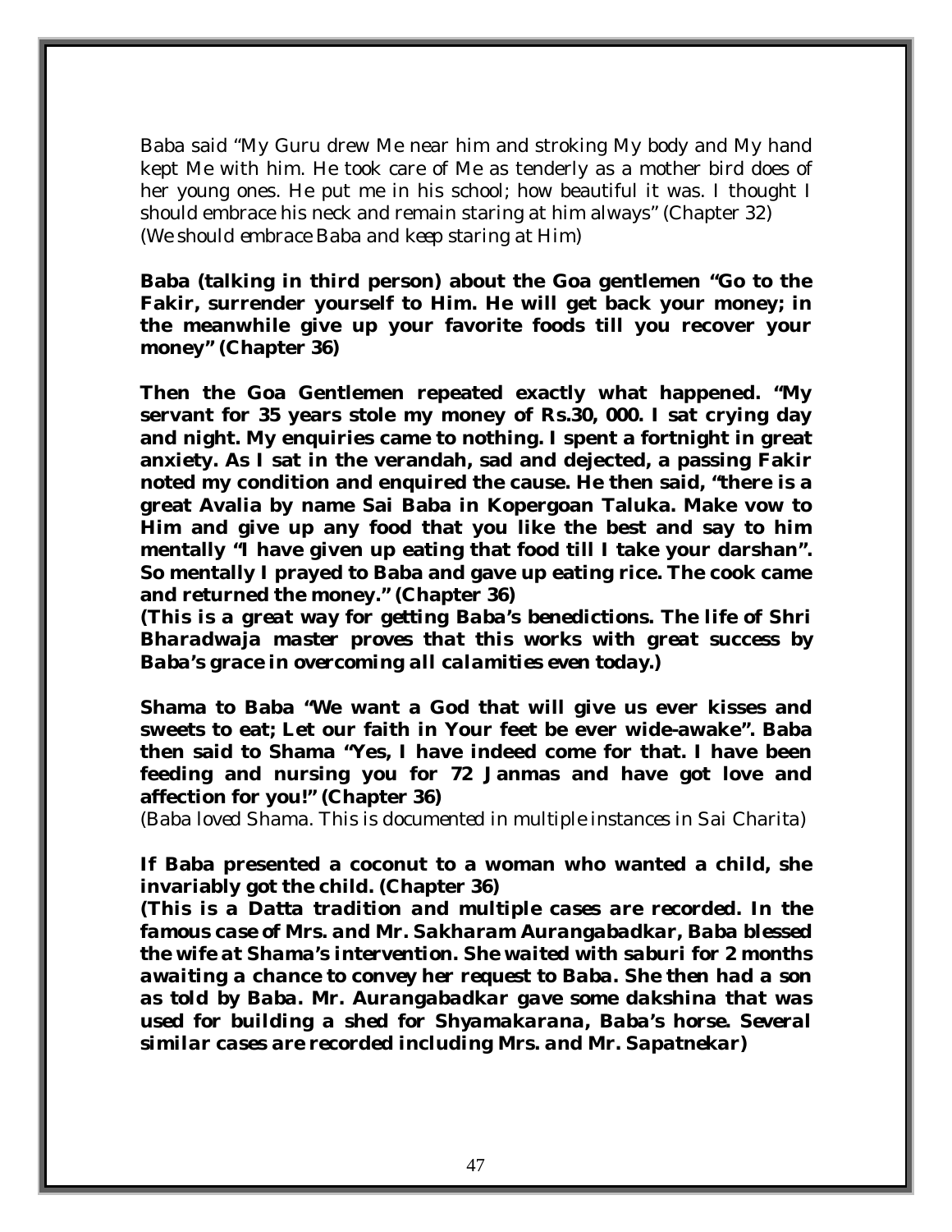Baba said "My Guru drew Me near him and stroking My body and My hand kept Me with him. He took care of Me as tenderly as a mother bird does of her young ones. He put me in his school; how beautiful it was. I thought I should embrace his neck and remain staring at him always" (Chapter 32)
*(We should embrace Baba and keep staring at Him)*

**Baba (talking in third person) about the Goa gentlemen "Go to the Fakir, surrender yourself to Him. He will get back your money; in the meanwhile give up your favorite foods till you recover your money" (Chapter 36)**

**Then the Goa Gentlemen repeated exactly what happened. "My servant for 35 years stole my money of Rs.30, 000. I sat crying day and night. My enquiries came to nothing. I spent a fortnight in great anxiety. As I sat in the verandah, sad and dejected, a passing Fakir noted my condition and enquired the cause. He then said, "there is a great Avalia by name Sai Baba in Kopergoan Taluka. Make vow to Him and give up any food that you like the best and say to him mentally "I have given up eating that food till I take your darshan". So mentally I prayed to Baba and gave up eating rice. The cook came and returned the money." (Chapter 36)**
***(This is a great way for getting Baba's benedictions. The life of Shri Bharadwaja master proves that this works with great success by Baba's grace in overcoming all calamities even today.)***

**Shama to Baba "We want a God that will give us ever kisses and sweets to eat; Let our faith in Your feet be ever wide-awake". Baba then said to Shama "Yes, I have indeed come for that. I have been feeding and nursing you for 72 Janmas and have got love and affection for you!" (Chapter 36)**
*(Baba loved Shama. This is documented in multiple instances in Sai Charita)*

**If Baba presented a coconut to a woman who wanted a child, she invariably got the child. (Chapter 36)**
***(This is a Datta tradition and multiple cases are recorded. In the famous case of Mrs. and Mr. Sakharam Aurangabadkar, Baba blessed the wife at Shama's intervention. She waited with saburi for 2 months awaiting a chance to convey her request to Baba. She then had a son as told by Baba. Mr. Aurangabadkar gave some dakshina that was used for building a shed for Shyamakarana, Baba's horse. Several similar cases are recorded including Mrs. and Mr. Sapatnekar)***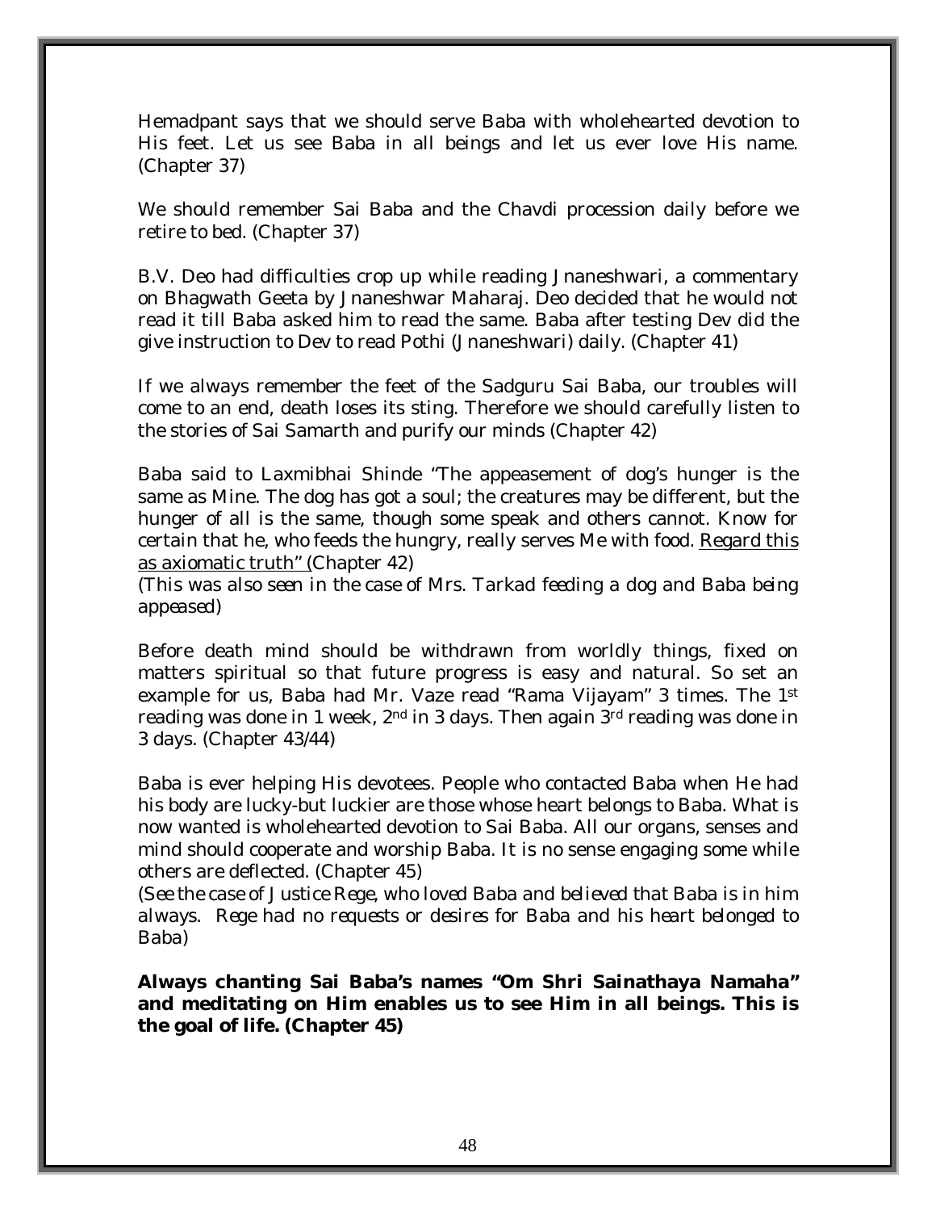Hemadpant says that we should serve Baba with wholehearted devotion to His feet. Let us see Baba in all beings and let us ever love His name. (Chapter 37)

We should remember Sai Baba and the Chavdi procession daily before we retire to bed. (Chapter 37)

B.V. Deo had difficulties crop up while reading Jnaneshwari, a commentary on Bhagwath Geeta by Jnaneshwar Maharaj. Deo decided that he would not read it till Baba asked him to read the same. Baba after testing Dev did the give instruction to Dev to read Pothi (Jnaneshwari) daily. (Chapter 41)

If we always remember the feet of the Sadguru Sai Baba, our troubles will come to an end, death loses its sting. Therefore we should carefully listen to the stories of Sai Samarth and purify our minds (Chapter 42)

Baba said to Laxmibhai Shinde "The appeasement of dog's hunger is the same as Mine. The dog has got a soul; the creatures may be different, but the hunger of all is the same, though some speak and others cannot. Know for certain that he, who feeds the hungry, really serves Me with food. Regard this as axiomatic truth" (Chapter 42)

*(This was also seen in the case of Mrs. Tarkad feeding a dog and Baba being appeased)*

Before death mind should be withdrawn from worldly things, fixed on matters spiritual so that future progress is easy and natural. So set an example for us, Baba had Mr. Vaze read "Rama Vijayam" 3 times. The 1st reading was done in 1 week, 2nd in 3 days. Then again 3rd reading was done in 3 days. (Chapter 43/44)

Baba is ever helping His devotees. People who contacted Baba when He had his body are lucky-but luckier are those whose heart belongs to Baba. What is now wanted is wholehearted devotion to Sai Baba. All our organs, senses and mind should cooperate and worship Baba. It is no sense engaging some while others are deflected. (Chapter 45)

*(See the case of Justice Rege, who loved Baba and believed that Baba is in him always. Rege had no requests or desires for Baba and his heart belonged to Baba)*

**Always chanting Sai Baba's names "Om Shri Sainathaya Namaha" and meditating on Him enables us to see Him in all beings. This is the goal of life. (Chapter 45)**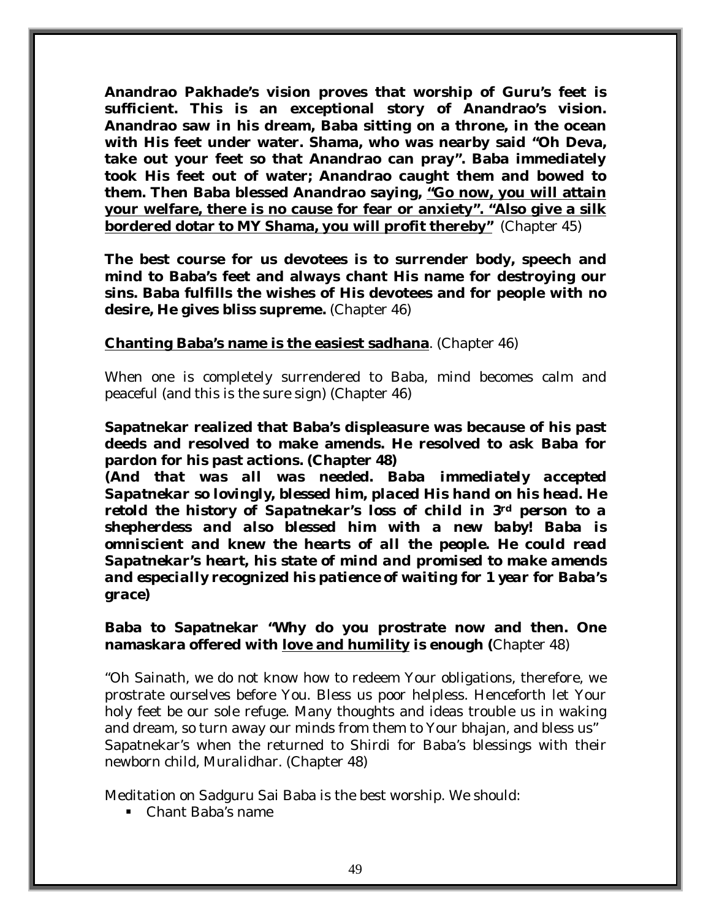**Anandrao Pakhade's vision proves that worship of Guru's feet is sufficient. This is an exceptional story of Anandrao's vision. Anandrao saw in his dream, Baba sitting on a throne, in the ocean with His feet under water. Shama, who was nearby said "Oh Deva, take out your feet so that Anandrao can pray". Baba immediately took His feet out of water; Anandrao caught them and bowed to them. Then Baba blessed Anandrao saying, <u>"Go now, you will attain your welfare, there is no cause for fear or anxiety". "Also give a silk bordered dotar to MY Shama, you will profit thereby"</u>** (Chapter 45)

**The best course for us devotees is to surrender body, speech and mind to Baba's feet and always chant His name for destroying our sins. Baba fulfills the wishes of His devotees and for people with no desire, He gives bliss supreme.** (Chapter 46)

**<u>Chanting Baba's name is the easiest sadhana</u>**. (Chapter 46)

When one is completely surrendered to Baba, mind becomes calm and peaceful (and this is the sure sign) (Chapter 46)

**Sapatnekar realized that Baba's displeasure was because of his past deeds and resolved to make amends. He resolved to ask Baba for pardon for his past actions. (Chapter 48)**
***(And that was all was needed. Baba immediately accepted Sapatnekar so lovingly, blessed him, placed His hand on his head. He retold the history of Sapatnekar's loss of child in 3rd person to a shepherdess and also blessed him with a new baby! Baba is omniscient and knew the hearts of all the people. He could read Sapatnekar's heart, his state of mind and promised to make amends and especially recognized his patience of waiting for 1 year for Baba's grace)***

**Baba to Sapatnekar "Why do you prostrate now and then. One namaskara offered with <u>love and humility</u> is enough (**Chapter 48)

"Oh Sainath, we do not know how to redeem Your obligations, therefore, we prostrate ourselves before You. Bless us poor helpless. Henceforth let Your holy feet be our sole refuge. Many thoughts and ideas trouble us in waking and dream, so turn away our minds from them to Your bhajan, and bless us" Sapatnekar's when the returned to Shirdi for Baba's blessings with their newborn child, Muralidhar. (Chapter 48)

Meditation on Sadguru Sai Baba is the best worship. We should:

- Chant Baba's name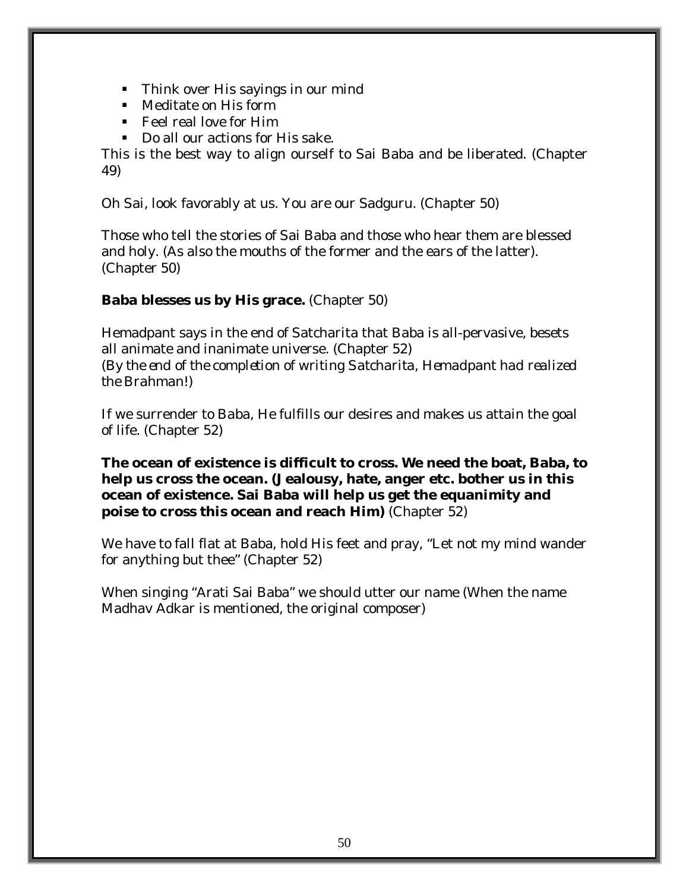- Think over His sayings in our mind
- Meditate on His form
- Feel real love for Him
- Do all our actions for His sake.

This is the best way to align ourself to Sai Baba and be liberated. (Chapter 49)

Oh Sai, look favorably at us. You are our Sadguru. (Chapter 50)

Those who tell the stories of Sai Baba and those who hear them are blessed and holy. (As also the mouths of the former and the ears of the latter). (Chapter 50)

**Baba blesses us by His grace.** (Chapter 50)

Hemadpant says in the end of Satcharita that Baba is all-pervasive, besets all animate and inanimate universe. (Chapter 52)
(By the end of the completion of writing Satcharita, Hemadpant had realized the Brahman!)

If we surrender to Baba, He fulfills our desires and makes us attain the goal of life. (Chapter 52)

**The ocean of existence is difficult to cross. We need the boat, Baba, to help us cross the ocean. (Jealousy, hate, anger etc. bother us in this ocean of existence. Sai Baba will help us get the equanimity and poise to cross this ocean and reach Him)** (Chapter 52)

We have to fall flat at Baba, hold His feet and pray, "Let not my mind wander for anything but thee" (Chapter 52)

When singing "Arati Sai Baba" we should utter our name (When the name Madhav Adkar is mentioned, the original composer)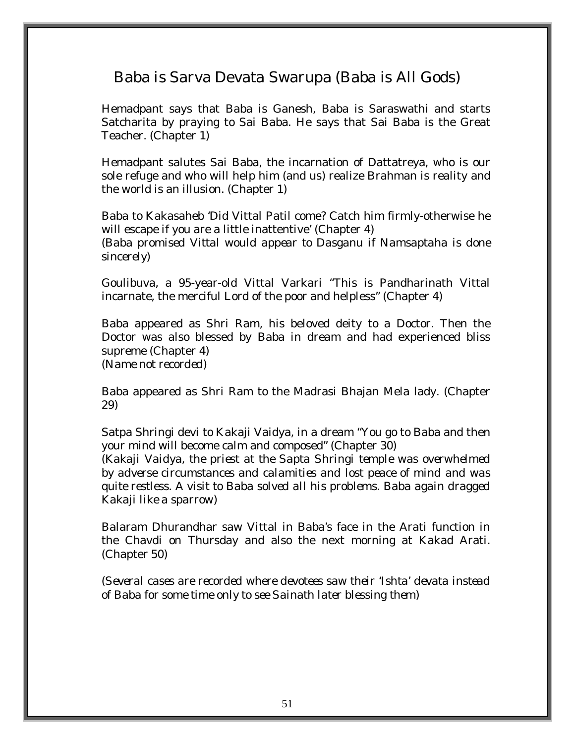## Baba is Sarva Devata Swarupa (Baba is All Gods)

Hemadpant says that Baba is Ganesh, Baba is Saraswathi and starts Satcharita by praying to Sai Baba. He says that Sai Baba is the Great Teacher. (Chapter 1)

Hemadpant salutes Sai Baba, the incarnation of Dattatreya, who is our sole refuge and who will help him (and us) realize Brahman is reality and the world is an illusion. (Chapter 1)

Baba to Kakasaheb 'Did Vittal Patil come? Catch him firmly-otherwise he will escape if you are a little inattentive' (Chapter 4)
*(Baba promised Vittal would appear to Dasganu if Namsaptaha is done sincerely)*

Goulibuva, a 95-year-old Vittal Varkari "This is Pandharinath Vittal incarnate, the merciful Lord of the poor and helpless" (Chapter 4)

Baba appeared as Shri Ram, his beloved deity to a Doctor. Then the Doctor was also blessed by Baba in dream and had experienced bliss supreme (Chapter 4)
*(Name not recorded)*

Baba appeared as Shri Ram to the Madrasi Bhajan Mela lady. (Chapter 29)

Satpa Shringi devi to Kakaji Vaidya, in a dream "You go to Baba and then your mind will become calm and composed" (Chapter 30)
*(Kakaji Vaidya, the priest at the Sapta Shringi temple was overwhelmed by adverse circumstances and calamities and lost peace of mind and was quite restless. A visit to Baba solved all his problems. Baba again dragged Kakaji like a sparrow)*

Balaram Dhurandhar saw Vittal in Baba's face in the Arati function in the Chavdi on Thursday and also the next morning at Kakad Arati. (Chapter 50)

*(Several cases are recorded where devotees saw their 'Ishta' devata instead of Baba for some time only to see Sainath later blessing them)*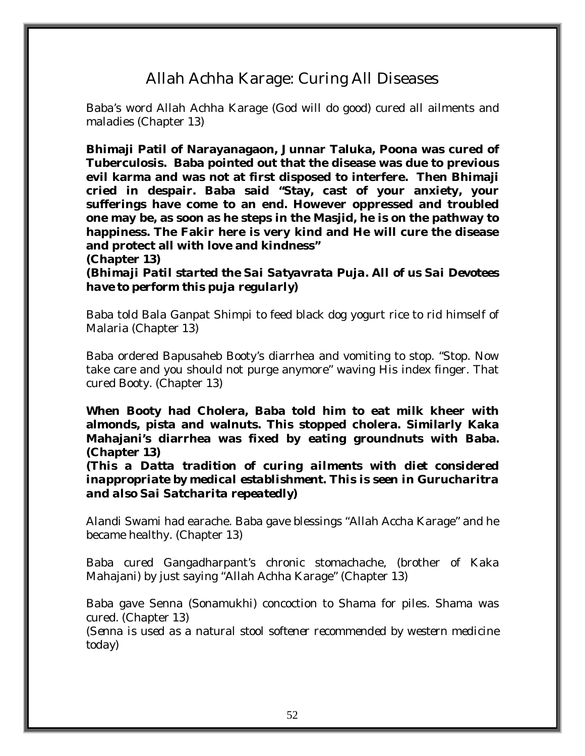# Allah Achha Karage: Curing All Diseases

Baba's word Allah Achha Karage (God will do good) cured all ailments and maladies (Chapter 13)

**Bhimaji Patil of Narayanagaon, Junnar Taluka, Poona was cured of Tuberculosis. Baba pointed out that the disease was due to previous evil karma and was not at first disposed to interfere. Then Bhimaji cried in despair. Baba said "Stay, cast of your anxiety, your sufferings have come to an end. However oppressed and troubled one may be, as soon as he steps in the Masjid, he is on the pathway to happiness. The Fakir here is very kind and He will cure the disease and protect all with love and kindness"**
**(Chapter 13)**
***(Bhimaji Patil started the Sai Satyavrata Puja. All of us Sai Devotees have to perform this puja regularly)***

Baba told Bala Ganpat Shimpi to feed black dog yogurt rice to rid himself of Malaria (Chapter 13)

Baba ordered Bapusaheb Booty's diarrhea and vomiting to stop. "Stop. Now take care and you should not purge anymore" waving His index finger. That cured Booty. (Chapter 13)

**When Booty had Cholera, Baba told him to eat milk kheer with almonds, pista and walnuts. This stopped cholera. Similarly Kaka Mahajani's diarrhea was fixed by eating groundnuts with Baba. (Chapter 13)**
***(This a Datta tradition of curing ailments with diet considered inappropriate by medical establishment. This is seen in Gurucharitra and also Sai Satcharita repeatedly)***

Alandi Swami had earache. Baba gave blessings "Allah Accha Karage" and he became healthy. (Chapter 13)

Baba cured Gangadharpant's chronic stomachache, (brother of Kaka Mahajani) by just saying "Allah Achha Karage" (Chapter 13)

Baba gave Senna (Sonamukhi) concoction to Shama for piles. Shama was cured. (Chapter 13)
*(Senna is used as a natural stool softener recommended by western medicine today)*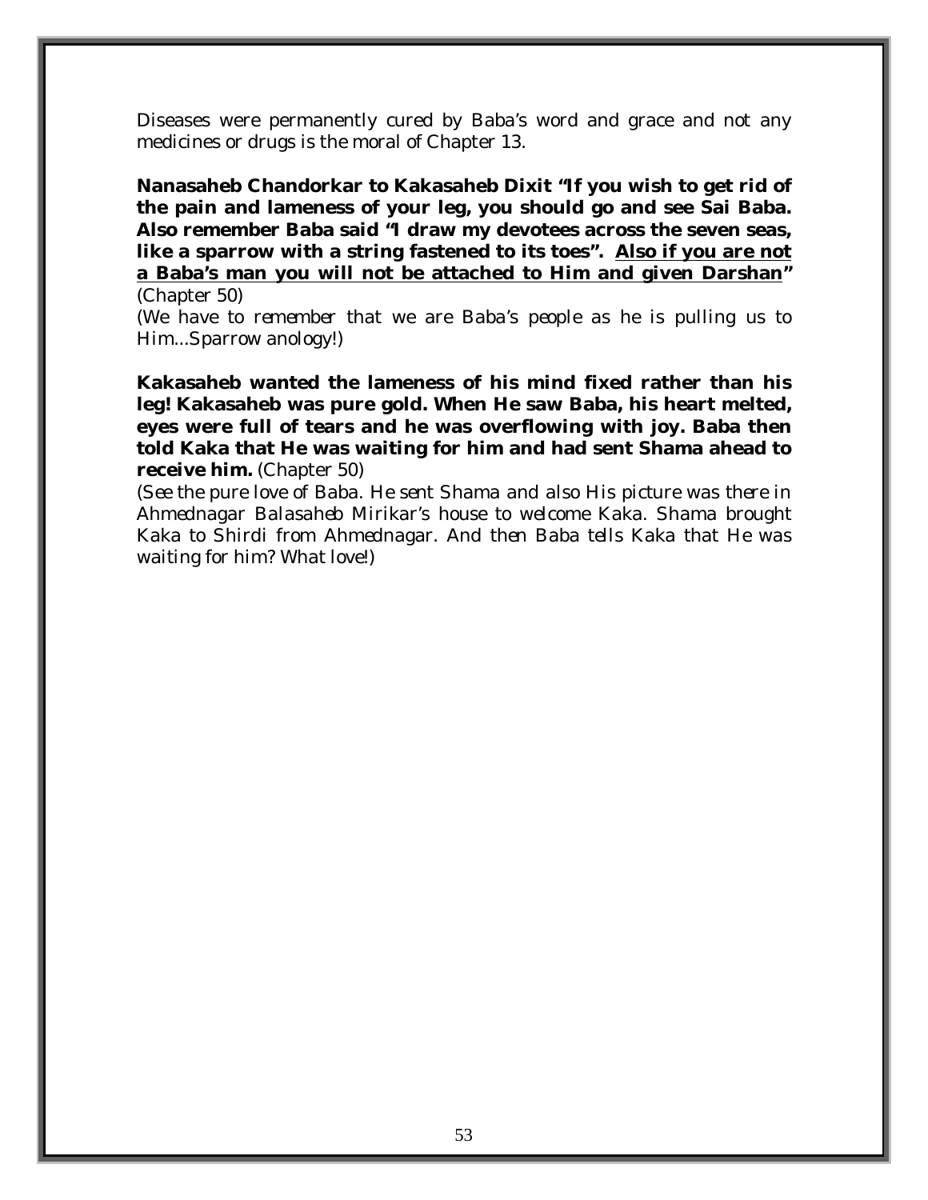*Diseases were permanently cured by Baba's word and grace and not any medicines or drugs is the moral of Chapter 13.*

**Nanasaheb Chandorkar to Kakasaheb Dixit "If you wish to get rid of the pain and lameness of your leg, you should go and see Sai Baba. Also remember Baba said "I draw my devotees across the seven seas, like a sparrow with a string fastened to its toes". <u>Also if you are not a Baba's man you will not be attached to Him and given Darshan</u>"** (Chapter 50)

*(We have to remember that we are Baba's people as he is pulling us to Him...Sparrow anology!)*

**Kakasaheb wanted the lameness of his mind fixed rather than his leg! Kakasaheb was pure gold. When He saw Baba, his heart melted, eyes were full of tears and he was overflowing with joy. Baba then told Kaka that He was waiting for him and had sent Shama ahead to receive him.** (Chapter 50)

*(See the pure love of Baba. He sent Shama and also His picture was there in Ahmednagar Balasaheb Mirikar's house to welcome Kaka. Shama brought Kaka to Shirdi from Ahmednagar. And then Baba tells Kaka that He was waiting for him? What love!)*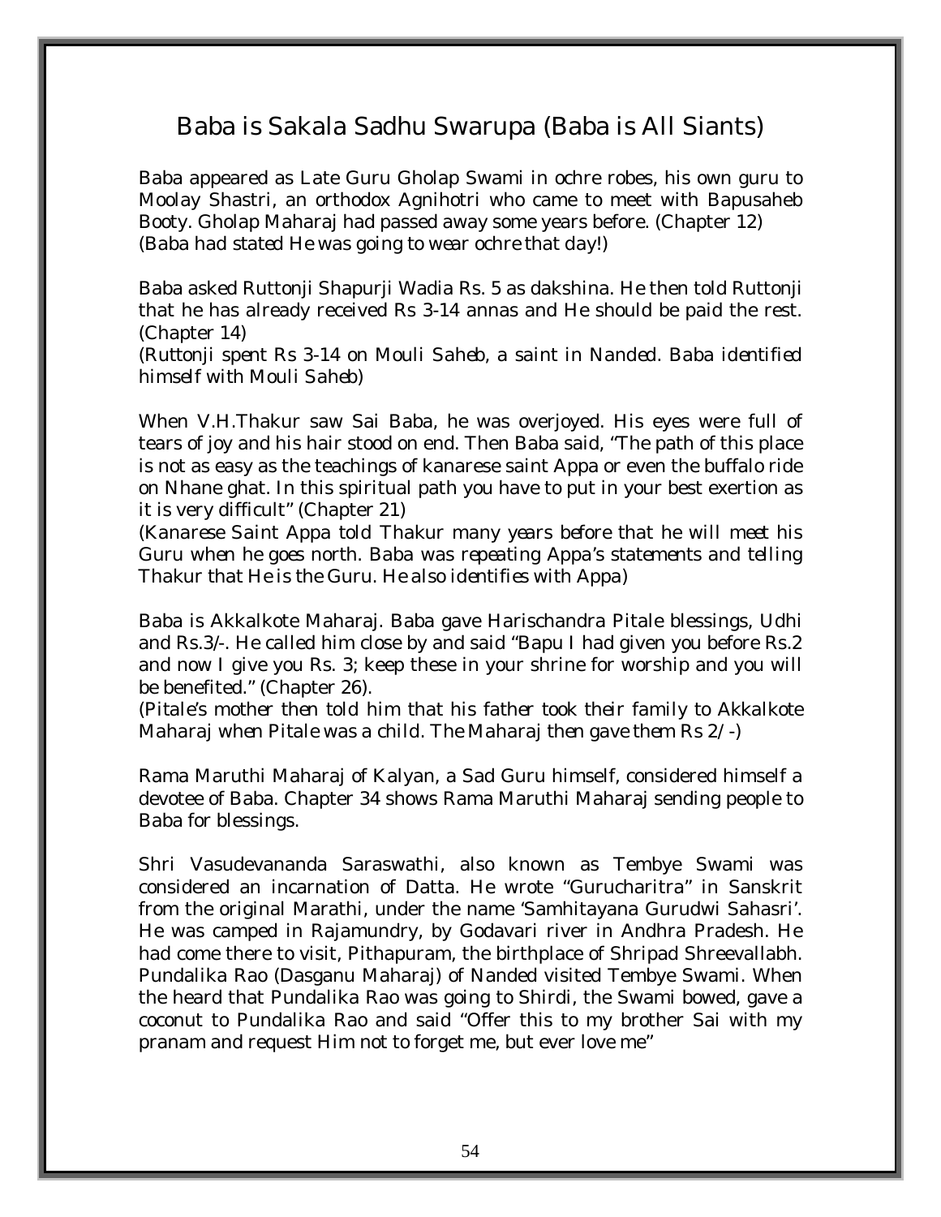## Baba is Sakala Sadhu Swarupa (Baba is All Siants)

Baba appeared as Late Guru Gholap Swami in ochre robes, his own guru to Moolay Shastri, an orthodox Agnihotri who came to meet with Bapusaheb Booty. Gholap Maharaj had passed away some years before. (Chapter 12)
*(Baba had stated He was going to wear ochre that day!)*

Baba asked Ruttonji Shapurji Wadia Rs. 5 as dakshina. He then told Ruttonji that he has already received Rs 3-14 annas and He should be paid the rest. (Chapter 14)
*(Ruttonji spent Rs 3-14 on Mouli Saheb, a saint in Nanded. Baba identified himself with Mouli Saheb)*

When V.H.Thakur saw Sai Baba, he was overjoyed. His eyes were full of tears of joy and his hair stood on end. Then Baba said, "The path of this place is not as easy as the teachings of kanarese saint Appa or even the buffalo ride on Nhane ghat. In this spiritual path you have to put in your best exertion as it is very difficult" (Chapter 21)
*(Kanarese Saint Appa told Thakur many years before that he will meet his Guru when he goes north. Baba was repeating Appa's statements and telling Thakur that He is the Guru. He also identifies with Appa)*

Baba is Akkalkote Maharaj. Baba gave Harischandra Pitale blessings, Udhi and Rs.3/-. He called him close by and said "Bapu I had given you before Rs.2 and now I give you Rs. 3; keep these in your shrine for worship and you will be benefited." (Chapter 26).
*(Pitale's mother then told him that his father took their family to Akkalkote Maharaj when Pitale was a child. The Maharaj then gave them Rs 2/-)*

Rama Maruthi Maharaj of Kalyan, a Sad Guru himself, considered himself a devotee of Baba. Chapter 34 shows Rama Maruthi Maharaj sending people to Baba for blessings.

Shri Vasudevananda Saraswathi, also known as Tembye Swami was considered an incarnation of Datta. He wrote "Gurucharitra" in Sanskrit from the original Marathi, under the name 'Samhitayana Gurudwi Sahasri'. He was camped in Rajamundry, by Godavari river in Andhra Pradesh. He had come there to visit, Pithapuram, the birthplace of Shripad Shreevallabh. Pundalika Rao (Dasganu Maharaj) of Nanded visited Tembye Swami. When the heard that Pundalika Rao was going to Shirdi, the Swami bowed, gave a coconut to Pundalika Rao and said "Offer this to my brother Sai with my pranam and request Him not to forget me, but ever love me"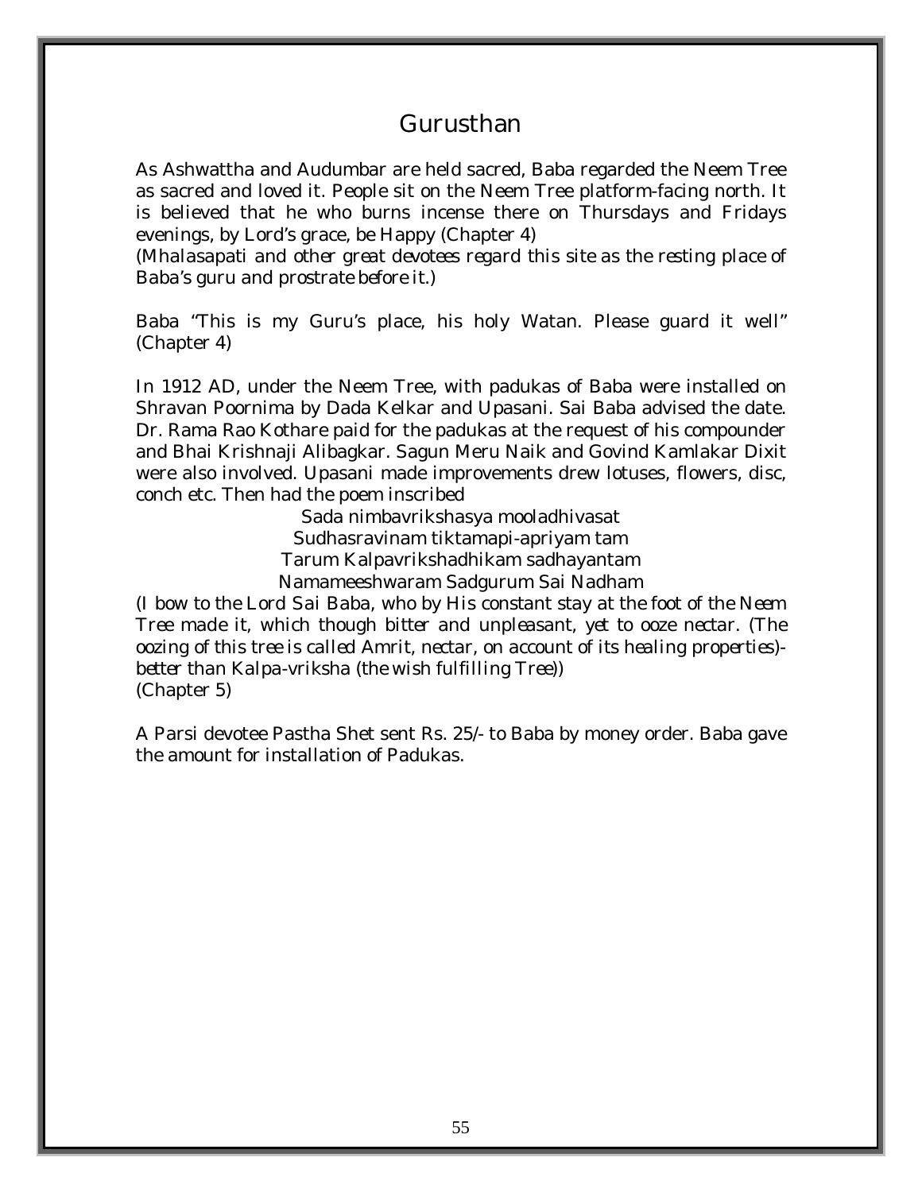# Gurusthan

As Ashwattha and Audumbar are held sacred, Baba regarded the Neem Tree as sacred and loved it. People sit on the Neem Tree platform-facing north. It is believed that he who burns incense there on Thursdays and Fridays evenings, by Lord's grace, be Happy (Chapter 4)
*(Mhalasapati and other great devotees regard this site as the resting place of Baba's guru and prostrate before it.)*

Baba "This is my Guru's place, his holy Watan. Please guard it well" (Chapter 4)

In 1912 AD, under the Neem Tree, with padukas of Baba were installed on Shravan Poornima by Dada Kelkar and Upasani. Sai Baba advised the date. Dr. Rama Rao Kothare paid for the padukas at the request of his compounder and Bhai Krishnaji Alibagkar. Sagun Meru Naik and Govind Kamlakar Dixit were also involved. Upasani made improvements drew lotuses, flowers, disc, conch etc. Then had the poem inscribed

Sada nimbavrikshasya mooladhivasat
Sudhasravinam tiktamapi-apriyam tam
Tarum Kalpavrikshadhikam sadhayantam
Namameeshwaram Sadgurum Sai Nadham

*(I bow to the Lord Sai Baba, who by His constant stay at the foot of the Neem Tree made it, which though bitter and unpleasant, yet to ooze nectar. (The oozing of this tree is called Amrit, nectar, on account of its healing properties)- better than Kalpa-vriksha (the wish fulfilling Tree))*
(Chapter 5)

A Parsi devotee Pastha Shet sent Rs. 25/- to Baba by money order. Baba gave the amount for installation of Padukas.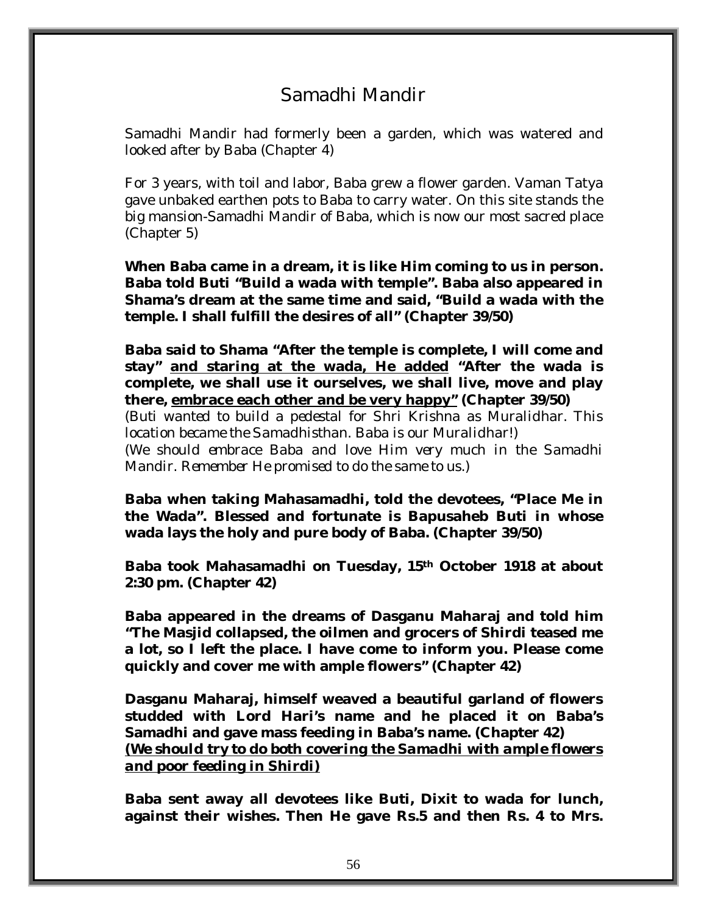# Samadhi Mandir

Samadhi Mandir had formerly been a garden, which was watered and looked after by Baba (Chapter 4)

For 3 years, with toil and labor, Baba grew a flower garden. Vaman Tatya gave unbaked earthen pots to Baba to carry water. On this site stands the big mansion-Samadhi Mandir of Baba, which is now our most sacred place (Chapter 5)

**When Baba came in a dream, it is like Him coming to us in person. Baba told Buti "Build a wada with temple". Baba also appeared in Shama's dream at the same time and said, "Build a wada with the temple. I shall fulfill the desires of all" (Chapter 39/50)**

**Baba said to Shama "After the temple is complete, I will come and stay" <u>and staring at the wada, He added</u> "After the wada is complete, we shall use it ourselves, we shall live, move and play there, <u>embrace each other and be very happy"</u> (Chapter 39/50)**
*(Buti wanted to build a pedestal for Shri Krishna as Muralidhar. This location became the Samadhisthan. Baba is our Muralidhar!)*
*(We should embrace Baba and love Him very much in the Samadhi Mandir. Remember He promised to do the same to us.)*

**Baba when taking Mahasamadhi, told the devotees, "Place Me in the Wada". Blessed and fortunate is Bapusaheb Buti in whose wada lays the holy and pure body of Baba. (Chapter 39/50)**

**Baba took Mahasamadhi on Tuesday, 15th October 1918 at about 2:30 pm. (Chapter 42)**

**Baba appeared in the dreams of Dasganu Maharaj and told him "The Masjid collapsed, the oilmen and grocers of Shirdi teased me a lot, so I left the place. I have come to inform you. Please come quickly and cover me with ample flowers" (Chapter 42)**

**Dasganu Maharaj, himself weaved a beautiful garland of flowers studded with Lord Hari's name and he placed it on Baba's Samadhi and gave mass feeding in Baba's name. (Chapter 42)**
***<u>(We should try to do both covering the Samadhi with ample flowers and poor feeding in Shirdi)</u>***

**Baba sent away all devotees like Buti, Dixit to wada for lunch, against their wishes. Then He gave Rs.5 and then Rs. 4 to Mrs.**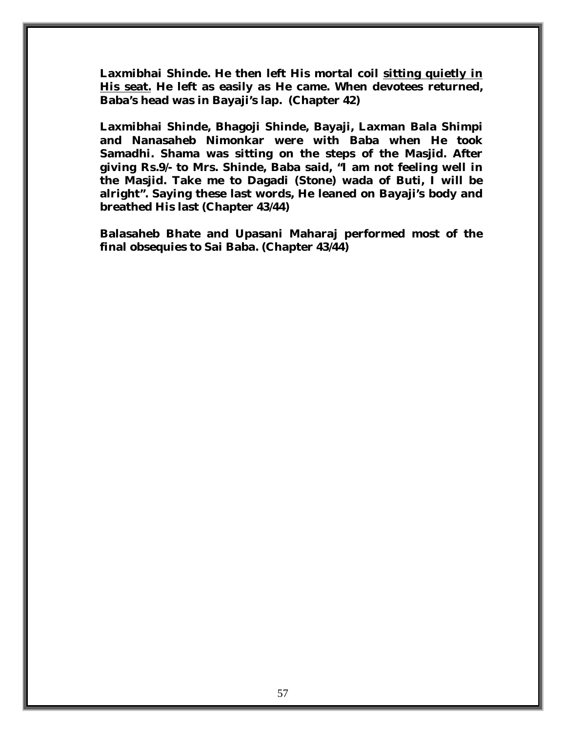**Laxmibhai Shinde. He then left His mortal coil <u>sitting quietly in His seat.</u> He left as easily as He came. When devotees returned, Baba's head was in Bayaji's lap. (Chapter 42)**

**Laxmibhai Shinde, Bhagoji Shinde, Bayaji, Laxman Bala Shimpi and Nanasaheb Nimonkar were with Baba when He took Samadhi. Shama was sitting on the steps of the Masjid. After giving Rs.9/- to Mrs. Shinde, Baba said, "I am not feeling well in the Masjid. Take me to Dagadi (Stone) wada of Buti, I will be alright". Saying these last words, He leaned on Bayaji's body and breathed His last (Chapter 43/44)**

**Balasaheb Bhate and Upasani Maharaj performed most of the final obsequies to Sai Baba. (Chapter 43/44)**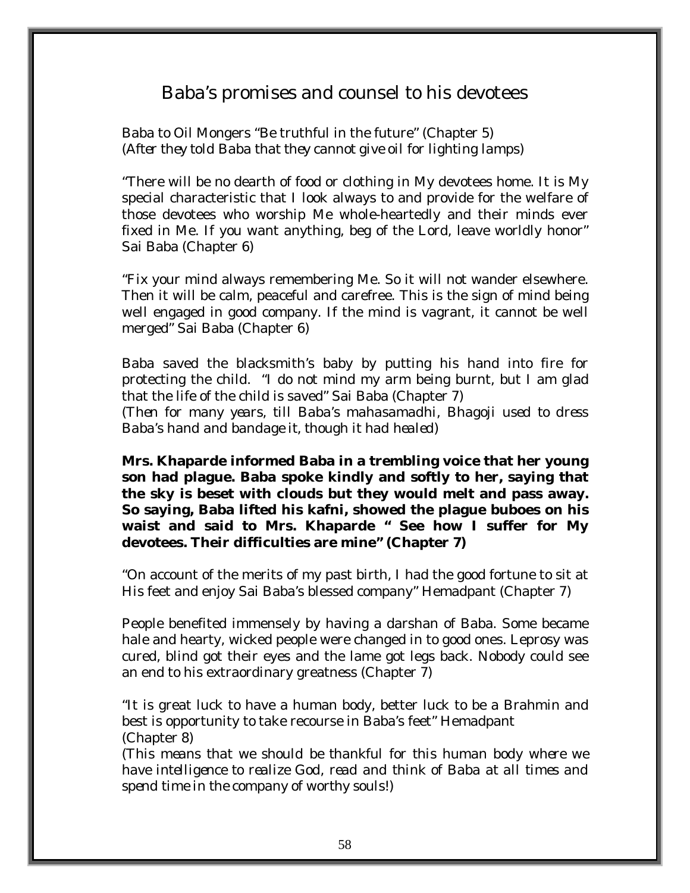## Baba's promises and counsel to his devotees

Baba to Oil Mongers "Be truthful in the future" (Chapter 5)
*(After they told Baba that they cannot give oil for lighting lamps)*

"There will be no dearth of food or clothing in My devotees home. It is My special characteristic that I look always to and provide for the welfare of those devotees who worship Me whole-heartedly and their minds ever fixed in Me. If you want anything, beg of the Lord, leave worldly honor" Sai Baba (Chapter 6)

"Fix your mind always remembering Me. So it will not wander elsewhere. Then it will be calm, peaceful and carefree. This is the sign of mind being well engaged in good company. If the mind is vagrant, it cannot be well merged" Sai Baba (Chapter 6)

Baba saved the blacksmith's baby by putting his hand into fire for protecting the child. "I do not mind my arm being burnt, but I am glad that the life of the child is saved" Sai Baba (Chapter 7)
*(Then for many years, till Baba's mahasamadhi, Bhagoji used to dress Baba's hand and bandage it, though it had healed)*

**Mrs. Khaparde informed Baba in a trembling voice that her young son had plague. Baba spoke kindly and softly to her, saying that the sky is beset with clouds but they would melt and pass away. So saying, Baba lifted his kafni, showed the plague buboes on his waist and said to Mrs. Khaparde " See how I suffer for My devotees. Their difficulties are mine" (Chapter 7)**

"On account of the merits of my past birth, I had the good fortune to sit at His feet and enjoy Sai Baba's blessed company" Hemadpant (Chapter 7)

People benefited immensely by having a darshan of Baba. Some became hale and hearty, wicked people were changed in to good ones. Leprosy was cured, blind got their eyes and the lame got legs back. Nobody could see an end to his extraordinary greatness (Chapter 7)

"It is great luck to have a human body, better luck to be a Brahmin and best is opportunity to take recourse in Baba's feet" Hemadpant
(Chapter 8)
*(This means that we should be thankful for this human body where we have intelligence to realize God, read and think of Baba at all times and spend time in the company of worthy souls!)*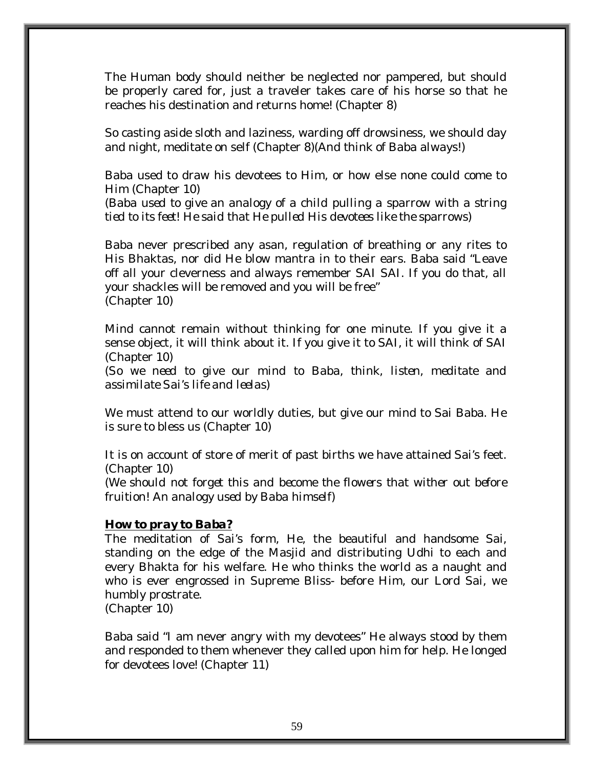The Human body should neither be neglected nor pampered, but should be properly cared for, just a traveler takes care of his horse so that he reaches his destination and returns home! (Chapter 8)

So casting aside sloth and laziness, warding off drowsiness, we should day and night, meditate on self (Chapter 8)(And think of Baba always!)

Baba used to draw his devotees to Him, or how else none could come to Him (Chapter 10)
*(Baba used to give an analogy of a child pulling a sparrow with a string tied to its feet! He said that He pulled His devotees like the sparrows)*

Baba never prescribed any asan, regulation of breathing or any rites to His Bhaktas, nor did He blow mantra in to their ears. Baba said "Leave off all your cleverness and always remember SAI SAI. If you do that, all your shackles will be removed and you will be free"
(Chapter 10)

Mind cannot remain without thinking for one minute. If you give it a sense object, it will think about it. If you give it to SAI, it will think of SAI (Chapter 10)
*(So we need to give our mind to Baba, think, listen, meditate and assimilate Sai's life and leelas)*

We must attend to our worldly duties, but give our mind to Sai Baba. He is sure to bless us (Chapter 10)

It is on account of store of merit of past births we have attained Sai's feet. (Chapter 10)
*(We should not forget this and become the flowers that wither out before fruition! An analogy used by Baba himself)*

***How to pray to Baba?***

The meditation of Sai's form, He, the beautiful and handsome Sai, standing on the edge of the Masjid and distributing Udhi to each and every Bhakta for his welfare. He who thinks the world as a naught and who is ever engrossed in Supreme Bliss- before Him, our Lord Sai, we humbly prostrate.
(Chapter 10)

Baba said "I am never angry with my devotees" He always stood by them and responded to them whenever they called upon him for help. He longed for devotees love! (Chapter 11)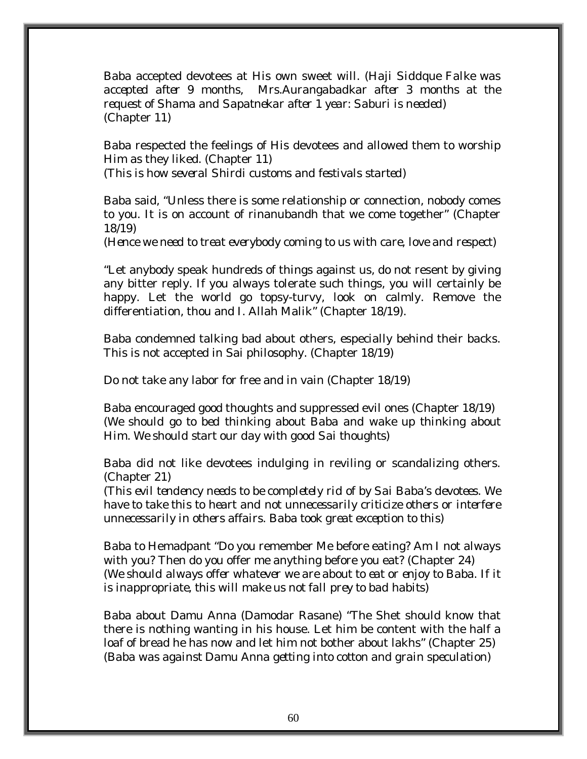Baba accepted devotees at His own sweet will. (Haji Siddque Falke was accepted after 9 months, Mrs.Aurangabadkar after 3 months at the request of Shama and Sapatnekar after 1 year: Saburi is needed) (Chapter 11)

Baba respected the feelings of His devotees and allowed them to worship Him as they liked. (Chapter 11)
(This is how several Shirdi customs and festivals started)

Baba said, "Unless there is some relationship or connection, nobody comes to you. It is on account of rinanubandh that we come together" (Chapter 18/19)
(Hence we need to treat everybody coming to us with care, love and respect)

"Let anybody speak hundreds of things against us, do not resent by giving any bitter reply. If you always tolerate such things, you will certainly be happy. Let the world go topsy-turvy, look on calmly. Remove the differentiation, thou and I. Allah Malik" (Chapter 18/19).

Baba condemned talking bad about others, especially behind their backs. This is not accepted in Sai philosophy. (Chapter 18/19)

Do not take any labor for free and in vain (Chapter 18/19)

Baba encouraged good thoughts and suppressed evil ones (Chapter 18/19) (We should go to bed thinking about Baba and wake up thinking about Him. We should start our day with good Sai thoughts)

Baba did not like devotees indulging in reviling or scandalizing others. (Chapter 21)
(This evil tendency needs to be completely rid of by Sai Baba's devotees. We have to take this to heart and not unnecessarily criticize others or interfere unnecessarily in others affairs. Baba took great exception to this)

Baba to Hemadpant "Do you remember Me before eating? Am I not always with you? Then do you offer me anything before you eat? (Chapter 24)
(We should always offer whatever we are about to eat or enjoy to Baba. If it is inappropriate, this will make us not fall prey to bad habits)

Baba about Damu Anna (Damodar Rasane) "The Shet should know that there is nothing wanting in his house. Let him be content with the half a loaf of bread he has now and let him not bother about lakhs" (Chapter 25)
(Baba was against Damu Anna getting into cotton and grain speculation)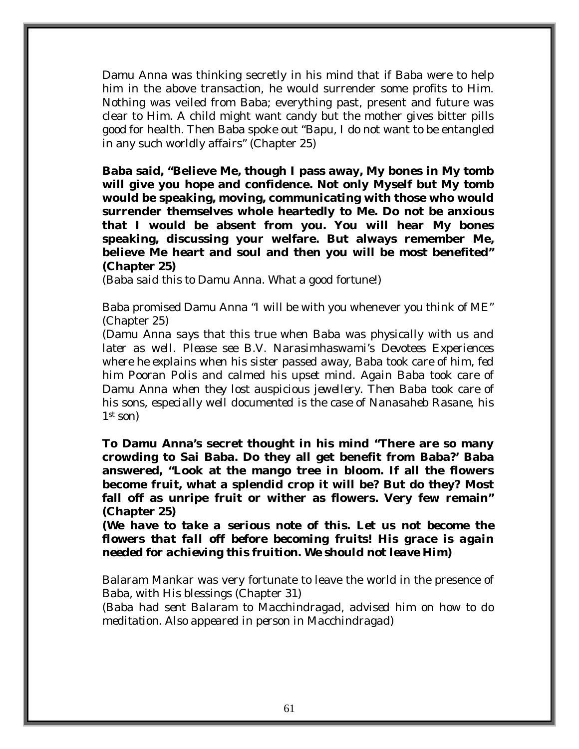Damu Anna was thinking secretly in his mind that if Baba were to help him in the above transaction, he would surrender some profits to Him. Nothing was veiled from Baba; everything past, present and future was clear to Him. A child might want candy but the mother gives bitter pills good for health. Then Baba spoke out "Bapu, I do not want to be entangled in any such worldly affairs" (Chapter 25)

**Baba said, "Believe Me, though I pass away, My bones in My tomb will give you hope and confidence. Not only Myself but My tomb would be speaking, moving, communicating with those who would surrender themselves whole heartedly to Me. Do not be anxious that I would be absent from you. You will hear My bones speaking, discussing your welfare. But always remember Me, believe Me heart and soul and then you will be most benefited" (Chapter 25)**

*(Baba said this to Damu Anna. What a good fortune!)*

Baba promised Damu Anna "I will be with you whenever you think of ME" (Chapter 25)

*(Damu Anna says that this true when Baba was physically with us and later as well. Please see B.V. Narasimhaswami's Devotees Experiences where he explains when his sister passed away, Baba took care of him, fed him Pooran Polis and calmed his upset mind. Again Baba took care of Damu Anna when they lost auspicious jewellery. Then Baba took care of his sons, especially well documented is the case of Nanasaheb Rasane, his 1st son)*

**To Damu Anna's secret thought in his mind "There are so many crowding to Sai Baba. Do they all get benefit from Baba?' Baba answered, "Look at the mango tree in bloom. If all the flowers become fruit, what a splendid crop it will be? But do they? Most fall off as unripe fruit or wither as flowers. Very few remain" (Chapter 25)**

***(We have to take a serious note of this. Let us not become the flowers that fall off before becoming fruits! His grace is again needed for achieving this fruition. We should not leave Him)***

Balaram Mankar was very fortunate to leave the world in the presence of Baba, with His blessings (Chapter 31)

*(Baba had sent Balaram to Macchindragad, advised him on how to do meditation. Also appeared in person in Macchindragad)*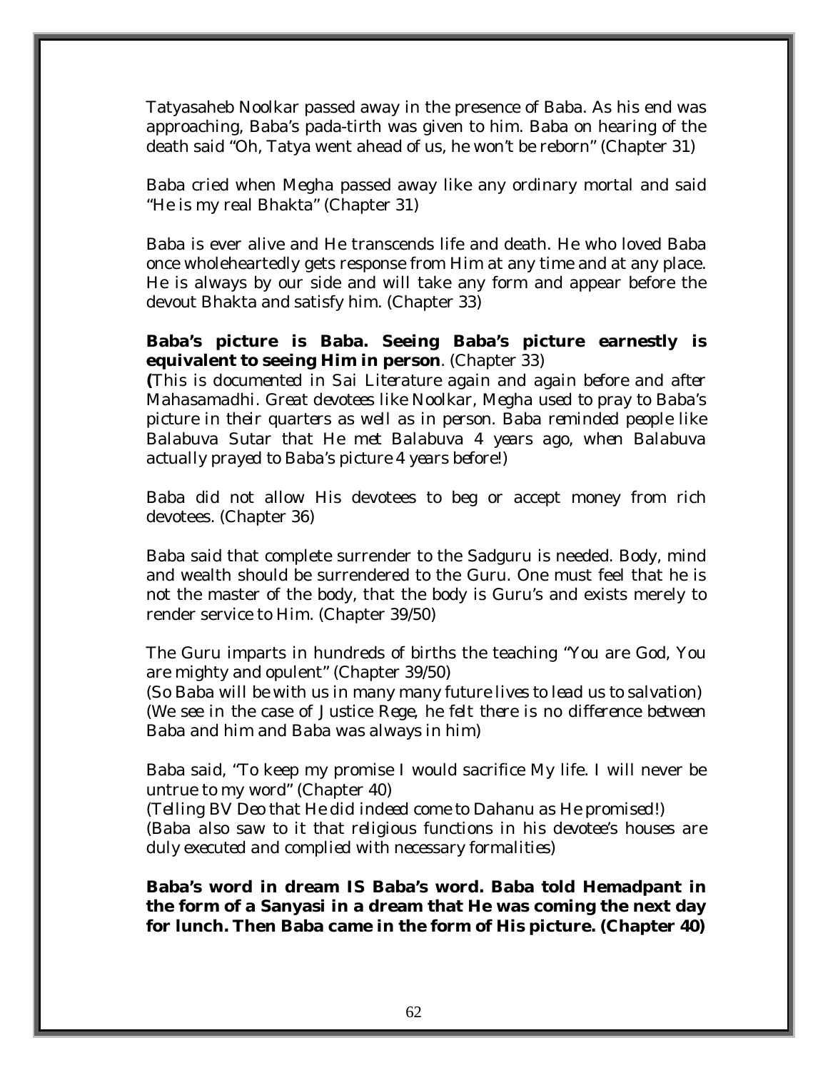Tatyasaheb Noolkar passed away in the presence of Baba. As his end was approaching, Baba's pada-tirth was given to him. Baba on hearing of the death said "Oh, Tatya went ahead of us, he won't be reborn" (Chapter 31)

Baba cried when Megha passed away like any ordinary mortal and said "He is my real Bhakta" (Chapter 31)

Baba is ever alive and He transcends life and death. He who loved Baba once wholeheartedly gets response from Him at any time and at any place. He is always by our side and will take any form and appear before the devout Bhakta and satisfy him. (Chapter 33)

**Baba's picture is Baba. Seeing Baba's picture earnestly is equivalent to seeing Him in person**. (Chapter 33)
**(***This is documented in Sai Literature again and again before and after Mahasamadhi. Great devotees like Noolkar, Megha used to pray to Baba's picture in their quarters as well as in person. Baba reminded people like Balabuva Sutar that He met Balabuva 4 years ago, when Balabuva actually prayed to Baba's picture 4 years before!)*

Baba did not allow His devotees to beg or accept money from rich devotees. (Chapter 36)

Baba said that complete surrender to the Sadguru is needed. Body, mind and wealth should be surrendered to the Guru. One must feel that he is not the master of the body, that the body is Guru's and exists merely to render service to Him. (Chapter 39/50)

The Guru imparts in hundreds of births the teaching "You are God, You are mighty and opulent" (Chapter 39/50)
*(So Baba will be with us in many many future lives to lead us to salvation)*
*(We see in the case of Justice Rege, he felt there is no difference between Baba and him and Baba was always in him)*

Baba said, "To keep my promise I would sacrifice My life. I will never be untrue to my word" (Chapter 40)
*(Telling BV Deo that He did indeed come to Dahanu as He promised!)*
*(Baba also saw to it that religious functions in his devotee's houses are duly executed and complied with necessary formalities)*

**Baba's word in dream IS Baba's word. Baba told Hemadpant in the form of a Sanyasi in a dream that He was coming the next day for lunch. Then Baba came in the form of His picture. (Chapter 40)**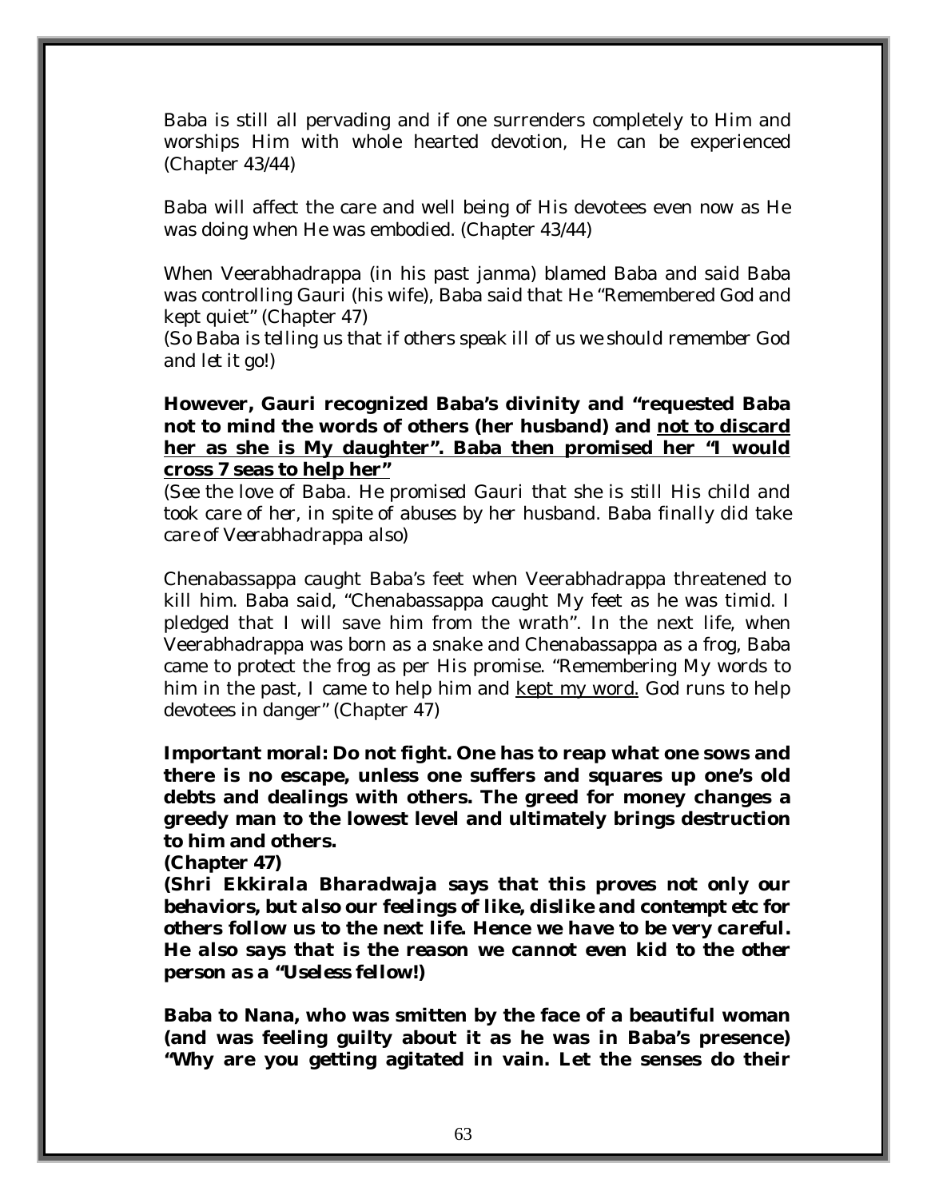Baba is still all pervading and if one surrenders completely to Him and worships Him with whole hearted devotion, He can be experienced (Chapter 43/44)

Baba will affect the care and well being of His devotees even now as He was doing when He was embodied. (Chapter 43/44)

When Veerabhadrappa (in his past janma) blamed Baba and said Baba was controlling Gauri (his wife), Baba said that He "Remembered God and kept quiet" (Chapter 47)
*(So Baba is telling us that if others speak ill of us we should remember God and let it go!)*

**However, Gauri recognized Baba's divinity and "requested Baba not to mind the words of others (her husband) and <u>not to discard her as she is My daughter". Baba then promised her "I would cross 7 seas to help her"</u>**
*(See the love of Baba. He promised Gauri that she is still His child and took care of her, in spite of abuses by her husband. Baba finally did take care of Veerabhadrappa also)*

Chenabassappa caught Baba's feet when Veerabhadrappa threatened to kill him. Baba said, "Chenabassappa caught My feet as he was timid. I pledged that I will save him from the wrath". In the next life, when Veerabhadrappa was born as a snake and Chenabassappa as a frog, Baba came to protect the frog as per His promise. "Remembering My words to him in the past, I came to help him and <u>kept my word.</u> God runs to help devotees in danger" (Chapter 47)

**Important moral: Do not fight. One has to reap what one sows and there is no escape, unless one suffers and squares up one's old debts and dealings with others. The greed for money changes a greedy man to the lowest level and ultimately brings destruction to him and others.**
**(Chapter 47)**
***(Shri Ekkirala Bharadwaja says that this proves not only our behaviors, but also our feelings of like, dislike and contempt etc for others follow us to the next life. Hence we have to be very careful. He also says that is the reason we cannot even kid to the other person as a "Useless fellow!)***

**Baba to Nana, who was smitten by the face of a beautiful woman (and was feeling guilty about it as he was in Baba's presence) "Why are you getting agitated in vain. Let the senses do their**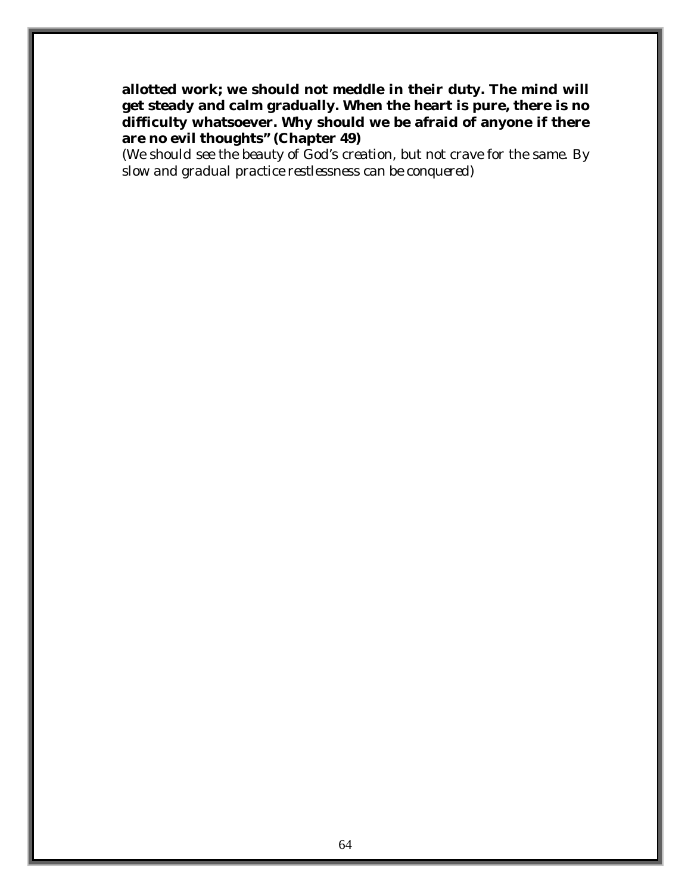**allotted work; we should not meddle in their duty. The mind will get steady and calm gradually. When the heart is pure, there is no difficulty whatsoever. Why should we be afraid of anyone if there are no evil thoughts" (Chapter 49)**

*(We should see the beauty of God's creation, but not crave for the same. By slow and gradual practice restlessness can be conquered)*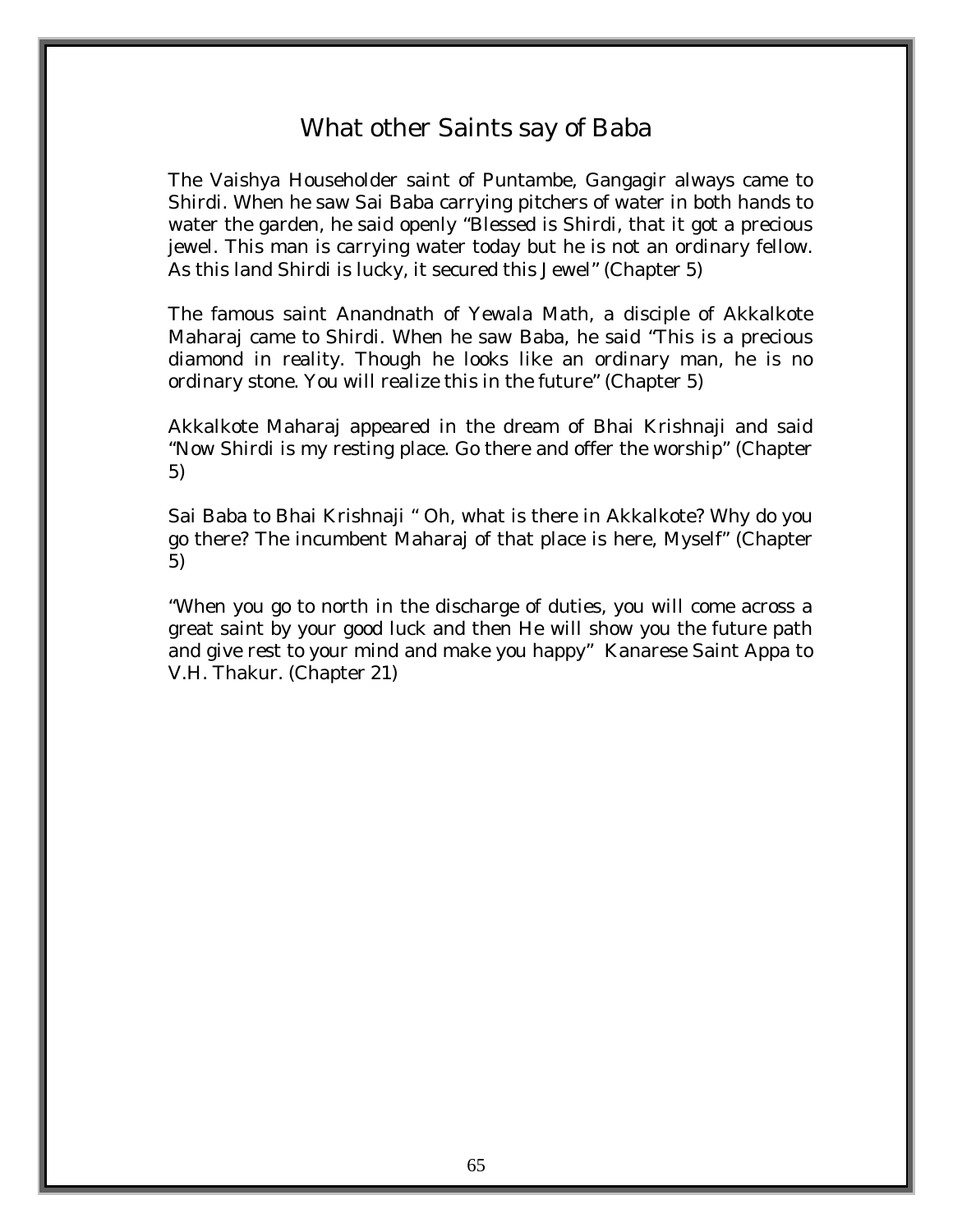# What other Saints say of Baba

The Vaishya Householder saint of Puntambe, Gangagir always came to Shirdi. When he saw Sai Baba carrying pitchers of water in both hands to water the garden, he said openly "Blessed is Shirdi, that it got a precious jewel. This man is carrying water today but he is not an ordinary fellow. As this land Shirdi is lucky, it secured this Jewel" (Chapter 5)

The famous saint Anandnath of Yewala Math, a disciple of Akkalkote Maharaj came to Shirdi. When he saw Baba, he said "This is a precious diamond in reality. Though he looks like an ordinary man, he is no ordinary stone. You will realize this in the future" (Chapter 5)

Akkalkote Maharaj appeared in the dream of Bhai Krishnaji and said "Now Shirdi is my resting place. Go there and offer the worship" (Chapter 5)

Sai Baba to Bhai Krishnaji " Oh, what is there in Akkalkote? Why do you go there? The incumbent Maharaj of that place is here, Myself" (Chapter 5)

"When you go to north in the discharge of duties, you will come across a great saint by your good luck and then He will show you the future path and give rest to your mind and make you happy" Kanarese Saint Appa to V.H. Thakur. (Chapter 21)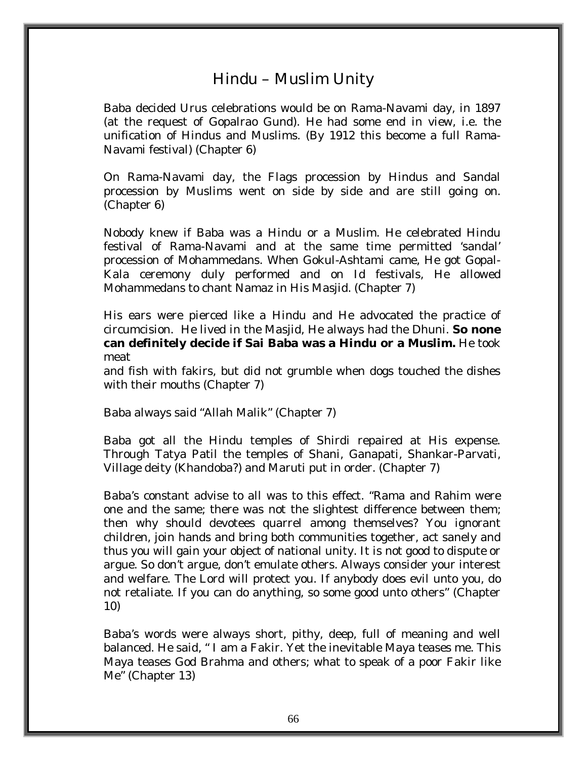# Hindu – Muslim Unity

Baba decided Urus celebrations would be on Rama-Navami day, in 1897 (at the request of Gopalrao Gund). He had some end in view, i.e. the unification of Hindus and Muslims. (By 1912 this become a full Rama-Navami festival) (Chapter 6)

On Rama-Navami day, the Flags procession by Hindus and Sandal procession by Muslims went on side by side and are still going on. (Chapter 6)

Nobody knew if Baba was a Hindu or a Muslim. He celebrated Hindu festival of Rama-Navami and at the same time permitted 'sandal' procession of Mohammedans. When Gokul-Ashtami came, He got Gopal-Kala ceremony duly performed and on Id festivals, He allowed Mohammedans to chant Namaz in His Masjid. (Chapter 7)

His ears were pierced like a Hindu and He advocated the practice of circumcision. He lived in the Masjid, He always had the Dhuni. **So none can definitely decide if Sai Baba was a Hindu or a Muslim.** He took meat and fish with fakirs, but did not grumble when dogs touched the dishes with their mouths (Chapter 7)

Baba always said "Allah Malik" (Chapter 7)

Baba got all the Hindu temples of Shirdi repaired at His expense. Through Tatya Patil the temples of Shani, Ganapati, Shankar-Parvati, Village deity (Khandoba?) and Maruti put in order. (Chapter 7)

Baba's constant advise to all was to this effect. "Rama and Rahim were one and the same; there was not the slightest difference between them; then why should devotees quarrel among themselves? You ignorant children, join hands and bring both communities together, act sanely and thus you will gain your object of national unity. It is not good to dispute or argue. So don't argue, don't emulate others. Always consider your interest and welfare. The Lord will protect you. If anybody does evil unto you, do not retaliate. If you can do anything, so some good unto others" (Chapter 10)

Baba's words were always short, pithy, deep, full of meaning and well balanced. He said, " I am a Fakir. Yet the inevitable Maya teases me. This Maya teases God Brahma and others; what to speak of a poor Fakir like Me" (Chapter 13)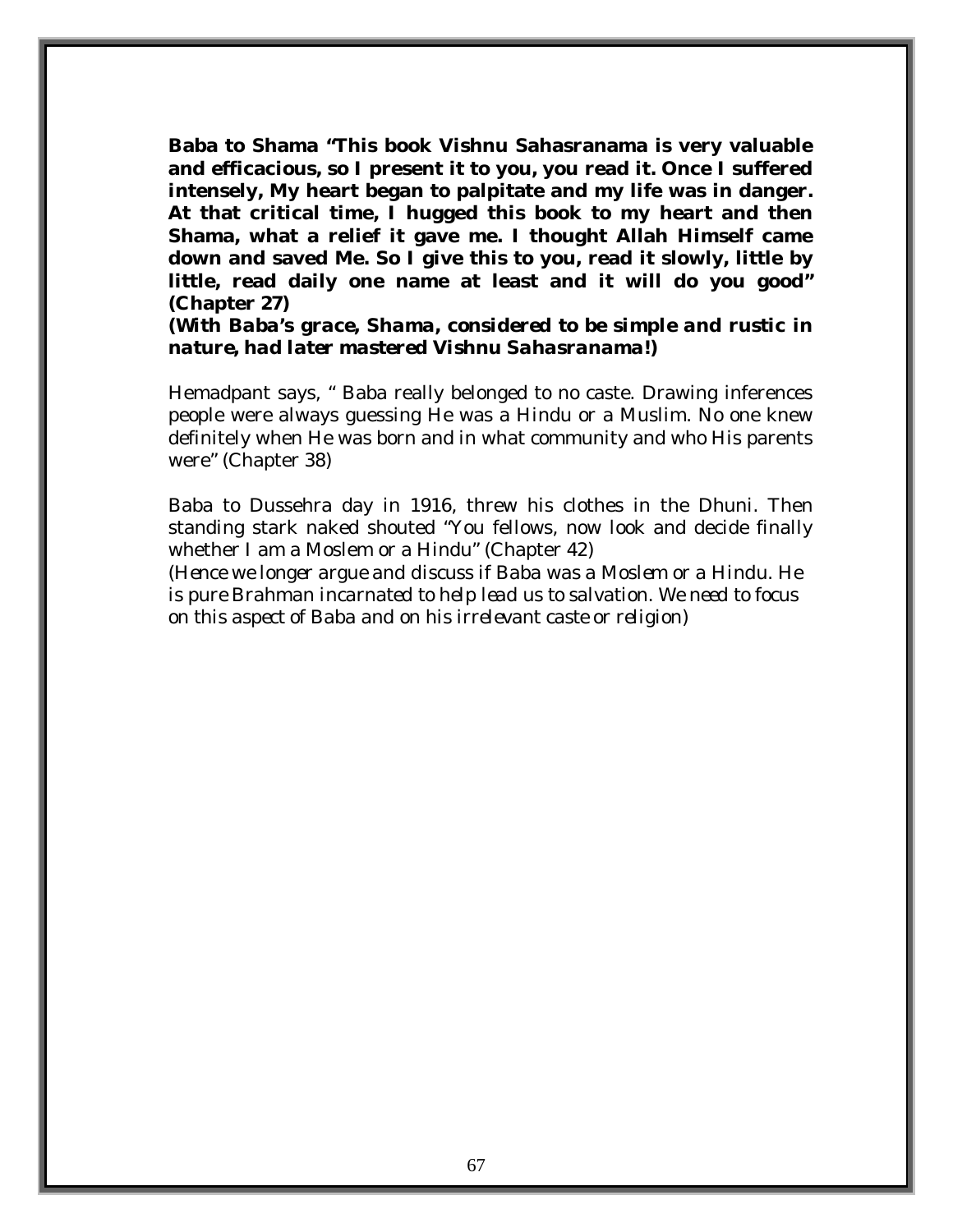**Baba to Shama "This book Vishnu Sahasranama is very valuable and efficacious, so I present it to you, you read it. Once I suffered intensely, My heart began to palpitate and my life was in danger. At that critical time, I hugged this book to my heart and then Shama, what a relief it gave me. I thought Allah Himself came down and saved Me. So I give this to you, read it slowly, little by little, read daily one name at least and it will do you good" (Chapter 27)**

***(With Baba's grace, Shama, considered to be simple and rustic in nature, had later mastered Vishnu Sahasranama!)***

Hemadpant says, " Baba really belonged to no caste. Drawing inferences people were always guessing He was a Hindu or a Muslim. No one knew definitely when He was born and in what community and who His parents were" (Chapter 38)

Baba to Dussehra day in 1916, threw his clothes in the Dhuni. Then standing stark naked shouted "You fellows, now look and decide finally whether I am a Moslem or a Hindu" (Chapter 42)

*(Hence we longer argue and discuss if Baba was a Moslem or a Hindu. He is pure Brahman incarnated to help lead us to salvation. We need to focus on this aspect of Baba and on his irrelevant caste or religion)*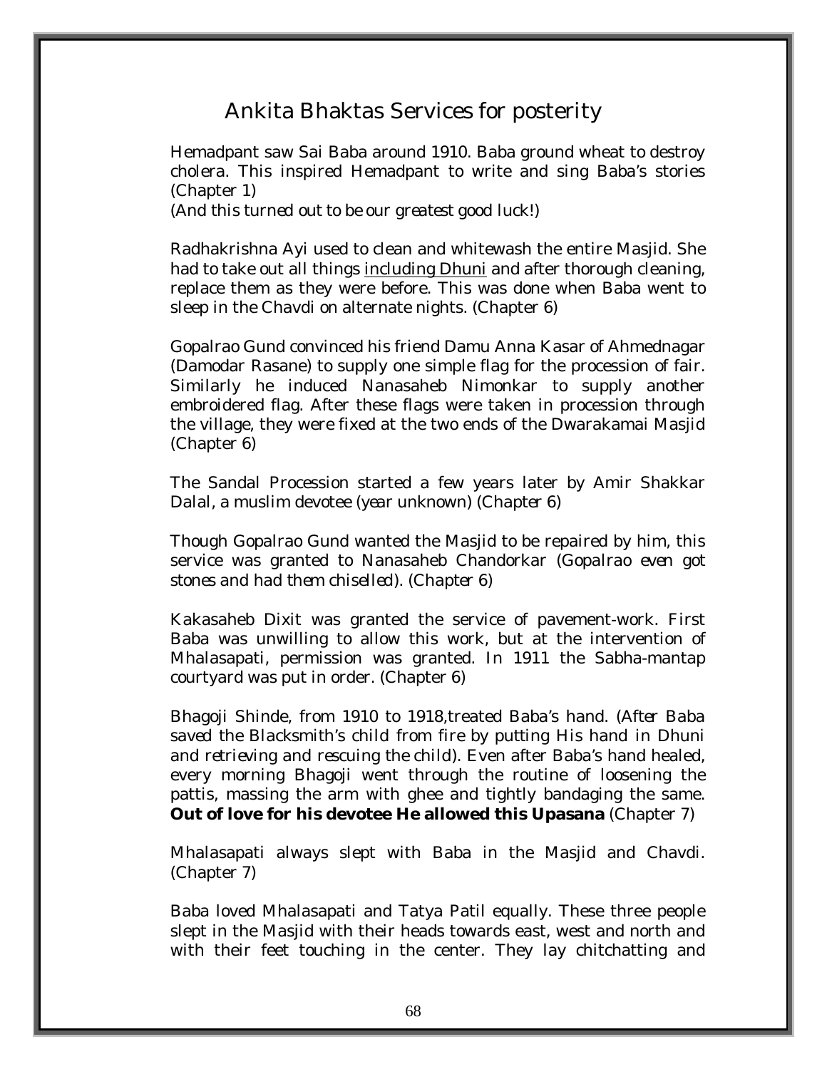# Ankita Bhaktas Services for posterity

Hemadpant saw Sai Baba around 1910. Baba ground wheat to destroy cholera. This inspired Hemadpant to write and sing Baba's stories (Chapter 1)
*(And this turned out to be our greatest good luck!)*

Radhakrishna Ayi used to clean and whitewash the entire Masjid. She had to take out all things including Dhuni and after thorough cleaning, replace them as they were before. This was done when Baba went to sleep in the Chavdi on alternate nights. (Chapter 6)

Gopalrao Gund convinced his friend Damu Anna Kasar of Ahmednagar (Damodar Rasane) to supply one simple flag for the procession of fair. Similarly he induced Nanasaheb Nimonkar to supply another embroidered flag. After these flags were taken in procession through the village, they were fixed at the two ends of the Dwarakamai Masjid (Chapter 6)

The Sandal Procession started a few years later by Amir Shakkar Dalal, a muslim devotee *(year unknown)* (Chapter 6)

Though Gopalrao Gund wanted the Masjid to be repaired by him, this service was granted to Nanasaheb Chandorkar *(Gopalrao even got stones and had them chiselled)*. (Chapter 6)

Kakasaheb Dixit was granted the service of pavement-work. First Baba was unwilling to allow this work, but at the intervention of Mhalasapati, permission was granted. In 1911 the Sabha-mantap courtyard was put in order. (Chapter 6)

Bhagoji Shinde, from 1910 to 1918,treated Baba's hand. *(After Baba saved the Blacksmith's child from fire by putting His hand in Dhuni and retrieving and rescuing the child)*. Even after Baba's hand healed, every morning Bhagoji went through the routine of loosening the pattis, massing the arm with ghee and tightly bandaging the same. **Out of love for his devotee He allowed this Upasana** (Chapter 7)

Mhalasapati always slept with Baba in the Masjid and Chavdi. (Chapter 7)

Baba loved Mhalasapati and Tatya Patil equally. These three people slept in the Masjid with their heads towards east, west and north and with their feet touching in the center. They lay chitchatting and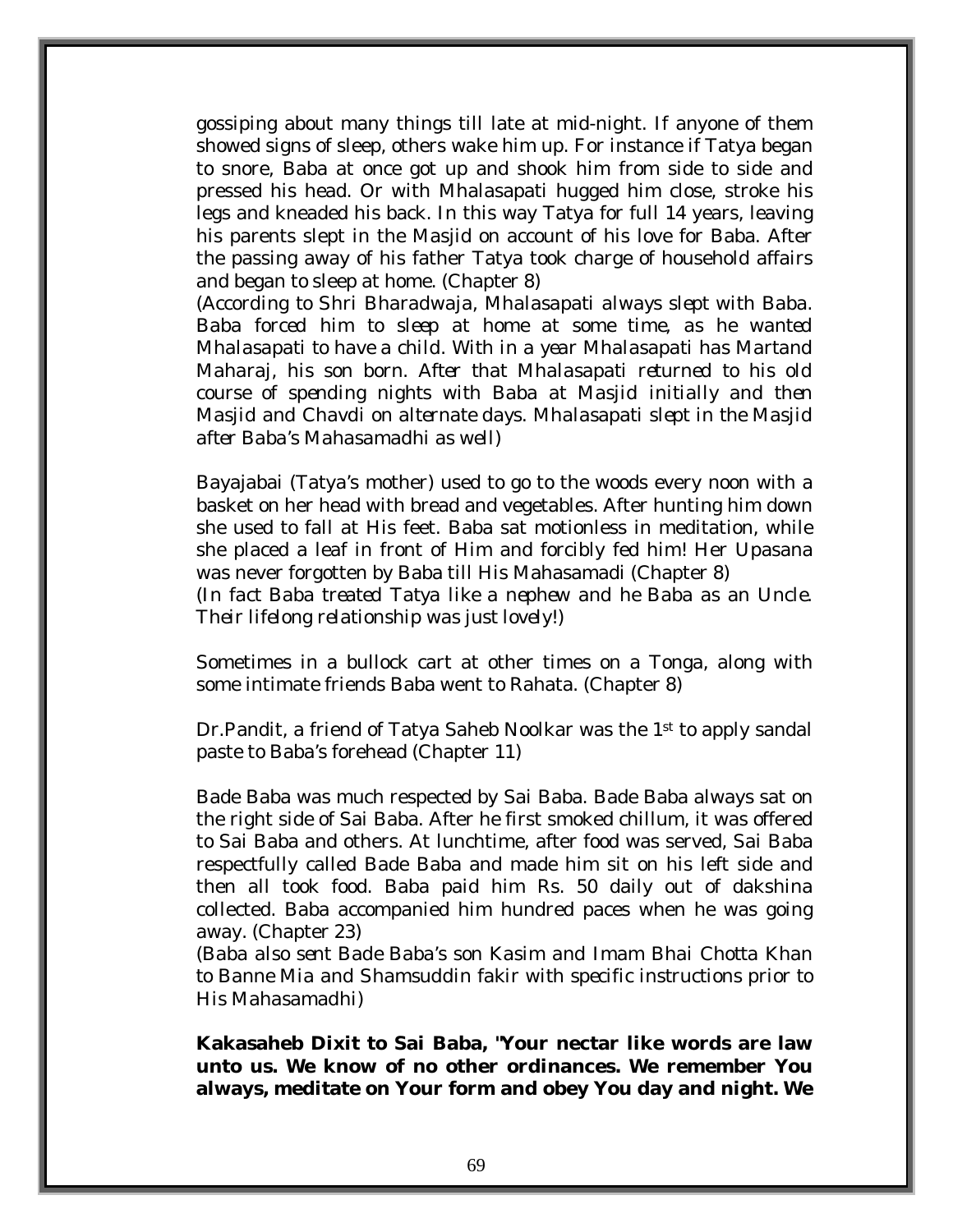gossiping about many things till late at mid-night. If anyone of them showed signs of sleep, others wake him up. For instance if Tatya began to snore, Baba at once got up and shook him from side to side and pressed his head. Or with Mhalasapati hugged him close, stroke his legs and kneaded his back. In this way Tatya for full 14 years, leaving his parents slept in the Masjid on account of his love for Baba. After the passing away of his father Tatya took charge of household affairs and began to sleep at home. (Chapter 8)

*(According to Shri Bharadwaja, Mhalasapati always slept with Baba. Baba forced him to sleep at home at some time, as he wanted Mhalasapati to have a child. With in a year Mhalasapati has Martand Maharaj, his son born. After that Mhalasapati returned to his old course of spending nights with Baba at Masjid initially and then Masjid and Chavdi on alternate days. Mhalasapati slept in the Masjid after Baba's Mahasamadhi as well)*

Bayajabai (Tatya's mother) used to go to the woods every noon with a basket on her head with bread and vegetables. After hunting him down she used to fall at His feet. Baba sat motionless in meditation, while she placed a leaf in front of Him and forcibly fed him! Her Upasana was never forgotten by Baba till His Mahasamadi (Chapter 8)

*(In fact Baba treated Tatya like a nephew and he Baba as an Uncle. Their lifelong relationship was just lovely!)*

Sometimes in a bullock cart at other times on a Tonga, along with some intimate friends Baba went to Rahata. (Chapter 8)

Dr.Pandit, a friend of Tatya Saheb Noolkar was the 1st to apply sandal paste to Baba's forehead (Chapter 11)

Bade Baba was much respected by Sai Baba. Bade Baba always sat on the right side of Sai Baba. After he first smoked chillum, it was offered to Sai Baba and others. At lunchtime, after food was served, Sai Baba respectfully called Bade Baba and made him sit on his left side and then all took food. Baba paid him Rs. 50 daily out of dakshina collected. Baba accompanied him hundred paces when he was going away. (Chapter 23)

*(Baba also sent Bade Baba's son Kasim and Imam Bhai Chotta Khan to Banne Mia and Shamsuddin fakir with specific instructions prior to His Mahasamadhi)*

**Kakasaheb Dixit to Sai Baba, "Your nectar like words are law unto us. We know of no other ordinances. We remember You always, meditate on Your form and obey You day and night. We**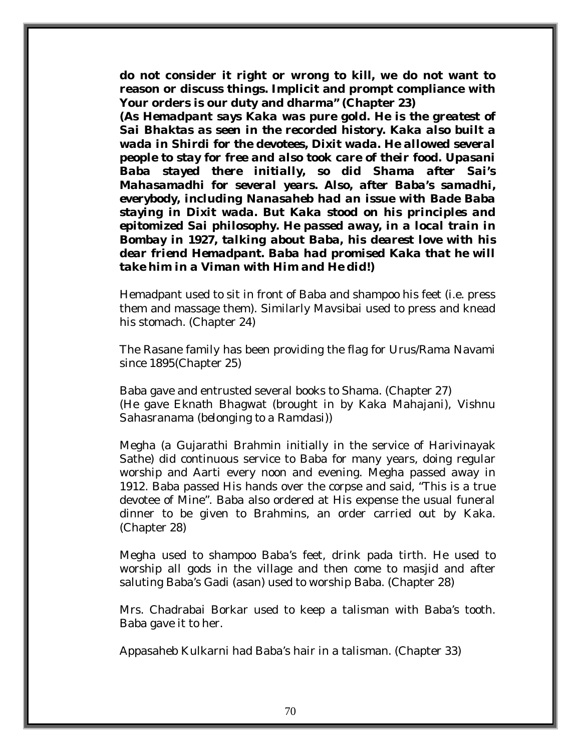**do not consider it right or wrong to kill, we do not want to reason or discuss things. Implicit and prompt compliance with Your orders is our duty and dharma" (Chapter 23)**

***(As Hemadpant says Kaka was pure gold. He is the greatest of Sai Bhaktas as seen in the recorded history. Kaka also built a wada in Shirdi for the devotees, Dixit wada. He allowed several people to stay for free and also took care of their food. Upasani Baba stayed there initially, so did Shama after Sai's Mahasamadhi for several years. Also, after Baba's samadhi, everybody, including Nanasaheb had an issue with Bade Baba staying in Dixit wada. But Kaka stood on his principles and epitomized Sai philosophy. He passed away, in a local train in Bombay in 1927, talking about Baba, his dearest love with his dear friend Hemadpant. Baba had promised Kaka that he will take him in a Viman with Him and He did!)***

Hemadpant used to sit in front of Baba and shampoo his feet (i.e. press them and massage them). Similarly Mavsibai used to press and knead his stomach. (Chapter 24)

The Rasane family has been providing the flag for Urus/Rama Navami since 1895(Chapter 25)

Baba gave and entrusted several books to Shama. (Chapter 27)
(He gave Eknath Bhagwat (brought in by Kaka Mahajani), Vishnu Sahasranama (belonging to a Ramdasi))

Megha (a Gujarathi Brahmin initially in the service of Harivinayak Sathe) did continuous service to Baba for many years, doing regular worship and Aarti every noon and evening. Megha passed away in 1912. Baba passed His hands over the corpse and said, "This is a true devotee of Mine". Baba also ordered at His expense the usual funeral dinner to be given to Brahmins, an order carried out by Kaka. (Chapter 28)

Megha used to shampoo Baba's feet, drink pada tirth. He used to worship all gods in the village and then come to masjid and after saluting Baba's Gadi (asan) used to worship Baba. (Chapter 28)

Mrs. Chadrabai Borkar used to keep a talisman with Baba's tooth. Baba gave it to her.

Appasaheb Kulkarni had Baba's hair in a talisman. (Chapter 33)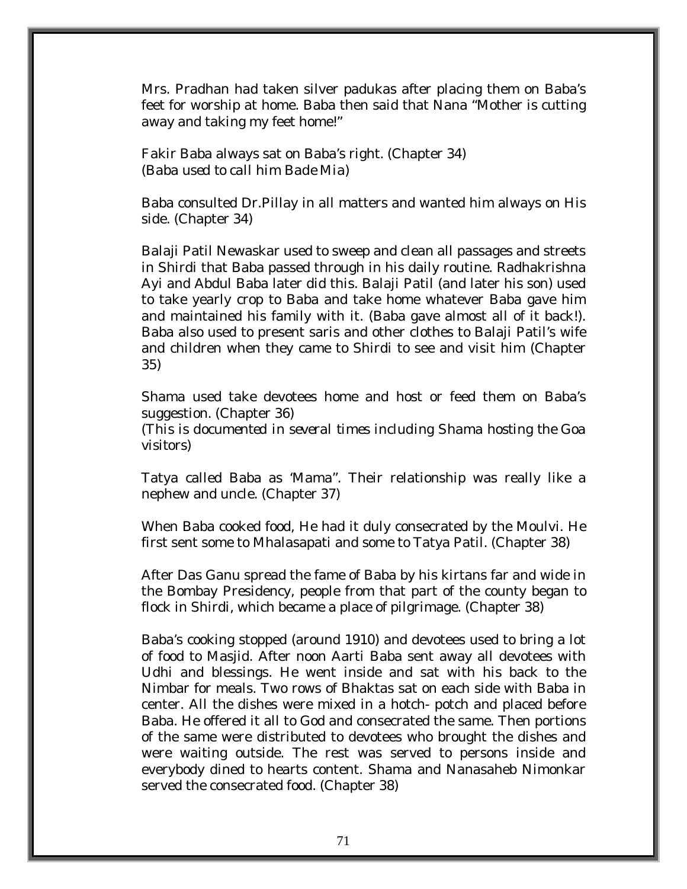Mrs. Pradhan had taken silver padukas after placing them on Baba's feet for worship at home. Baba then said that Nana "Mother is cutting away and taking my feet home!"

Fakir Baba always sat on Baba's right. (Chapter 34)
*(Baba used to call him Bade Mia)*

Baba consulted Dr.Pillay in all matters and wanted him always on His side. (Chapter 34)

Balaji Patil Newaskar used to sweep and clean all passages and streets in Shirdi that Baba passed through in his daily routine. Radhakrishna Ayi and Abdul Baba later did this. Balaji Patil (and later his son) used to take yearly crop to Baba and take home whatever Baba gave him and maintained his family with it. *(Baba gave almost all of it back!)*. Baba also used to present saris and other clothes to Balaji Patil's wife and children when they came to Shirdi to see and visit him (Chapter 35)

Shama used take devotees home and host or feed them on Baba's suggestion. (Chapter 36)
*(This is documented in several times including Shama hosting the Goa visitors)*

Tatya called Baba as 'Mama". Their relationship was really like a nephew and uncle. (Chapter 37)

When Baba cooked food, He had it duly consecrated by the Moulvi. He first sent some to Mhalasapati and some to Tatya Patil. (Chapter 38)

After Das Ganu spread the fame of Baba by his kirtans far and wide in the Bombay Presidency, people from that part of the county began to flock in Shirdi, which became a place of pilgrimage. (Chapter 38)

Baba's cooking stopped (around 1910) and devotees used to bring a lot of food to Masjid. After noon Aarti Baba sent away all devotees with Udhi and blessings. He went inside and sat with his back to the Nimbar for meals. Two rows of Bhaktas sat on each side with Baba in center. All the dishes were mixed in a hotch- potch and placed before Baba. He offered it all to God and consecrated the same. Then portions of the same were distributed to devotees who brought the dishes and were waiting outside. The rest was served to persons inside and everybody dined to hearts content. Shama and Nanasaheb Nimonkar served the consecrated food. (Chapter 38)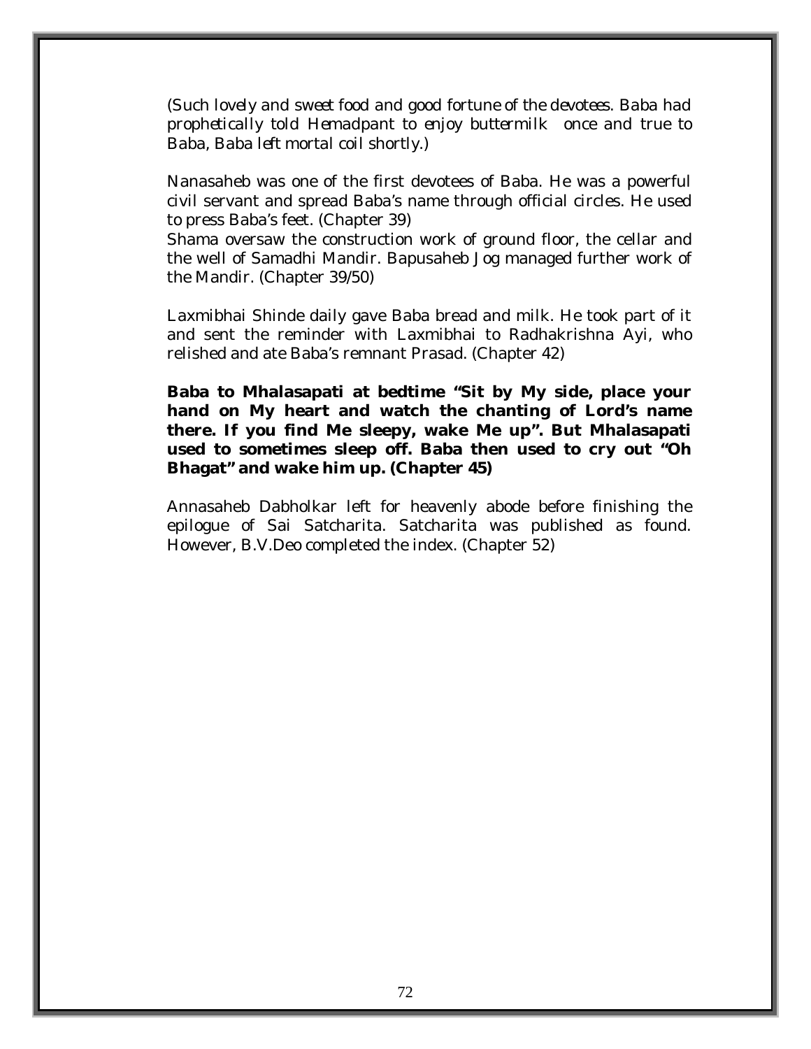*(Such lovely and sweet food and good fortune of the devotees. Baba had prophetically told Hemadpant to enjoy buttermilk once and true to Baba, Baba left mortal coil shortly.)*

Nanasaheb was one of the first devotees of Baba. He was a powerful civil servant and spread Baba's name through official circles. He used to press Baba's feet. (Chapter 39)
Shama oversaw the construction work of ground floor, the cellar and the well of Samadhi Mandir. Bapusaheb Jog managed further work of the Mandir. (Chapter 39/50)

Laxmibhai Shinde daily gave Baba bread and milk. He took part of it and sent the reminder with Laxmibhai to Radhakrishna Ayi, who relished and ate Baba's remnant Prasad. (Chapter 42)

**Baba to Mhalasapati at bedtime "Sit by My side, place your hand on My heart and watch the chanting of Lord's name there. If you find Me sleepy, wake Me up". But Mhalasapati used to sometimes sleep off. Baba then used to cry out "Oh Bhagat" and wake him up. (Chapter 45)**

Annasaheb Dabholkar left for heavenly abode before finishing the epilogue of Sai Satcharita. Satcharita was published as found. However, B.V.Deo completed the index. (Chapter 52)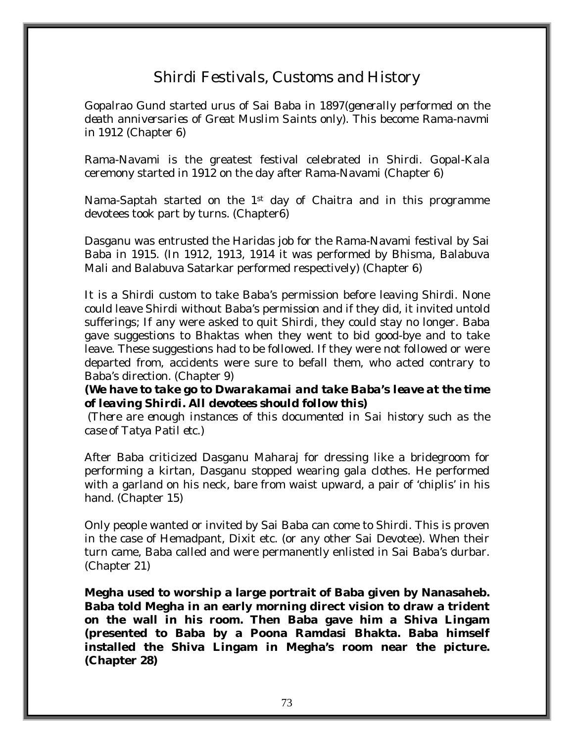# Shirdi Festivals, Customs and History

Gopalrao Gund started urus of Sai Baba in 1897(*generally performed on the death anniversaries of Great Muslim Saints only*). This become Rama-navmi in 1912 (Chapter 6)

Rama-Navami is the greatest festival celebrated in Shirdi. Gopal-Kala ceremony started in 1912 on the day after Rama-Navami (Chapter 6)

Nama-Saptah started on the 1st day of Chaitra and in this programme devotees took part by turns. (Chapter6)

Dasganu was entrusted the Haridas job for the Rama-Navami festival by Sai Baba in 1915. (In 1912, 1913, 1914 it was performed by Bhisma, Balabuva Mali and Balabuva Satarkar performed respectively) (Chapter 6)

It is a Shirdi custom to take Baba's permission before leaving Shirdi. None could leave Shirdi without Baba's permission and if they did, it invited untold sufferings; If any were asked to quit Shirdi, they could stay no longer. Baba gave suggestions to Bhaktas when they went to bid good-bye and to take leave. These suggestions had to be followed. If they were not followed or were departed from, accidents were sure to befall them, who acted contrary to Baba's direction. (Chapter 9)

***(We have to take go to Dwarakamai and take Baba's leave at the time of leaving Shirdi. All devotees should follow this)***

*(There are enough instances of this documented in Sai history such as the case of Tatya Patil etc.)*

After Baba criticized Dasganu Maharaj for dressing like a bridegroom for performing a kirtan, Dasganu stopped wearing gala clothes. He performed with a garland on his neck, bare from waist upward, a pair of 'chiplis' in his hand. (Chapter 15)

Only people wanted or invited by Sai Baba can come to Shirdi. This is proven in the case of Hemadpant, Dixit etc. (or any other Sai Devotee). When their turn came, Baba called and were permanently enlisted in Sai Baba's durbar. (Chapter 21)

**Megha used to worship a large portrait of Baba given by Nanasaheb. Baba told Megha in an early morning direct vision to draw a trident on the wall in his room. Then Baba gave him a Shiva Lingam (presented to Baba by a Poona Ramdasi Bhakta. Baba himself installed the Shiva Lingam in Megha's room near the picture. (Chapter 28)**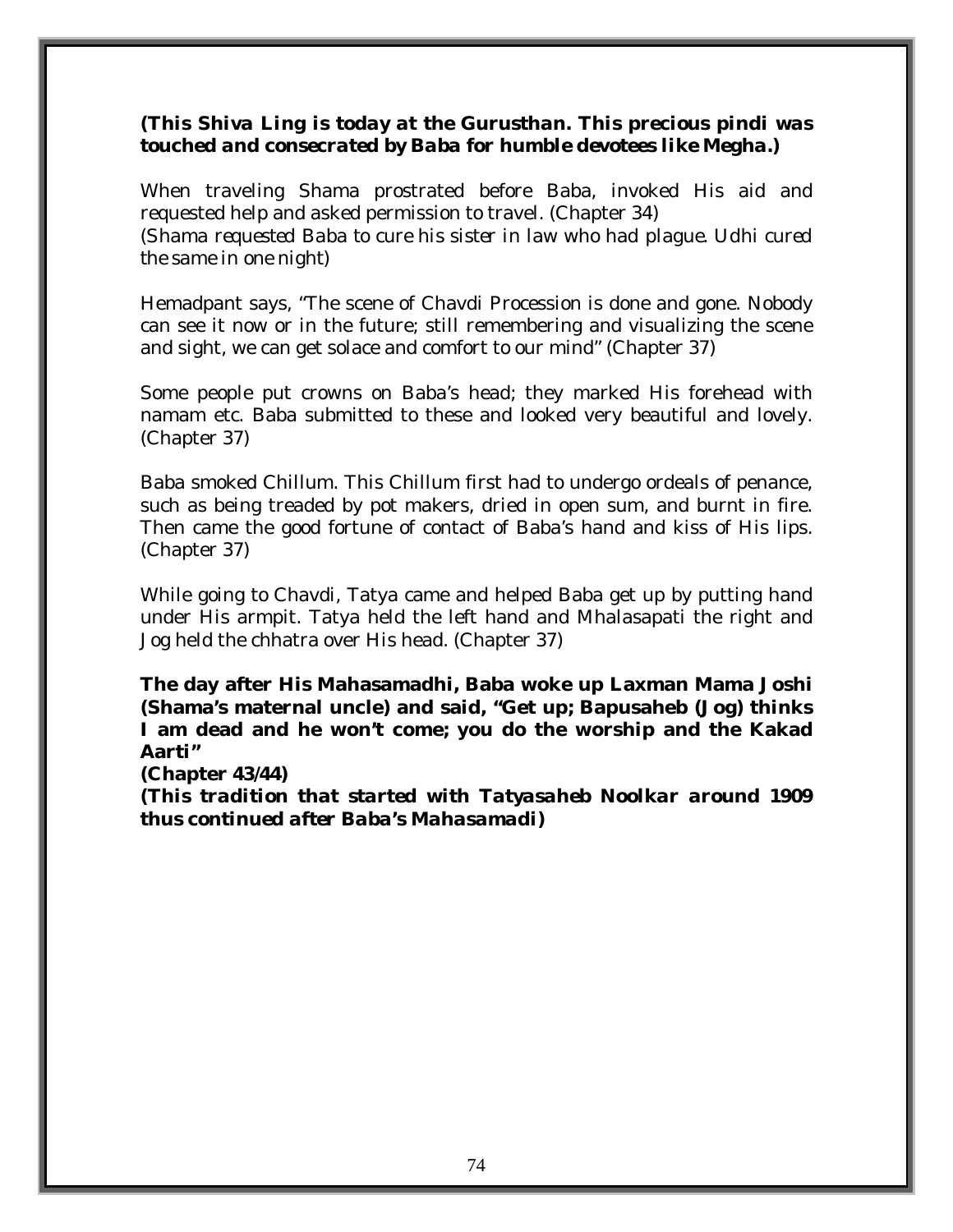***(This Shiva Ling is today at the Gurusthan. This precious pindi was touched and consecrated by Baba for humble devotees like Megha.)***

When traveling Shama prostrated before Baba, invoked His aid and requested help and asked permission to travel. (Chapter 34)
*(Shama requested Baba to cure his sister in law who had plague. Udhi cured the same in one night)*

Hemadpant says, "The scene of Chavdi Procession is done and gone. Nobody can see it now or in the future; still remembering and visualizing the scene and sight, we can get solace and comfort to our mind" (Chapter 37)

Some people put crowns on Baba's head; they marked His forehead with namam etc. Baba submitted to these and looked very beautiful and lovely. (Chapter 37)

Baba smoked Chillum. This Chillum first had to undergo ordeals of penance, such as being treaded by pot makers, dried in open sum, and burnt in fire. Then came the good fortune of contact of Baba's hand and kiss of His lips. (Chapter 37)

While going to Chavdi, Tatya came and helped Baba get up by putting hand under His armpit. Tatya held the left hand and Mhalasapati the right and Jog held the chhatra over His head. (Chapter 37)

**The day after His Mahasamadhi, Baba woke up Laxman Mama Joshi (Shama's maternal uncle) and said, "Get up; Bapusaheb (Jog) thinks I am dead and he won't come; you do the worship and the Kakad Aarti"**
**(Chapter 43/44)**
***(This tradition that started with Tatyasaheb Noolkar around 1909 thus continued after Baba's Mahasamadi)***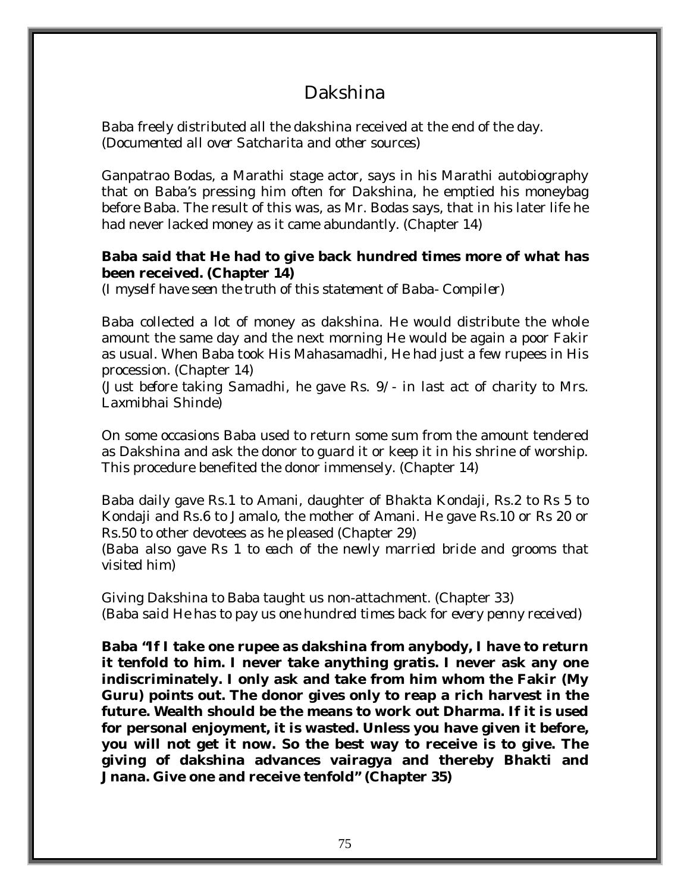# Dakshina

Baba freely distributed all the dakshina received at the end of the day. *(Documented all over Satcharita and other sources)*

Ganpatrao Bodas, a Marathi stage actor, says in his Marathi autobiography that on Baba's pressing him often for Dakshina, he emptied his moneybag before Baba. The result of this was, as Mr. Bodas says, that in his later life he had never lacked money as it came abundantly. (Chapter 14)

**Baba said that He had to give back hundred times more of what has been received. (Chapter 14)**
*(I myself have seen the truth of this statement of Baba- Compiler)*

Baba collected a lot of money as dakshina. He would distribute the whole amount the same day and the next morning He would be again a poor Fakir as usual. When Baba took His Mahasamadhi, He had just a few rupees in His procession. (Chapter 14)
*(Just before taking Samadhi, he gave Rs. 9/- in last act of charity to Mrs. Laxmibhai Shinde)*

On some occasions Baba used to return some sum from the amount tendered as Dakshina and ask the donor to guard it or keep it in his shrine of worship. This procedure benefited the donor immensely. (Chapter 14)

Baba daily gave Rs.1 to Amani, daughter of Bhakta Kondaji, Rs.2 to Rs 5 to Kondaji and Rs.6 to Jamalo, the mother of Amani. He gave Rs.10 or Rs 20 or Rs.50 to other devotees as he pleased (Chapter 29)
*(Baba also gave Rs 1 to each of the newly married bride and grooms that visited him)*

Giving Dakshina to Baba taught us non-attachment. (Chapter 33)
*(Baba said He has to pay us one hundred times back for every penny received)*

**Baba "If I take one rupee as dakshina from anybody, I have to return it tenfold to him. I never take anything gratis. I never ask any one indiscriminately. I only ask and take from him whom the Fakir (My Guru) points out. The donor gives only to reap a rich harvest in the future. Wealth should be the means to work out Dharma. If it is used for personal enjoyment, it is wasted. Unless you have given it before, you will not get it now. So the best way to receive is to give. The giving of dakshina advances vairagya and thereby Bhakti and Jnana. Give one and receive tenfold" (Chapter 35)**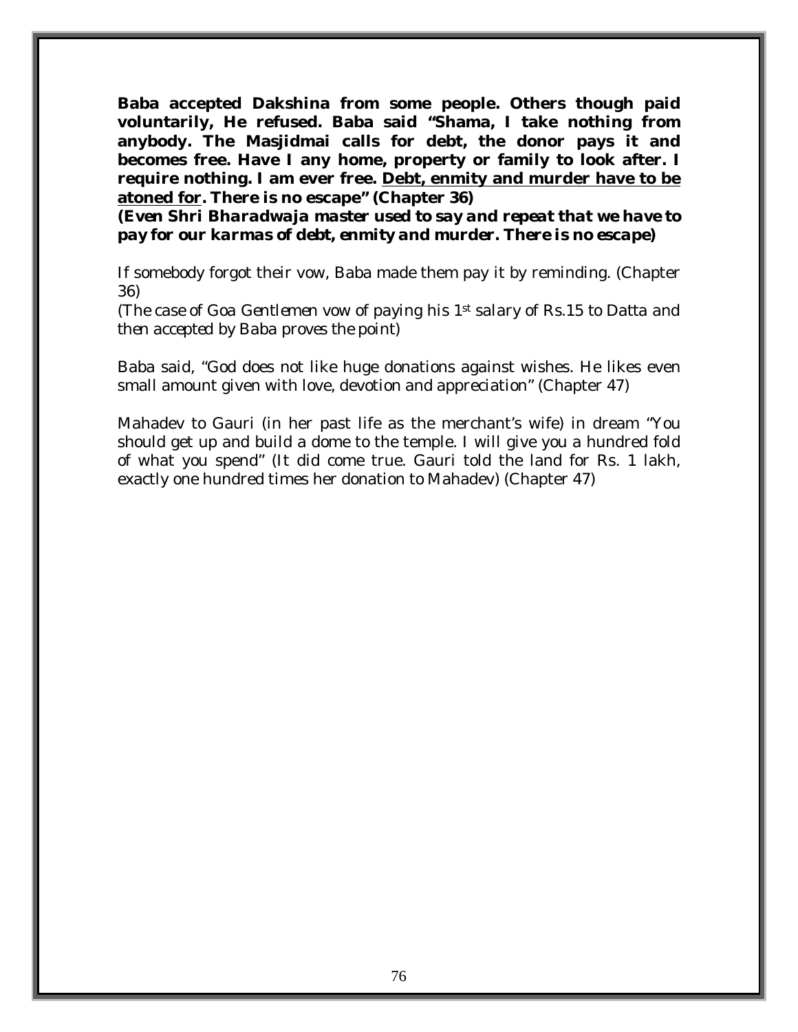**Baba accepted Dakshina from some people. Others though paid voluntarily, He refused. Baba said "Shama, I take nothing from anybody. The Masjidmai calls for debt, the donor pays it and becomes free. Have I any home, property or family to look after. I require nothing. I am ever free. <u>Debt, enmity and murder have to be atoned for</u>. There is no escape" (Chapter 36)**
***(Even Shri Bharadwaja master used to say and repeat that we have to pay for our karmas of debt, enmity and murder. There is no escape)***

If somebody forgot their vow, Baba made them pay it by reminding. (Chapter 36)
*(The case of Goa Gentlemen vow of paying his 1st salary of Rs.15 to Datta and then accepted by Baba proves the point)*

Baba said, "God does not like huge donations against wishes. He likes even small amount given with love, devotion and appreciation" (Chapter 47)

Mahadev to Gauri (in her past life as the merchant's wife) in dream "You should get up and build a dome to the temple. I will give you a hundred fold of what you spend" (It did come true. Gauri told the land for Rs. 1 lakh, exactly one hundred times her donation to Mahadev) (Chapter 47)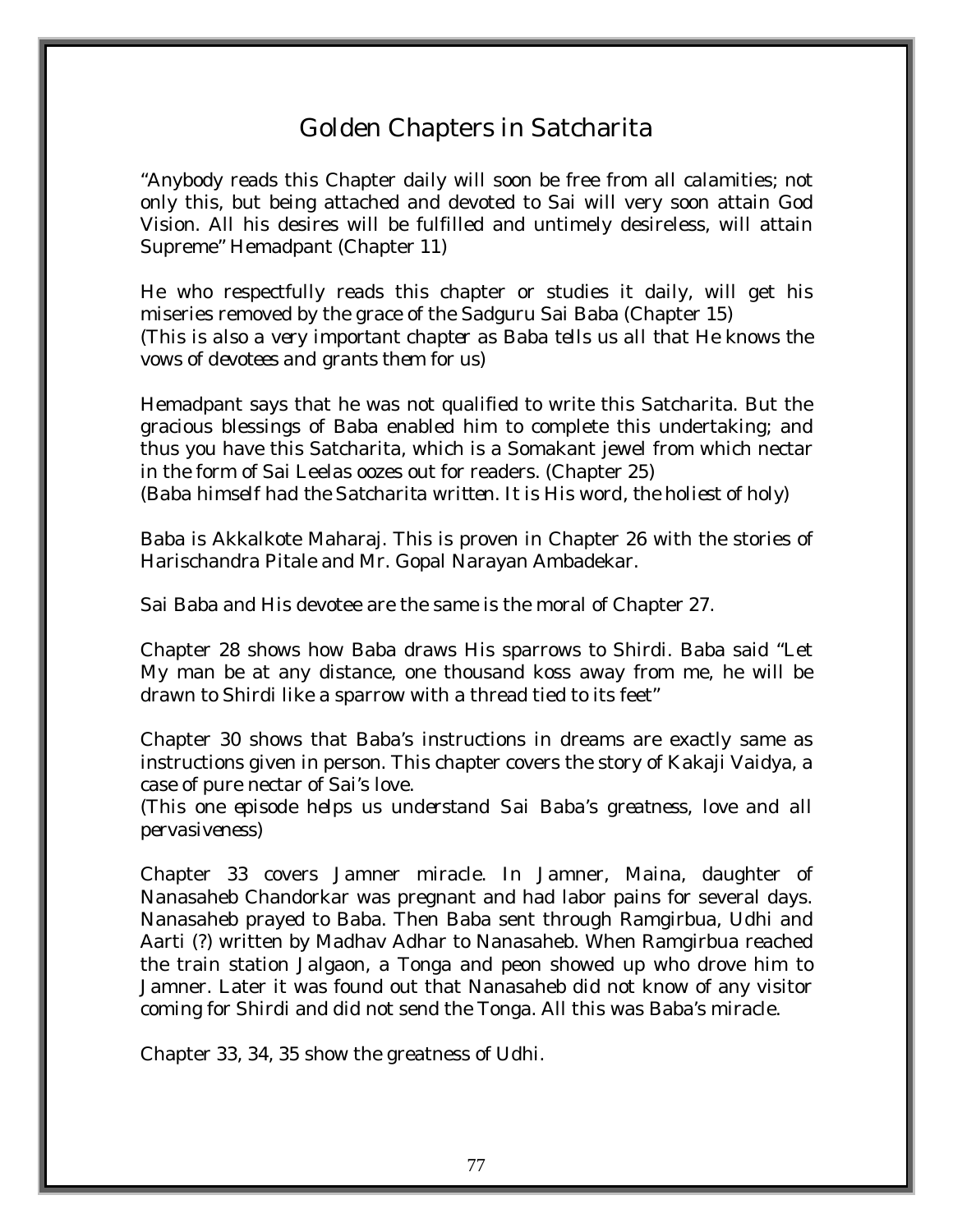# Golden Chapters in Satcharita

"Anybody reads this Chapter daily will soon be free from all calamities; not only this, but being attached and devoted to Sai will very soon attain God Vision. All his desires will be fulfilled and untimely desireless, will attain Supreme" Hemadpant (Chapter 11)

He who respectfully reads this chapter or studies it daily, will get his miseries removed by the grace of the Sadguru Sai Baba (Chapter 15)
*(This is also a very important chapter as Baba tells us all that He knows the vows of devotees and grants them for us)*

Hemadpant says that he was not qualified to write this Satcharita. But the gracious blessings of Baba enabled him to complete this undertaking; and thus you have this Satcharita, which is a Somakant jewel from which nectar in the form of Sai Leelas oozes out for readers. (Chapter 25)
*(Baba himself had the Satcharita written. It is His word, the holiest of holy)*

Baba is Akkalkote Maharaj. This is proven in Chapter 26 with the stories of Harischandra Pitale and Mr. Gopal Narayan Ambadekar.

Sai Baba and His devotee are the same is the moral of Chapter 27.

Chapter 28 shows how Baba draws His sparrows to Shirdi. Baba said "Let My man be at any distance, one thousand koss away from me, he will be drawn to Shirdi like a sparrow with a thread tied to its feet"

Chapter 30 shows that Baba's instructions in dreams are exactly same as instructions given in person. This chapter covers the story of Kakaji Vaidya, a case of pure nectar of Sai's love.
*(This one episode helps us understand Sai Baba's greatness, love and all pervasiveness)*

Chapter 33 covers Jamner miracle. In Jamner, Maina, daughter of Nanasaheb Chandorkar was pregnant and had labor pains for several days. Nanasaheb prayed to Baba. Then Baba sent through Ramgirbua, Udhi and Aarti (?) written by Madhav Adhar to Nanasaheb. When Ramgirbua reached the train station Jalgaon, a Tonga and peon showed up who drove him to Jamner. Later it was found out that Nanasaheb did not know of any visitor coming for Shirdi and did not send the Tonga. All this was Baba's miracle.

Chapter 33, 34, 35 show the greatness of Udhi.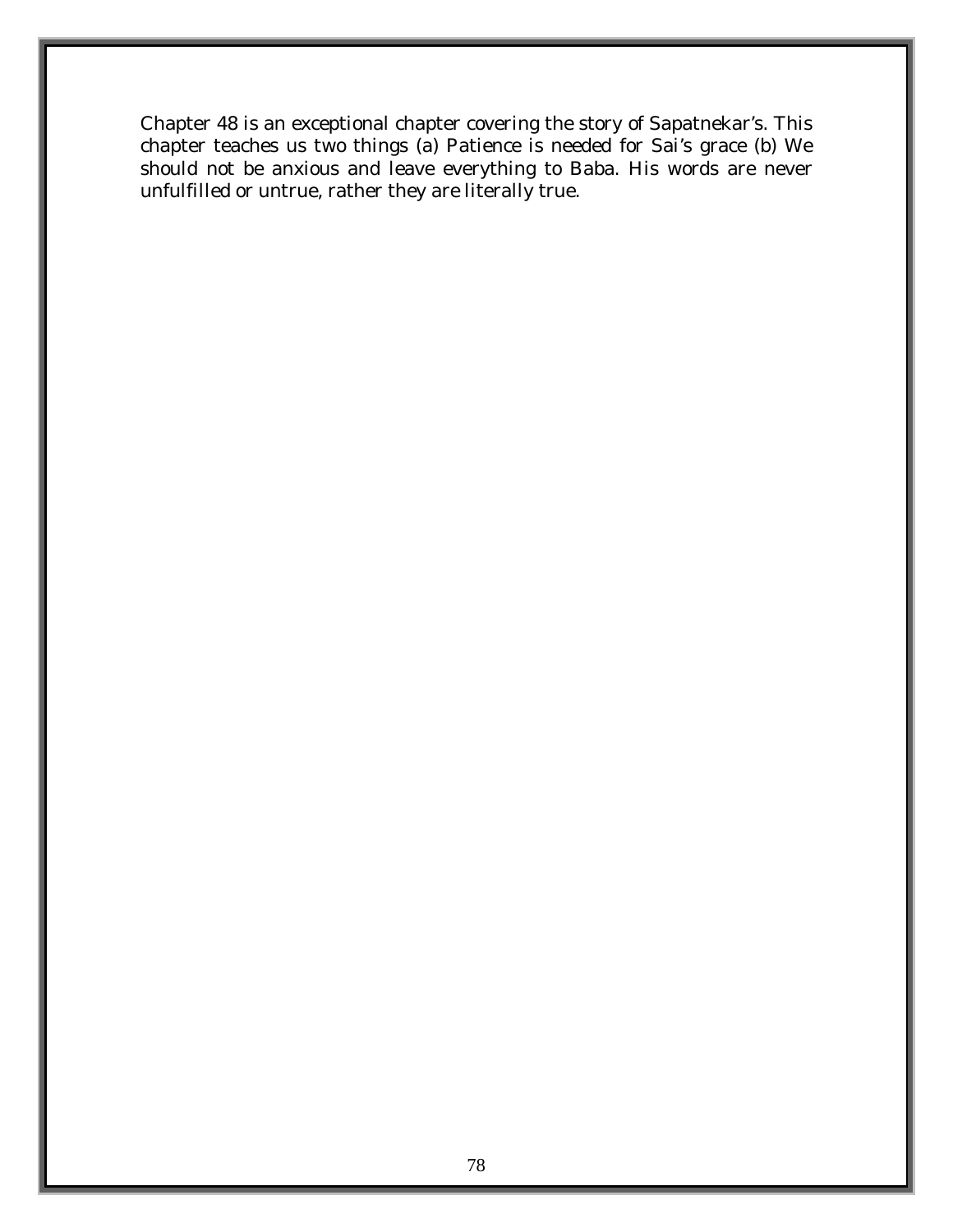Chapter 48 is an exceptional chapter covering the story of Sapatnekar's. This chapter teaches us two things (a) Patience is needed for Sai's grace (b) We should not be anxious and leave everything to Baba. His words are never unfulfilled or untrue, rather they are literally true.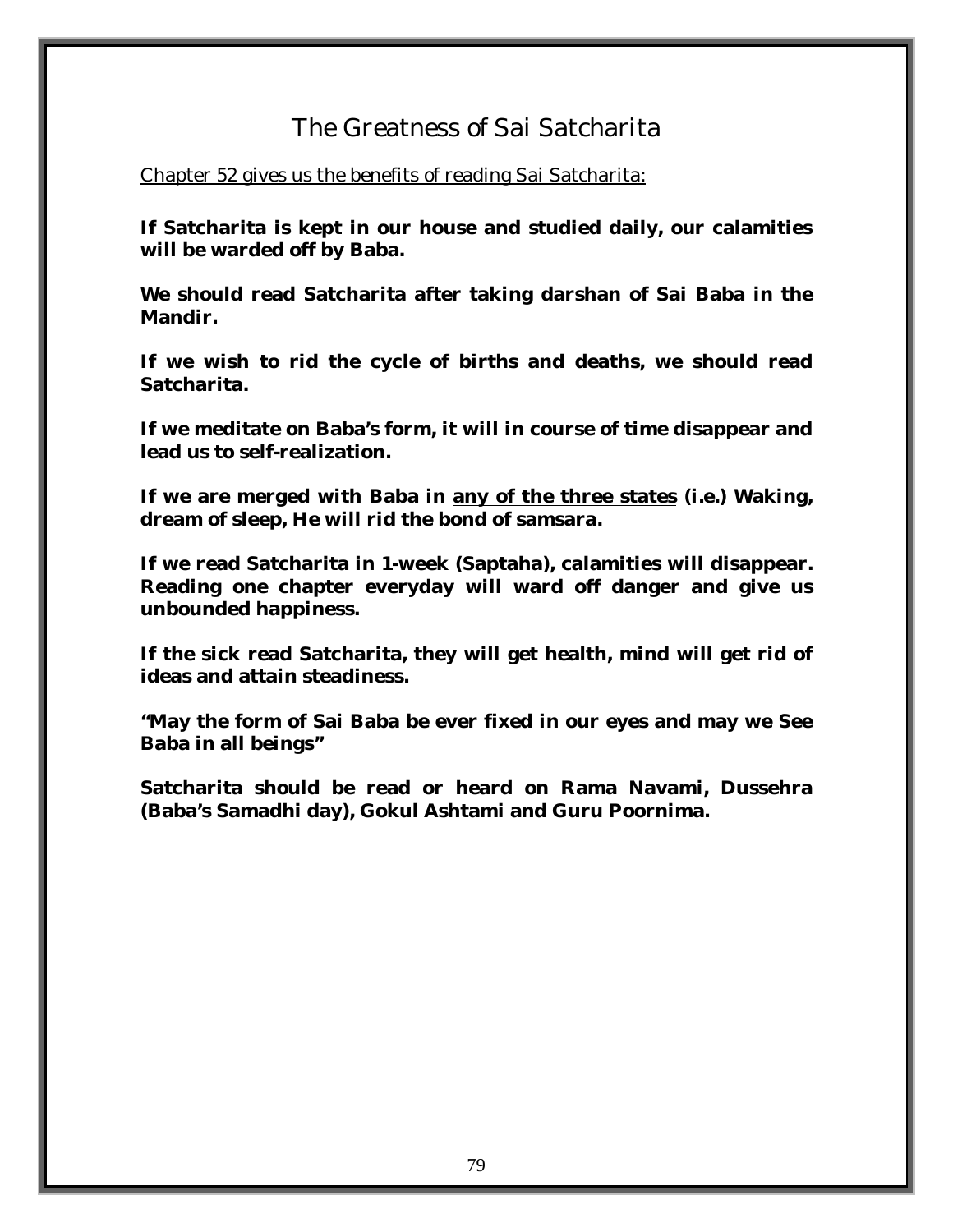# The Greatness of Sai Satcharita

<u>Chapter 52 gives us the benefits of reading Sai Satcharita:</u>

**If Satcharita is kept in our house and studied daily, our calamities will be warded off by Baba.**

**We should read Satcharita after taking darshan of Sai Baba in the Mandir.**

**If we wish to rid the cycle of births and deaths, we should read Satcharita.**

**If we meditate on Baba's form, it will in course of time disappear and lead us to self-realization.**

**If we are merged with Baba in <u>any of the three states</u> (i.e.) Waking, dream of sleep, He will rid the bond of samsara.**

**If we read Satcharita in 1-week (Saptaha), calamities will disappear. Reading one chapter everyday will ward off danger and give us unbounded happiness.**

**If the sick read Satcharita, they will get health, mind will get rid of ideas and attain steadiness.**

**"May the form of Sai Baba be ever fixed in our eyes and may we See Baba in all beings"**

**Satcharita should be read or heard on Rama Navami, Dussehra (Baba's Samadhi day), Gokul Ashtami and Guru Poornima.**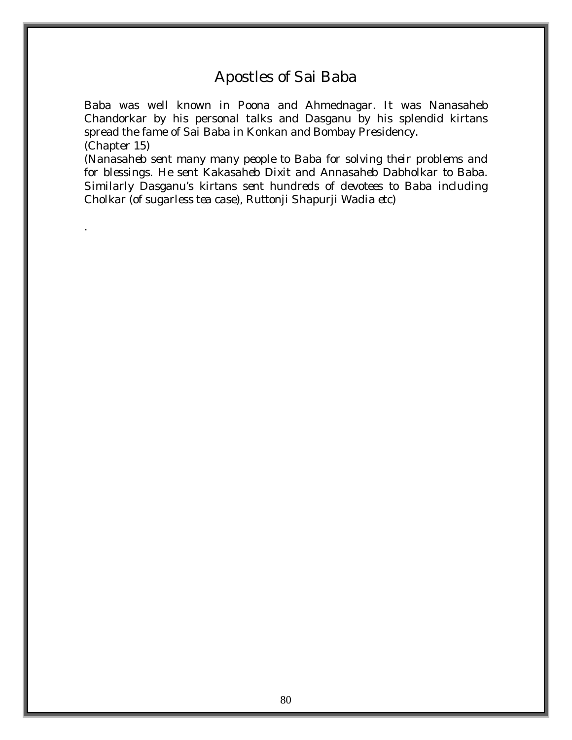# Apostles of Sai Baba

Baba was well known in Poona and Ahmednagar. It was Nanasaheb Chandorkar by his personal talks and Dasganu by his splendid kirtans spread the fame of Sai Baba in Konkan and Bombay Presidency.
(Chapter 15)
(Nanasaheb sent many many people to Baba for solving their problems and for blessings. He sent Kakasaheb Dixit and Annasaheb Dabholkar to Baba. Similarly Dasganu's kirtans sent hundreds of devotees to Baba including Cholkar (of sugarless tea case), Ruttonji Shapurji Wadia etc)

.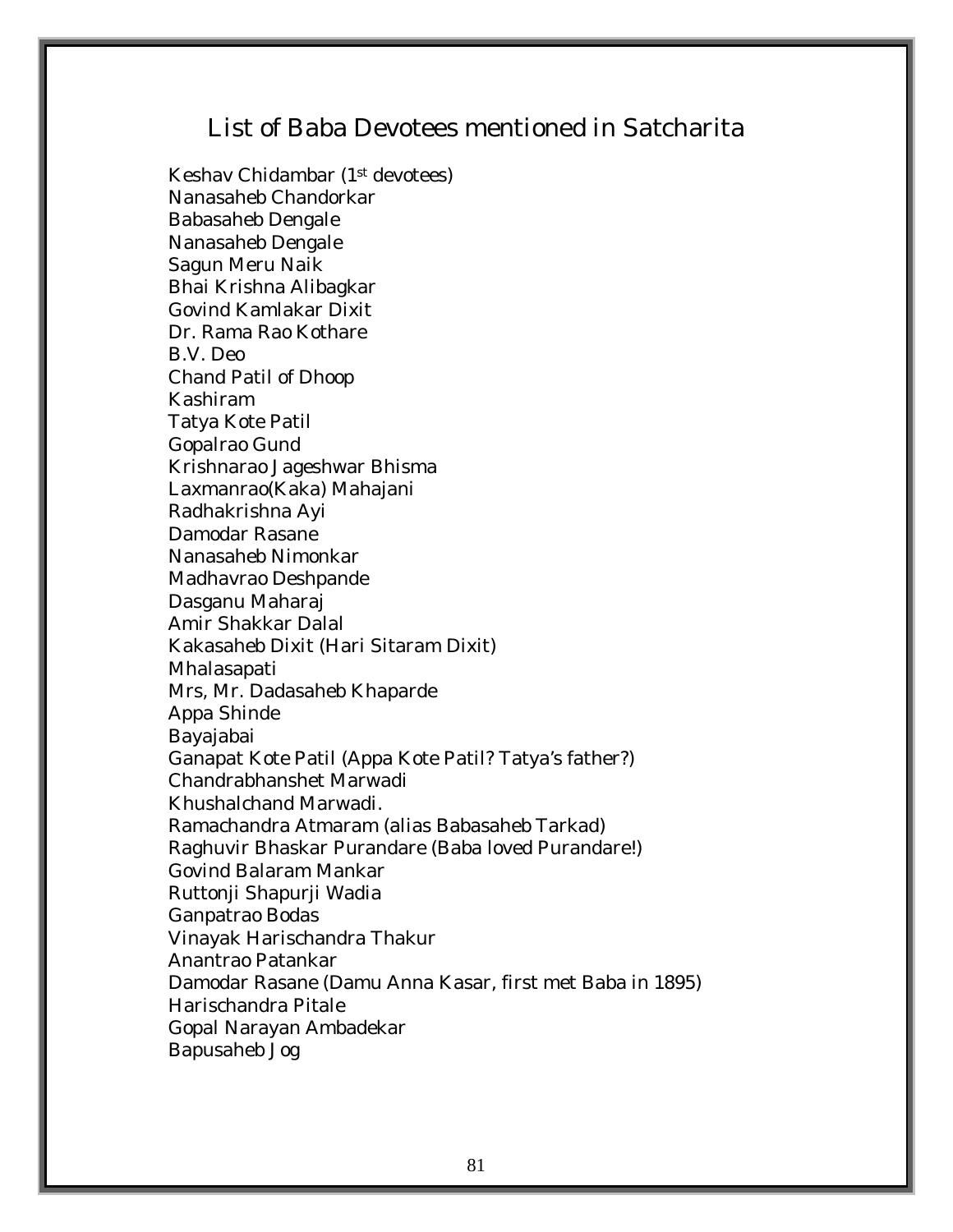# List of Baba Devotees mentioned in Satcharita

Keshav Chidambar (1st devotees)
Nanasaheb Chandorkar
Babasaheb Dengale
Nanasaheb Dengale
Sagun Meru Naik
Bhai Krishna Alibagkar
Govind Kamlakar Dixit
Dr. Rama Rao Kothare
B.V. Deo
Chand Patil of Dhoop
Kashiram
Tatya Kote Patil
Gopalrao Gund
Krishnarao Jageshwar Bhisma
Laxmanrao(Kaka) Mahajani
Radhakrishna Ayi
Damodar Rasane
Nanasaheb Nimonkar
Madhavrao Deshpande
Dasganu Maharaj
Amir Shakkar Dalal
Kakasaheb Dixit (Hari Sitaram Dixit)
Mhalasapati
Mrs, Mr. Dadasaheb Khaparde
Appa Shinde
Bayajabai
Ganapat Kote Patil (Appa Kote Patil? Tatya's father?)
Chandrabhanshet Marwadi
Khushalchand Marwadi.
Ramachandra Atmaram (alias Babasaheb Tarkad)
Raghuvir Bhaskar Purandare (Baba loved Purandare!)
Govind Balaram Mankar
Ruttonji Shapurji Wadia
Ganpatrao Bodas
Vinayak Harischandra Thakur
Anantrao Patankar
Damodar Rasane (Damu Anna Kasar, first met Baba in 1895)
Harischandra Pitale
Gopal Narayan Ambadekar
Bapusaheb Jog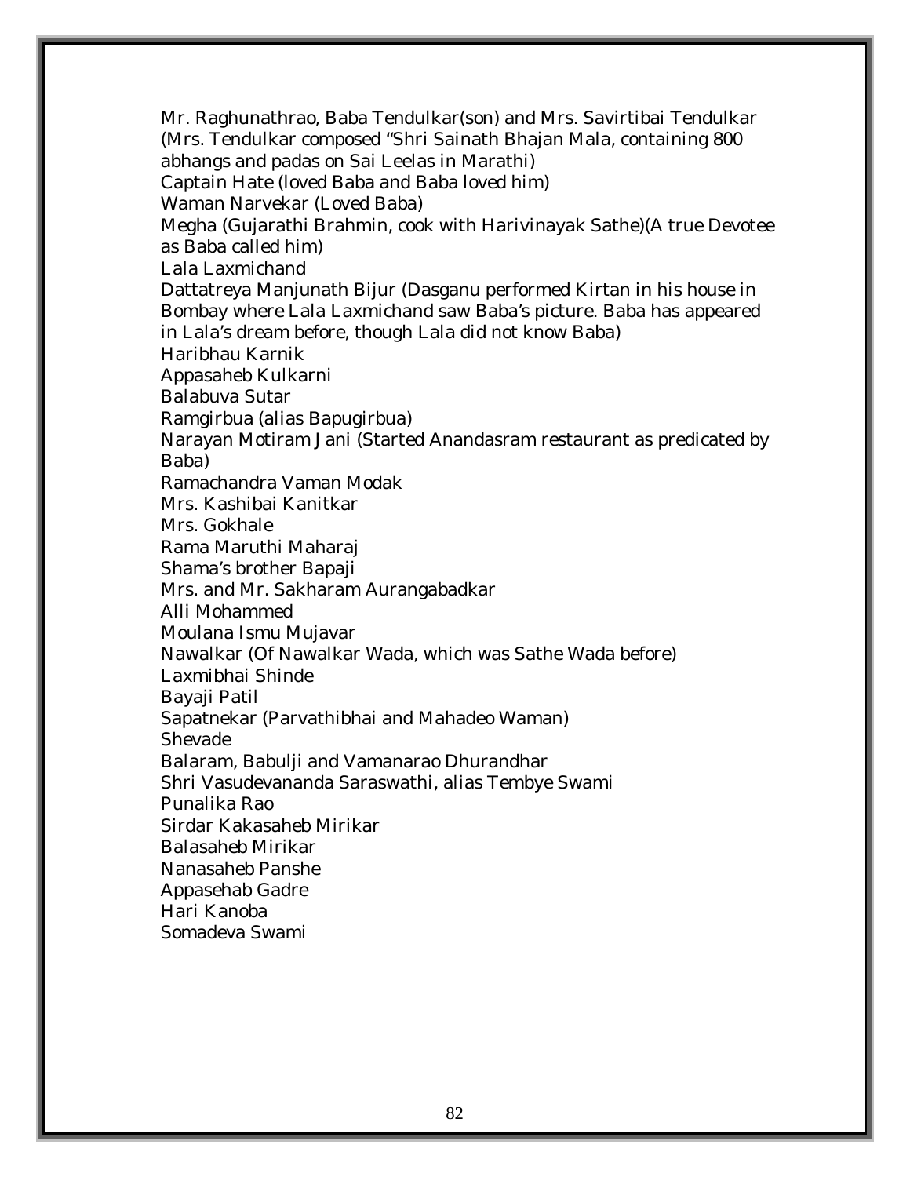Mr. Raghunathrao, Baba Tendulkar(son) and Mrs. Savirtibai Tendulkar (Mrs. Tendulkar composed "Shri Sainath Bhajan Mala, containing 800 abhangs and padas on Sai Leelas in Marathi)
Captain Hate (loved Baba and Baba loved him)
Waman Narvekar (Loved Baba)
Megha (Gujarathi Brahmin, cook with Harivinayak Sathe)(A true Devotee as Baba called him)
Lala Laxmichand
Dattatreya Manjunath Bijur (Dasganu performed Kirtan in his house in Bombay where Lala Laxmichand saw Baba's picture. Baba has appeared in Lala's dream before, though Lala did not know Baba)
Haribhau Karnik
Appasaheb Kulkarni
Balabuva Sutar
Ramgirbua (alias Bapugirbua)
Narayan Motiram Jani (Started Anandasram restaurant as predicated by Baba)
Ramachandra Vaman Modak
Mrs. Kashibai Kanitkar
Mrs. Gokhale
Rama Maruthi Maharaj
Shama's brother Bapaji
Mrs. and Mr. Sakharam Aurangabadkar
Alli Mohammed
Moulana Ismu Mujavar
Nawalkar (Of Nawalkar Wada, which was Sathe Wada before)
Laxmibhai Shinde
Bayaji Patil
Sapatnekar (Parvathibhai and Mahadeo Waman)
Shevade
Balaram, Babulji and Vamanarao Dhurandhar
Shri Vasudevananda Saraswathi, alias Tembye Swami
Punalika Rao
Sirdar Kakasaheb Mirikar
Balasaheb Mirikar
Nanasaheb Panshe
Appasehab Gadre
Hari Kanoba
Somadeva Swami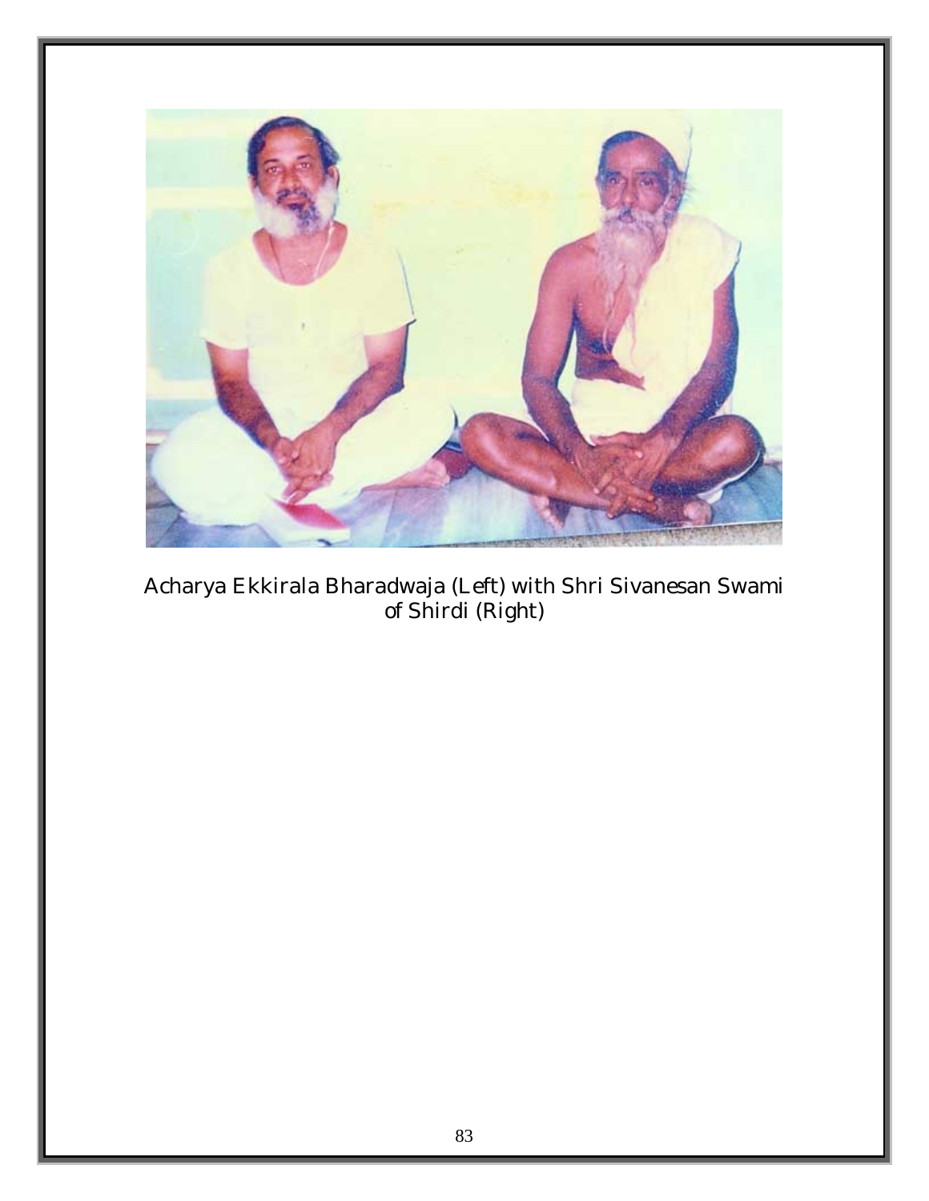Acharya Ekkirala Bharadwaja (Left) with Shri Sivanesan Swami of Shirdi (Right)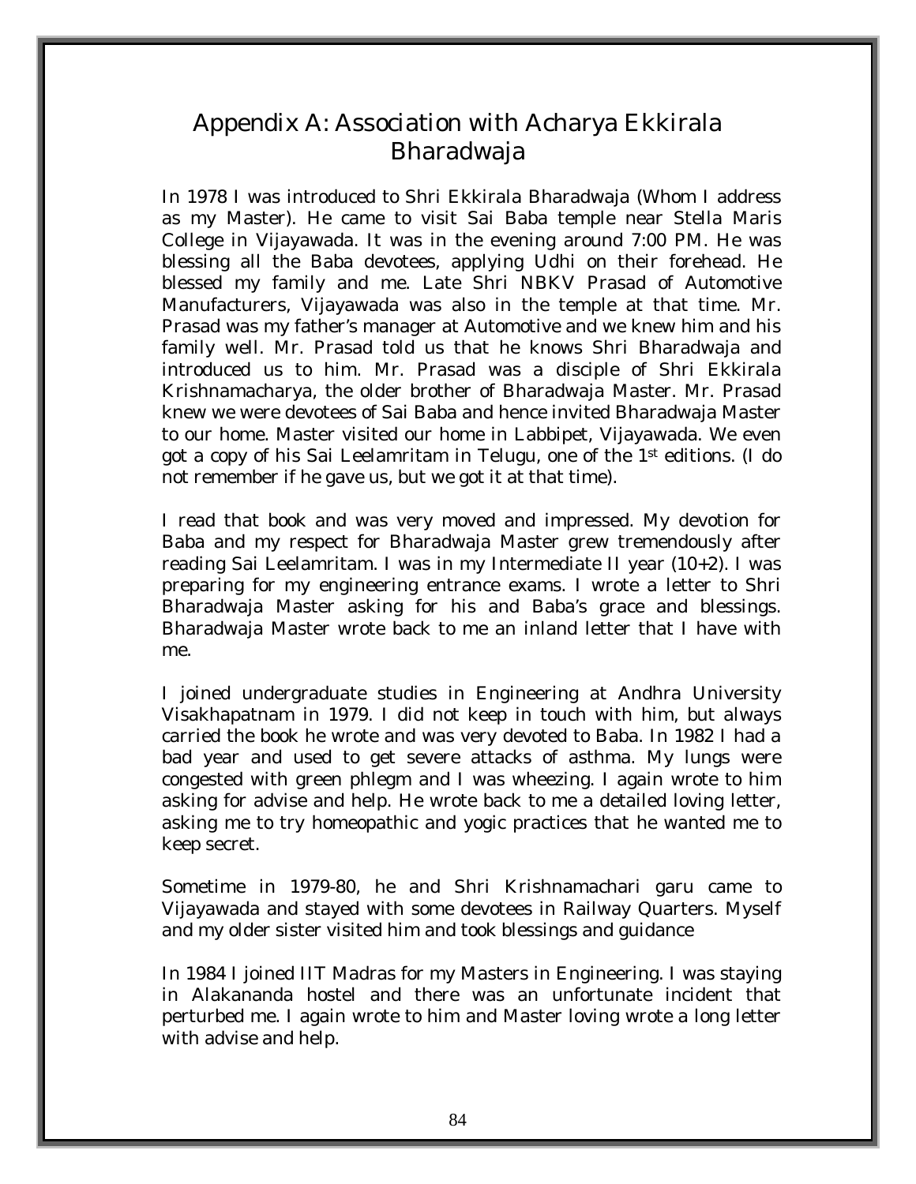# Appendix A: Association with Acharya Ekkirala Bharadwaja

In 1978 I was introduced to Shri Ekkirala Bharadwaja (Whom I address as my Master). He came to visit Sai Baba temple near Stella Maris College in Vijayawada. It was in the evening around 7:00 PM. He was blessing all the Baba devotees, applying Udhi on their forehead. He blessed my family and me. Late Shri NBKV Prasad of Automotive Manufacturers, Vijayawada was also in the temple at that time. Mr. Prasad was my father's manager at Automotive and we knew him and his family well. Mr. Prasad told us that he knows Shri Bharadwaja and introduced us to him. Mr. Prasad was a disciple of Shri Ekkirala Krishnamacharya, the older brother of Bharadwaja Master. Mr. Prasad knew we were devotees of Sai Baba and hence invited Bharadwaja Master to our home. Master visited our home in Labbipet, Vijayawada. We even got a copy of his Sai Leelamritam in Telugu, one of the 1st editions. (I do not remember if he gave us, but we got it at that time).

I read that book and was very moved and impressed. My devotion for Baba and my respect for Bharadwaja Master grew tremendously after reading Sai Leelamritam. I was in my Intermediate II year (10+2). I was preparing for my engineering entrance exams. I wrote a letter to Shri Bharadwaja Master asking for his and Baba's grace and blessings. Bharadwaja Master wrote back to me an inland letter that I have with me.

I joined undergraduate studies in Engineering at Andhra University Visakhapatnam in 1979. I did not keep in touch with him, but always carried the book he wrote and was very devoted to Baba. In 1982 I had a bad year and used to get severe attacks of asthma. My lungs were congested with green phlegm and I was wheezing. I again wrote to him asking for advise and help. He wrote back to me a detailed loving letter, asking me to try homeopathic and yogic practices that he wanted me to keep secret.

Sometime in 1979-80, he and Shri Krishnamachari garu came to Vijayawada and stayed with some devotees in Railway Quarters. Myself and my older sister visited him and took blessings and guidance

In 1984 I joined IIT Madras for my Masters in Engineering. I was staying in Alakananda hostel and there was an unfortunate incident that perturbed me. I again wrote to him and Master loving wrote a long letter with advise and help.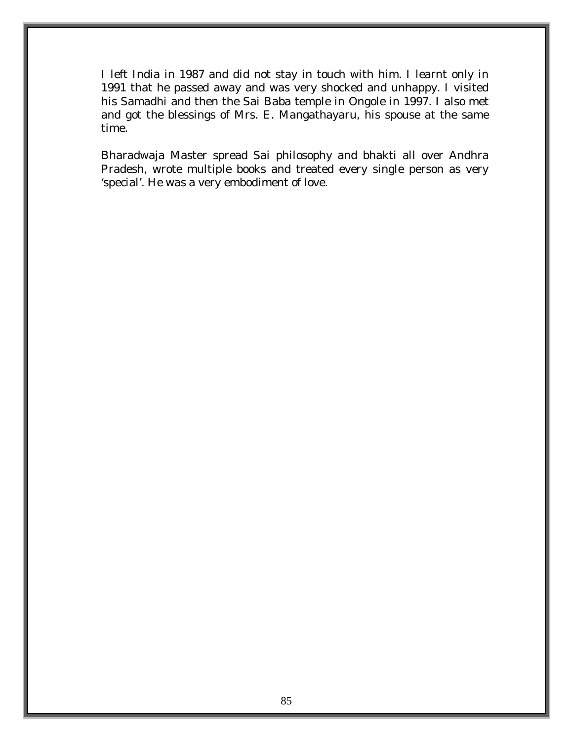I left India in 1987 and did not stay in touch with him. I learnt only in 1991 that he passed away and was very shocked and unhappy. I visited his Samadhi and then the Sai Baba temple in Ongole in 1997. I also met and got the blessings of Mrs. E. Mangathayaru, his spouse at the same time.

Bharadwaja Master spread Sai philosophy and bhakti all over Andhra Pradesh, wrote multiple books and treated every single person as very 'special'. He was a very embodiment of love.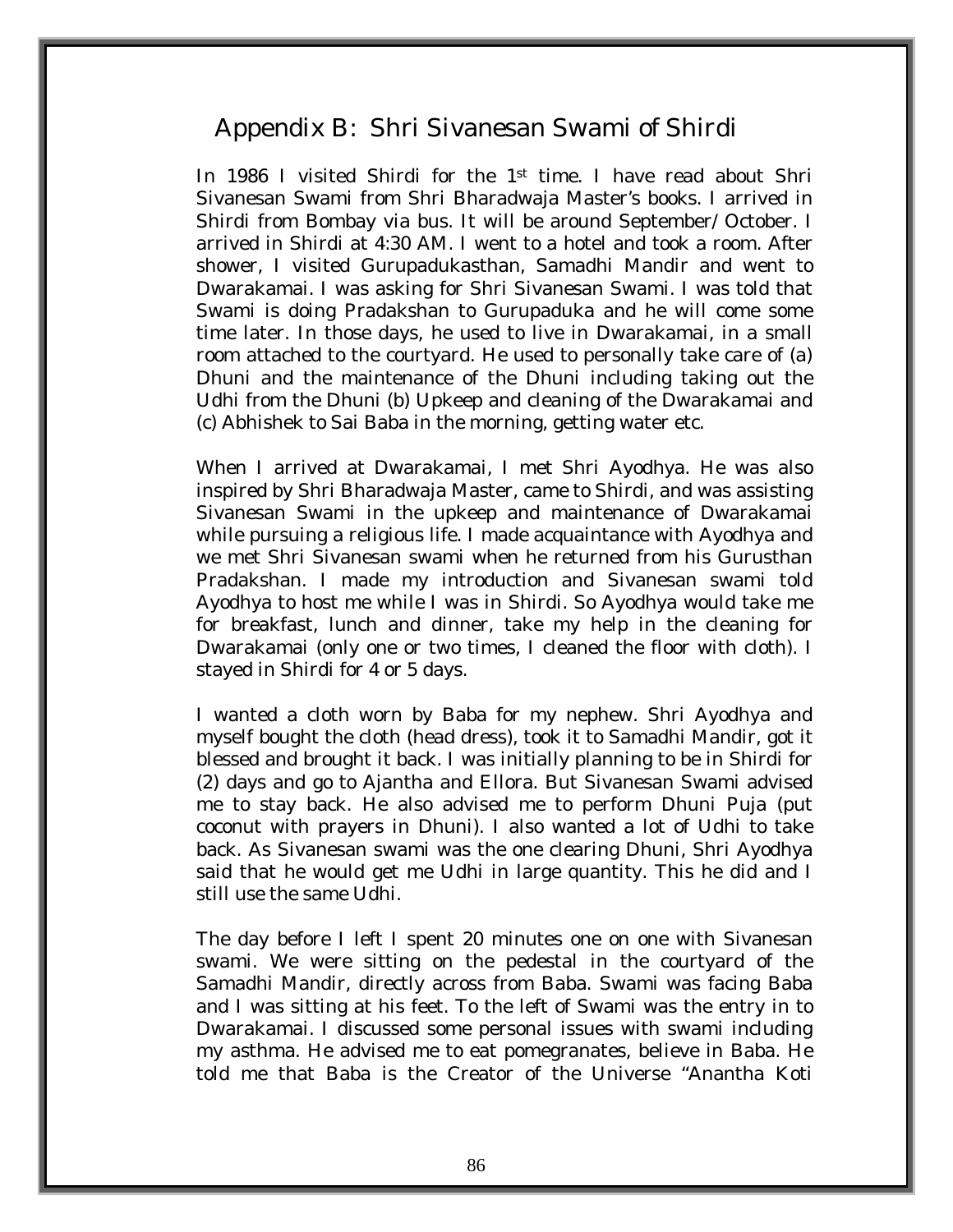## Appendix B: Shri Sivanesan Swami of Shirdi

In 1986 I visited Shirdi for the 1st time. I have read about Shri Sivanesan Swami from Shri Bharadwaja Master's books. I arrived in Shirdi from Bombay via bus. It will be around September/October. I arrived in Shirdi at 4:30 AM. I went to a hotel and took a room. After shower, I visited Gurupadukasthan, Samadhi Mandir and went to Dwarakamai. I was asking for Shri Sivanesan Swami. I was told that Swami is doing Pradakshan to Gurupaduka and he will come some time later. In those days, he used to live in Dwarakamai, in a small room attached to the courtyard. He used to personally take care of (a) Dhuni and the maintenance of the Dhuni including taking out the Udhi from the Dhuni (b) Upkeep and cleaning of the Dwarakamai and (c) Abhishek to Sai Baba in the morning, getting water etc.

When I arrived at Dwarakamai, I met Shri Ayodhya. He was also inspired by Shri Bharadwaja Master, came to Shirdi, and was assisting Sivanesan Swami in the upkeep and maintenance of Dwarakamai while pursuing a religious life. I made acquaintance with Ayodhya and we met Shri Sivanesan swami when he returned from his Gurusthan Pradakshan. I made my introduction and Sivanesan swami told Ayodhya to host me while I was in Shirdi. So Ayodhya would take me for breakfast, lunch and dinner, take my help in the cleaning for Dwarakamai (only one or two times, I cleaned the floor with cloth). I stayed in Shirdi for 4 or 5 days.

I wanted a cloth worn by Baba for my nephew. Shri Ayodhya and myself bought the cloth (head dress), took it to Samadhi Mandir, got it blessed and brought it back. I was initially planning to be in Shirdi for (2) days and go to Ajantha and Ellora. But Sivanesan Swami advised me to stay back. He also advised me to perform Dhuni Puja (put coconut with prayers in Dhuni). I also wanted a lot of Udhi to take back. As Sivanesan swami was the one clearing Dhuni, Shri Ayodhya said that he would get me Udhi in large quantity. This he did and I still use the same Udhi.

The day before I left I spent 20 minutes one on one with Sivanesan swami. We were sitting on the pedestal in the courtyard of the Samadhi Mandir, directly across from Baba. Swami was facing Baba and I was sitting at his feet. To the left of Swami was the entry in to Dwarakamai. I discussed some personal issues with swami including my asthma. He advised me to eat pomegranates, believe in Baba. He told me that Baba is the Creator of the Universe "Anantha Koti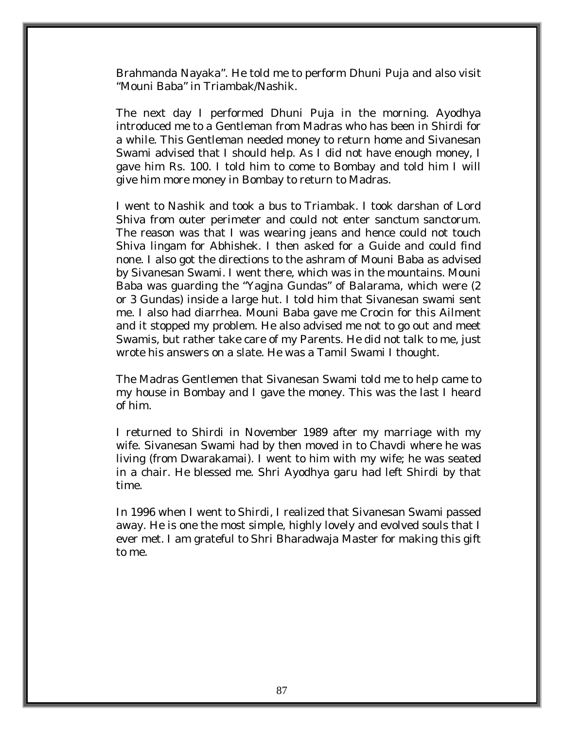Brahmanda Nayaka". He told me to perform Dhuni Puja and also visit "Mouni Baba" in Triambak/Nashik.

The next day I performed Dhuni Puja in the morning. Ayodhya introduced me to a Gentleman from Madras who has been in Shirdi for a while. This Gentleman needed money to return home and Sivanesan Swami advised that I should help. As I did not have enough money, I gave him Rs. 100. I told him to come to Bombay and told him I will give him more money in Bombay to return to Madras.

I went to Nashik and took a bus to Triambak. I took darshan of Lord Shiva from outer perimeter and could not enter sanctum sanctorum. The reason was that I was wearing jeans and hence could not touch Shiva lingam for Abhishek. I then asked for a Guide and could find none. I also got the directions to the ashram of Mouni Baba as advised by Sivanesan Swami. I went there, which was in the mountains. Mouni Baba was guarding the "Yagjna Gundas" of Balarama, which were (2 or 3 Gundas) inside a large hut. I told him that Sivanesan swami sent me. I also had diarrhea. Mouni Baba gave me Crocin for this Ailment and it stopped my problem. He also advised me not to go out and meet Swamis, but rather take care of my Parents. He did not talk to me, just wrote his answers on a slate. He was a Tamil Swami I thought.

The Madras Gentlemen that Sivanesan Swami told me to help came to my house in Bombay and I gave the money. This was the last I heard of him.

I returned to Shirdi in November 1989 after my marriage with my wife. Sivanesan Swami had by then moved in to Chavdi where he was living (from Dwarakamai). I went to him with my wife; he was seated in a chair. He blessed me. Shri Ayodhya garu had left Shirdi by that time.

In 1996 when I went to Shirdi, I realized that Sivanesan Swami passed away. He is one the most simple, highly lovely and evolved souls that I ever met. I am grateful to Shri Bharadwaja Master for making this gift to me.